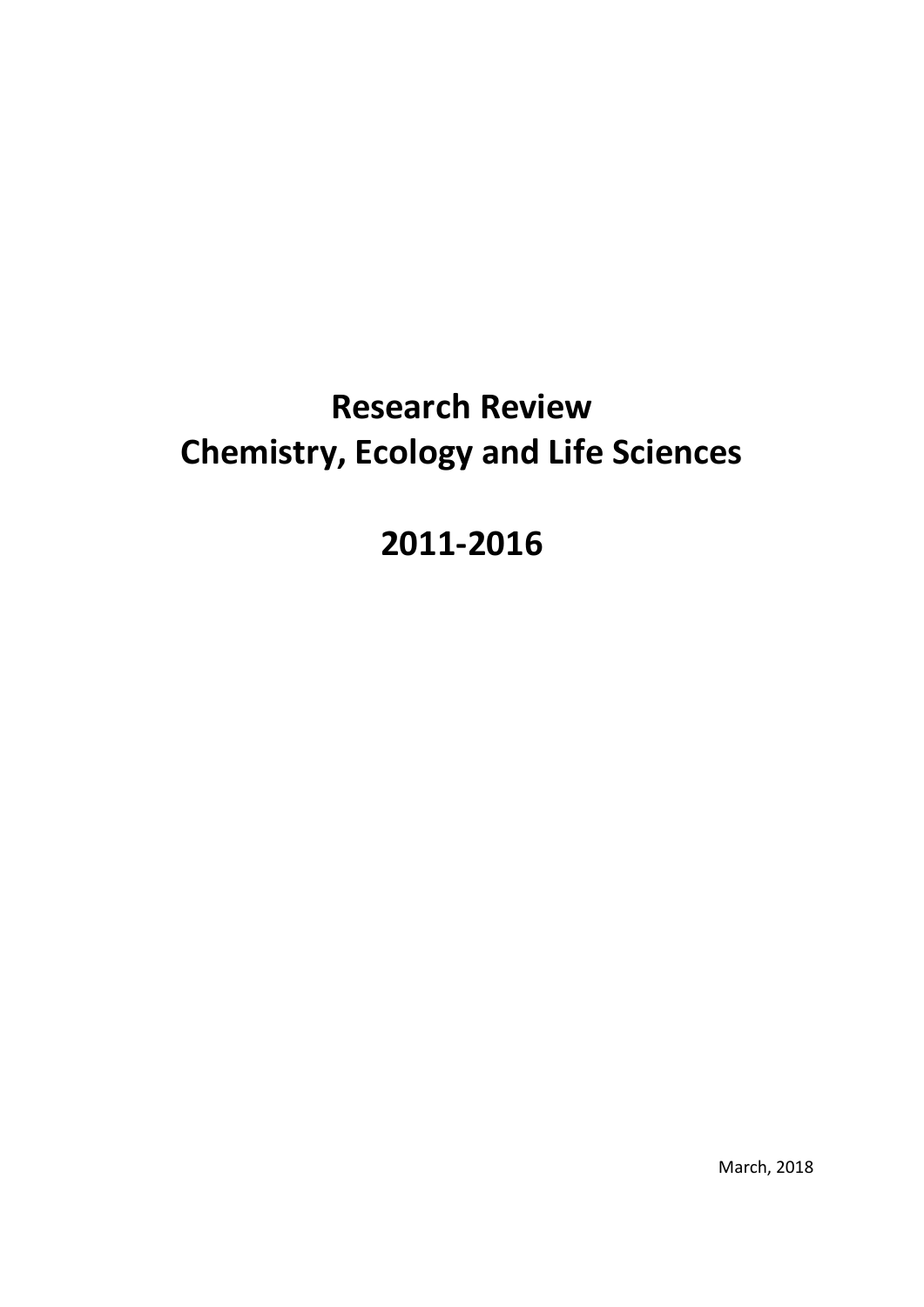# Research Review
# Chemistry, Ecology and Life Sciences

# 2011-2016

March, 2018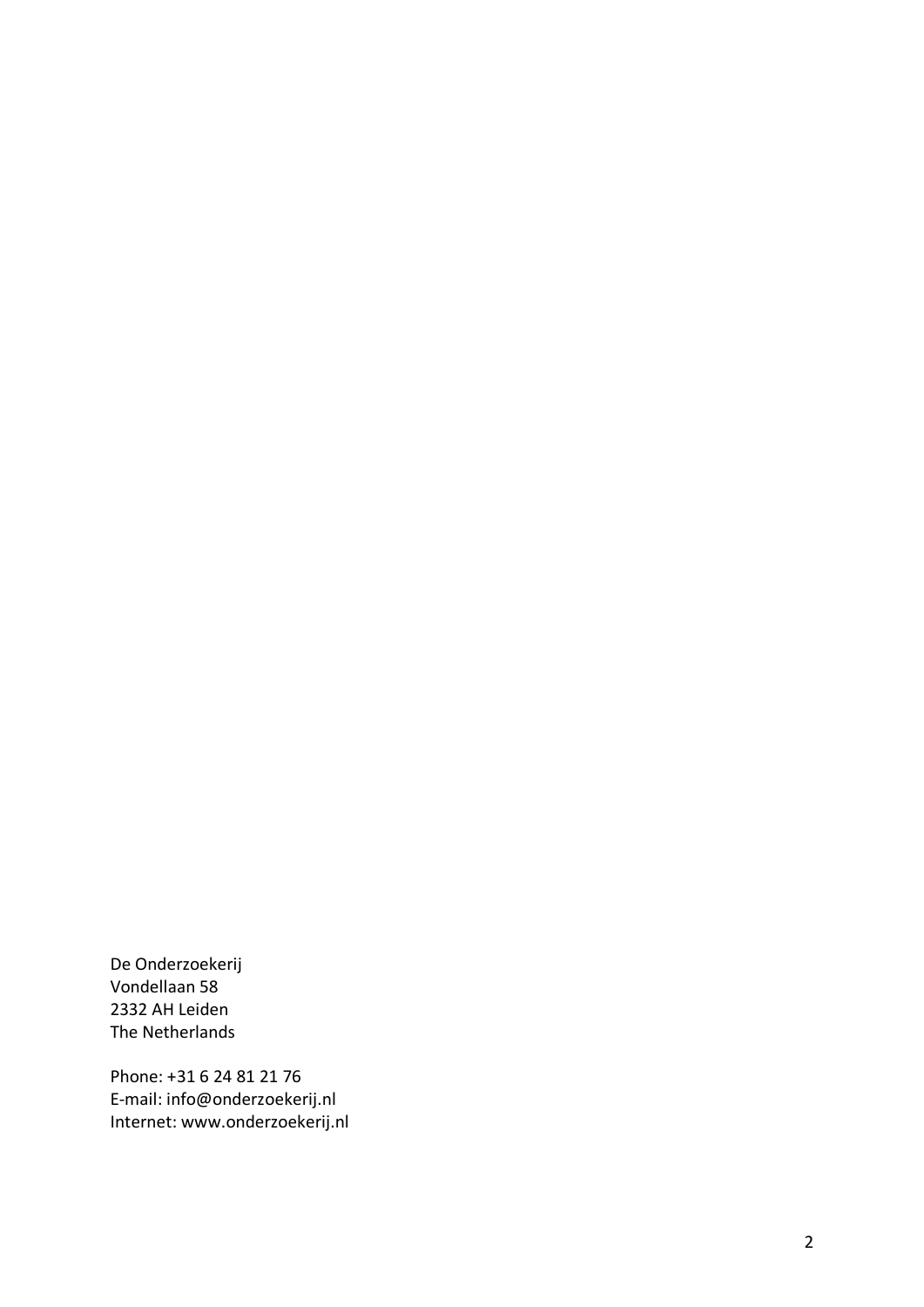De Onderzoekerij
Vondellaan 58
2332 AH Leiden
The Netherlands

Phone: +31 6 24 81 21 76
E-mail: info@onderzoekerij.nl
Internet: www.onderzoekerij.nl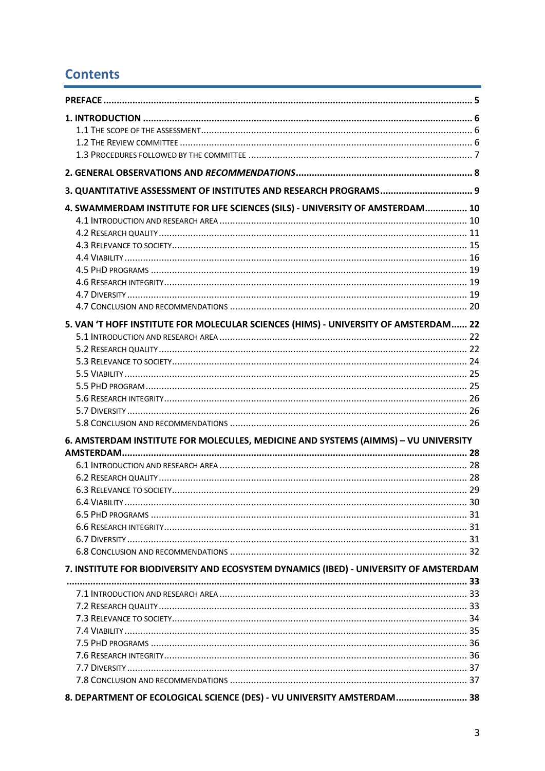# Contents

**PREFACE** ..... 5

**1. INTRODUCTION** ..... 6
- 1.1 THE SCOPE OF THE ASSESSMENT ..... 6
- 1.2 THE REVIEW COMMITTEE ..... 6
- 1.3 PROCEDURES FOLLOWED BY THE COMMITTEE ..... 7

**2. GENERAL OBSERVATIONS AND *RECOMMENDATIONS*** ..... 8

**3. QUANTITATIVE ASSESSMENT OF INSTITUTES AND RESEARCH PROGRAMS** ..... 9

**4. SWAMMERDAM INSTITUTE FOR LIFE SCIENCES (SILS) - UNIVERSITY OF AMSTERDAM** ..... 10
- 4.1 INTRODUCTION AND RESEARCH AREA ..... 10
- 4.2 RESEARCH QUALITY ..... 11
- 4.3 RELEVANCE TO SOCIETY ..... 15
- 4.4 VIABILITY ..... 16
- 4.5 PHD PROGRAMS ..... 19
- 4.6 RESEARCH INTEGRITY ..... 19
- 4.7 DIVERSITY ..... 19
- 4.7 CONCLUSION AND RECOMMENDATIONS ..... 20

**5. VAN 'T HOFF INSTITUTE FOR MOLECULAR SCIENCES (HIMS) - UNIVERSITY OF AMSTERDAM** ..... 22
- 5.1 INTRODUCTION AND RESEARCH AREA ..... 22
- 5.2 RESEARCH QUALITY ..... 22
- 5.3 RELEVANCE TO SOCIETY ..... 24
- 5.5 VIABILITY ..... 25
- 5.5 PHD PROGRAM ..... 25
- 5.6 RESEARCH INTEGRITY ..... 26
- 5.7 DIVERSITY ..... 26
- 5.8 CONCLUSION AND RECOMMENDATIONS ..... 26

**6. AMSTERDAM INSTITUTE FOR MOLECULES, MEDICINE AND SYSTEMS (AIMMS) – VU UNIVERSITY AMSTERDAM** ..... 28
- 6.1 INTRODUCTION AND RESEARCH AREA ..... 28
- 6.2 RESEARCH QUALITY ..... 28
- 6.3 RELEVANCE TO SOCIETY ..... 29
- 6.4 VIABILITY ..... 30
- 6.5 PHD PROGRAMS ..... 31
- 6.6 RESEARCH INTEGRITY ..... 31
- 6.7 DIVERSITY ..... 31
- 6.8 CONCLUSION AND RECOMMENDATIONS ..... 32

**7. INSTITUTE FOR BIODIVERSITY AND ECOSYSTEM DYNAMICS (IBED) - UNIVERSITY OF AMSTERDAM** ..... 33
- 7.1 INTRODUCTION AND RESEARCH AREA ..... 33
- 7.2 RESEARCH QUALITY ..... 33
- 7.3 RELEVANCE TO SOCIETY ..... 34
- 7.4 VIABILITY ..... 35
- 7.5 PHD PROGRAMS ..... 36
- 7.6 RESEARCH INTEGRITY ..... 36
- 7.7 DIVERSITY ..... 37
- 7.8 CONCLUSION AND RECOMMENDATIONS ..... 37

**8. DEPARTMENT OF ECOLOGICAL SCIENCE (DES) - VU UNIVERSITY AMSTERDAM** ..... 38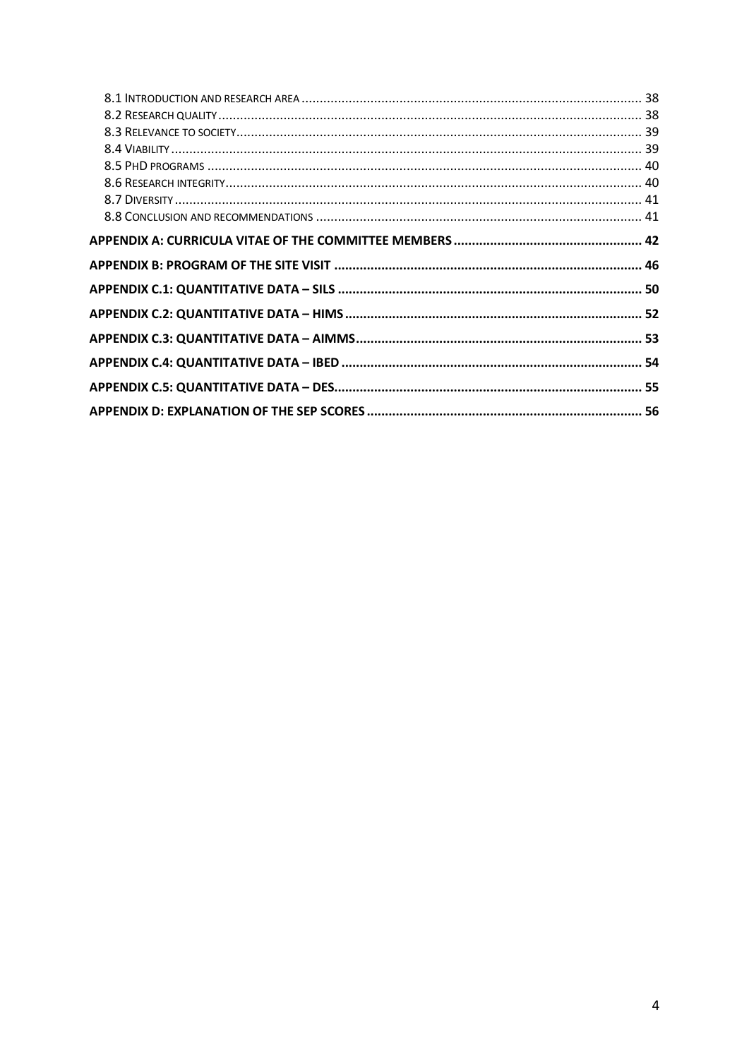8.1 Introduction and research area ........ 38
8.2 Research quality ........ 38
8.3 Relevance to society ........ 39
8.4 Viability ........ 39
8.5 PhD programs ........ 40
8.6 Research integrity ........ 40
8.7 Diversity ........ 41
8.8 Conclusion and recommendations ........ 41

**Appendix A: Curricula vitae of the committee members ........ 42**

**Appendix B: Program of the site visit ........ 46**

**Appendix C.1: Quantitative data – SILS ........ 50**

**Appendix C.2: Quantitative data – HIMS ........ 52**

**Appendix C.3: Quantitative data – AIMMS ........ 53**

**Appendix C.4: Quantitative data – IBED ........ 54**

**Appendix C.5: Quantitative data – DES ........ 55**

**Appendix D: Explanation of the SEP scores ........ 56**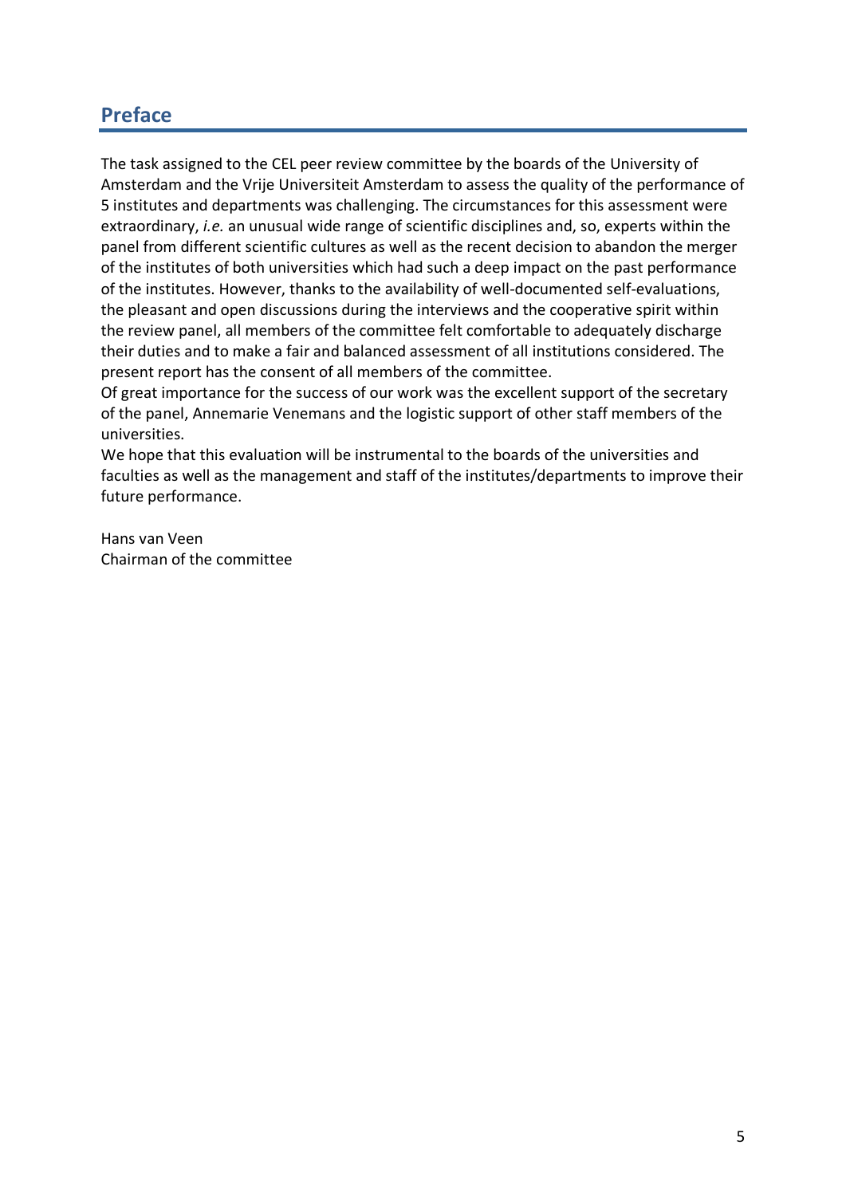## Preface

The task assigned to the CEL peer review committee by the boards of the University of Amsterdam and the Vrije Universiteit Amsterdam to assess the quality of the performance of 5 institutes and departments was challenging. The circumstances for this assessment were extraordinary, *i.e.* an unusual wide range of scientific disciplines and, so, experts within the panel from different scientific cultures as well as the recent decision to abandon the merger of the institutes of both universities which had such a deep impact on the past performance of the institutes. However, thanks to the availability of well-documented self-evaluations, the pleasant and open discussions during the interviews and the cooperative spirit within the review panel, all members of the committee felt comfortable to adequately discharge their duties and to make a fair and balanced assessment of all institutions considered. The present report has the consent of all members of the committee.
Of great importance for the success of our work was the excellent support of the secretary of the panel, Annemarie Venemans and the logistic support of other staff members of the universities.
We hope that this evaluation will be instrumental to the boards of the universities and faculties as well as the management and staff of the institutes/departments to improve their future performance.

Hans van Veen
Chairman of the committee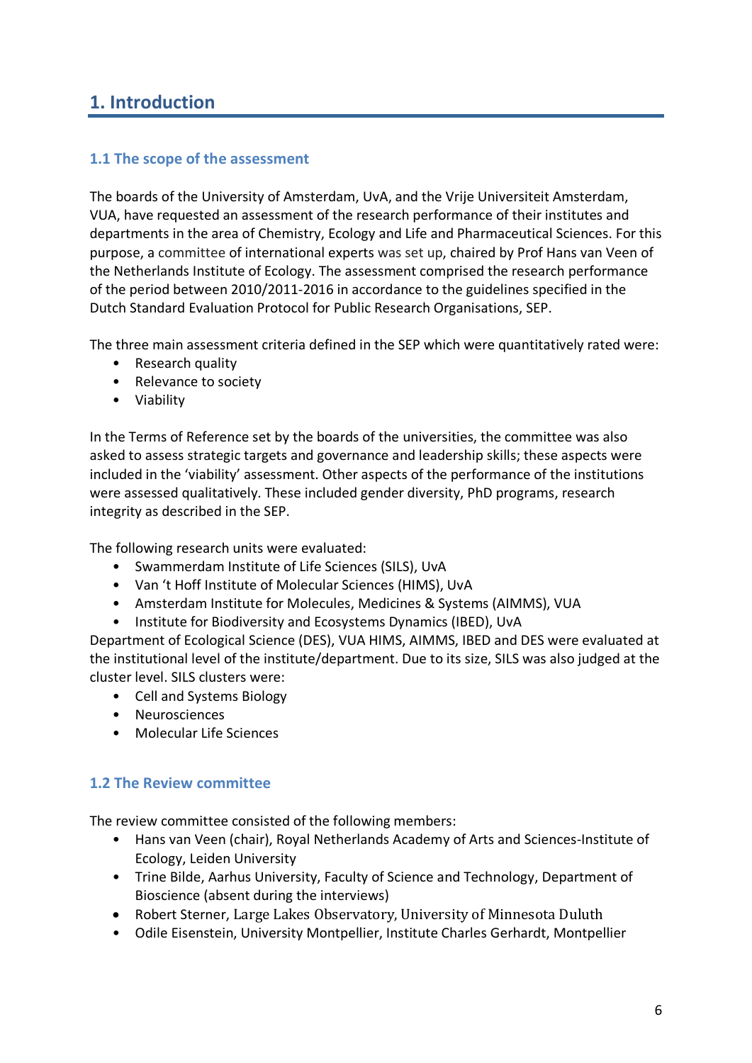# 1. Introduction

## 1.1 The scope of the assessment

The boards of the University of Amsterdam, UvA, and the Vrije Universiteit Amsterdam, VUA, have requested an assessment of the research performance of their institutes and departments in the area of Chemistry, Ecology and Life and Pharmaceutical Sciences. For this purpose, a committee of international experts was set up, chaired by Prof Hans van Veen of the Netherlands Institute of Ecology. The assessment comprised the research performance of the period between 2010/2011-2016 in accordance to the guidelines specified in the Dutch Standard Evaluation Protocol for Public Research Organisations, SEP.

The three main assessment criteria defined in the SEP which were quantitatively rated were:

- Research quality
- Relevance to society
- Viability

In the Terms of Reference set by the boards of the universities, the committee was also asked to assess strategic targets and governance and leadership skills; these aspects were included in the 'viability' assessment. Other aspects of the performance of the institutions were assessed qualitatively. These included gender diversity, PhD programs, research integrity as described in the SEP.

The following research units were evaluated:

- Swammerdam Institute of Life Sciences (SILS), UvA
- Van 't Hoff Institute of Molecular Sciences (HIMS), UvA
- Amsterdam Institute for Molecules, Medicines & Systems (AIMMS), VUA
- Institute for Biodiversity and Ecosystems Dynamics (IBED), UvA

Department of Ecological Science (DES), VUA HIMS, AIMMS, IBED and DES were evaluated at the institutional level of the institute/department. Due to its size, SILS was also judged at the cluster level. SILS clusters were:

- Cell and Systems Biology
- Neurosciences
- Molecular Life Sciences

## 1.2 The Review committee

The review committee consisted of the following members:

- Hans van Veen (chair), Royal Netherlands Academy of Arts and Sciences-Institute of Ecology, Leiden University
- Trine Bilde, Aarhus University, Faculty of Science and Technology, Department of Bioscience (absent during the interviews)
- Robert Sterner, Large Lakes Observatory, University of Minnesota Duluth
- Odile Eisenstein, University Montpellier, Institute Charles Gerhardt, Montpellier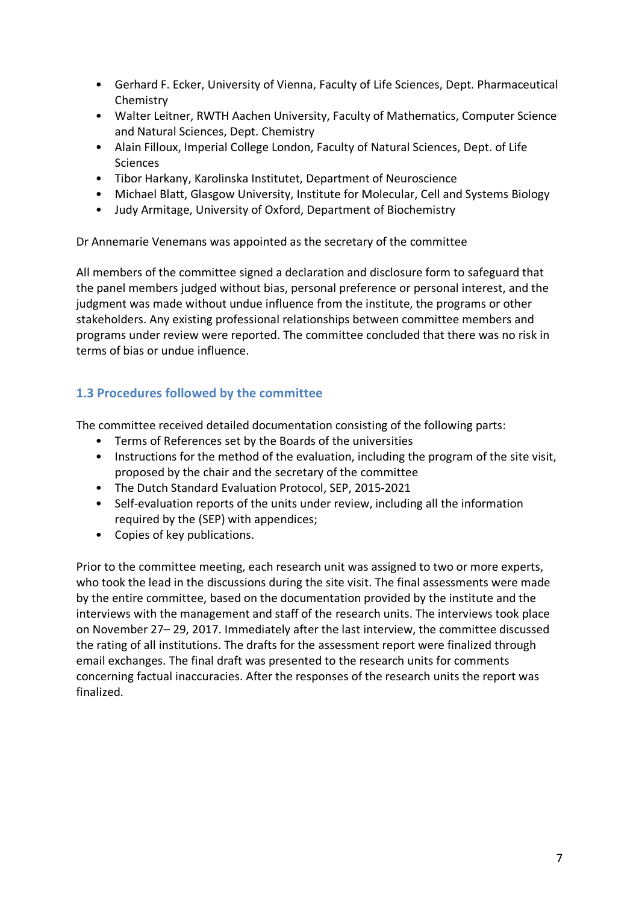- Gerhard F. Ecker, University of Vienna, Faculty of Life Sciences, Dept. Pharmaceutical Chemistry
- Walter Leitner, RWTH Aachen University, Faculty of Mathematics, Computer Science and Natural Sciences, Dept. Chemistry
- Alain Filloux, Imperial College London, Faculty of Natural Sciences, Dept. of Life Sciences
- Tibor Harkany, Karolinska Institutet, Department of Neuroscience
- Michael Blatt, Glasgow University, Institute for Molecular, Cell and Systems Biology
- Judy Armitage, University of Oxford, Department of Biochemistry

Dr Annemarie Venemans was appointed as the secretary of the committee

All members of the committee signed a declaration and disclosure form to safeguard that the panel members judged without bias, personal preference or personal interest, and the judgment was made without undue influence from the institute, the programs or other stakeholders. Any existing professional relationships between committee members and programs under review were reported. The committee concluded that there was no risk in terms of bias or undue influence.

### 1.3 Procedures followed by the committee

The committee received detailed documentation consisting of the following parts:

- Terms of References set by the Boards of the universities
- Instructions for the method of the evaluation, including the program of the site visit, proposed by the chair and the secretary of the committee
- The Dutch Standard Evaluation Protocol, SEP, 2015-2021
- Self-evaluation reports of the units under review, including all the information required by the (SEP) with appendices;
- Copies of key publications.

Prior to the committee meeting, each research unit was assigned to two or more experts, who took the lead in the discussions during the site visit. The final assessments were made by the entire committee, based on the documentation provided by the institute and the interviews with the management and staff of the research units. The interviews took place on November 27– 29, 2017. Immediately after the last interview, the committee discussed the rating of all institutions. The drafts for the assessment report were finalized through email exchanges. The final draft was presented to the research units for comments concerning factual inaccuracies. After the responses of the research units the report was finalized.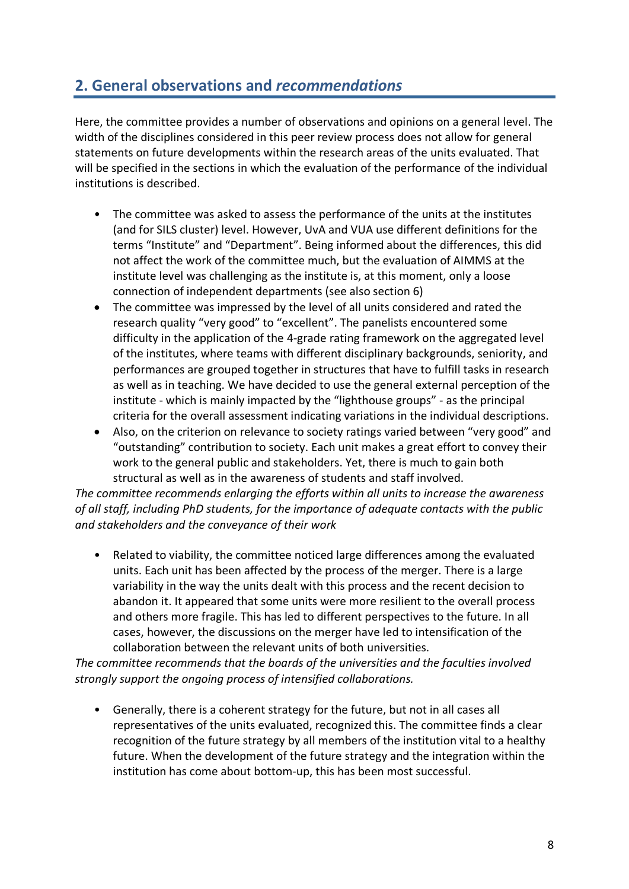## 2. General observations and *recommendations*

Here, the committee provides a number of observations and opinions on a general level. The width of the disciplines considered in this peer review process does not allow for general statements on future developments within the research areas of the units evaluated. That will be specified in the sections in which the evaluation of the performance of the individual institutions is described.

- The committee was asked to assess the performance of the units at the institutes (and for SILS cluster) level. However, UvA and VUA use different definitions for the terms "Institute" and "Department". Being informed about the differences, this did not affect the work of the committee much, but the evaluation of AIMMS at the institute level was challenging as the institute is, at this moment, only a loose connection of independent departments (see also section 6)
- The committee was impressed by the level of all units considered and rated the research quality "very good" to "excellent". The panelists encountered some difficulty in the application of the 4-grade rating framework on the aggregated level of the institutes, where teams with different disciplinary backgrounds, seniority, and performances are grouped together in structures that have to fulfill tasks in research as well as in teaching. We have decided to use the general external perception of the institute - which is mainly impacted by the "lighthouse groups" - as the principal criteria for the overall assessment indicating variations in the individual descriptions.
- Also, on the criterion on relevance to society ratings varied between "very good" and "outstanding" contribution to society. Each unit makes a great effort to convey their work to the general public and stakeholders. Yet, there is much to gain both structural as well as in the awareness of students and staff involved.

*The committee recommends enlarging the efforts within all units to increase the awareness of all staff, including PhD students, for the importance of adequate contacts with the public and stakeholders and the conveyance of their work*

- Related to viability, the committee noticed large differences among the evaluated units. Each unit has been affected by the process of the merger. There is a large variability in the way the units dealt with this process and the recent decision to abandon it. It appeared that some units were more resilient to the overall process and others more fragile. This has led to different perspectives to the future. In all cases, however, the discussions on the merger have led to intensification of the collaboration between the relevant units of both universities.

*The committee recommends that the boards of the universities and the faculties involved strongly support the ongoing process of intensified collaborations.*

- Generally, there is a coherent strategy for the future, but not in all cases all representatives of the units evaluated, recognized this. The committee finds a clear recognition of the future strategy by all members of the institution vital to a healthy future. When the development of the future strategy and the integration within the institution has come about bottom-up, this has been most successful.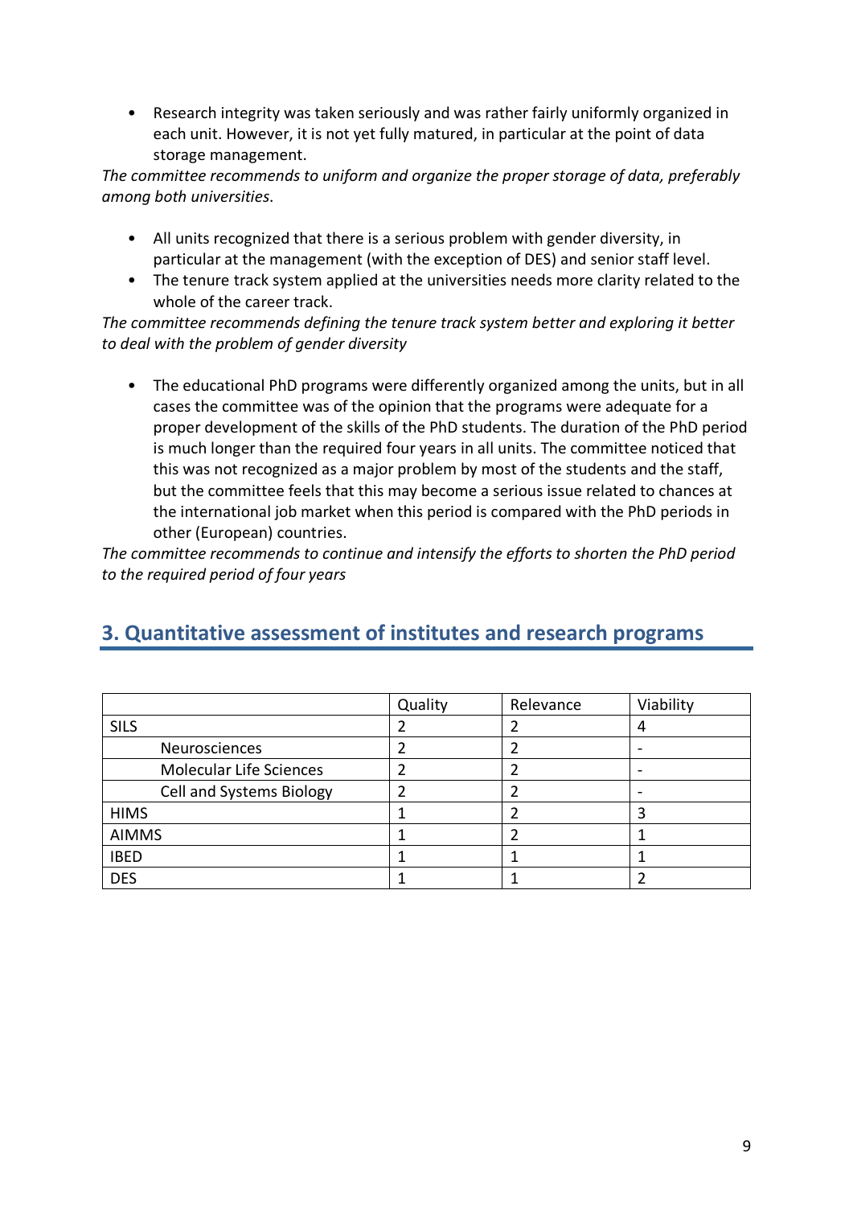- Research integrity was taken seriously and was rather fairly uniformly organized in each unit. However, it is not yet fully matured, in particular at the point of data storage management.

*The committee recommends to uniform and organize the proper storage of data, preferably among both universities.*

- All units recognized that there is a serious problem with gender diversity, in particular at the management (with the exception of DES) and senior staff level.
- The tenure track system applied at the universities needs more clarity related to the whole of the career track.

*The committee recommends defining the tenure track system better and exploring it better to deal with the problem of gender diversity*

- The educational PhD programs were differently organized among the units, but in all cases the committee was of the opinion that the programs were adequate for a proper development of the skills of the PhD students. The duration of the PhD period is much longer than the required four years in all units. The committee noticed that this was not recognized as a major problem by most of the students and the staff, but the committee feels that this may become a serious issue related to chances at the international job market when this period is compared with the PhD periods in other (European) countries.

*The committee recommends to continue and intensify the efforts to shorten the PhD period to the required period of four years*

## 3. Quantitative assessment of institutes and research programs

| | Quality | Relevance | Viability |
|---|---|---|---|
| SILS | 2 | 2 | 4 |
| Neurosciences | 2 | 2 | - |
| Molecular Life Sciences | 2 | 2 | - |
| Cell and Systems Biology | 2 | 2 | - |
| HIMS | 1 | 2 | 3 |
| AIMMS | 1 | 2 | 1 |
| IBED | 1 | 1 | 1 |
| DES | 1 | 1 | 2 |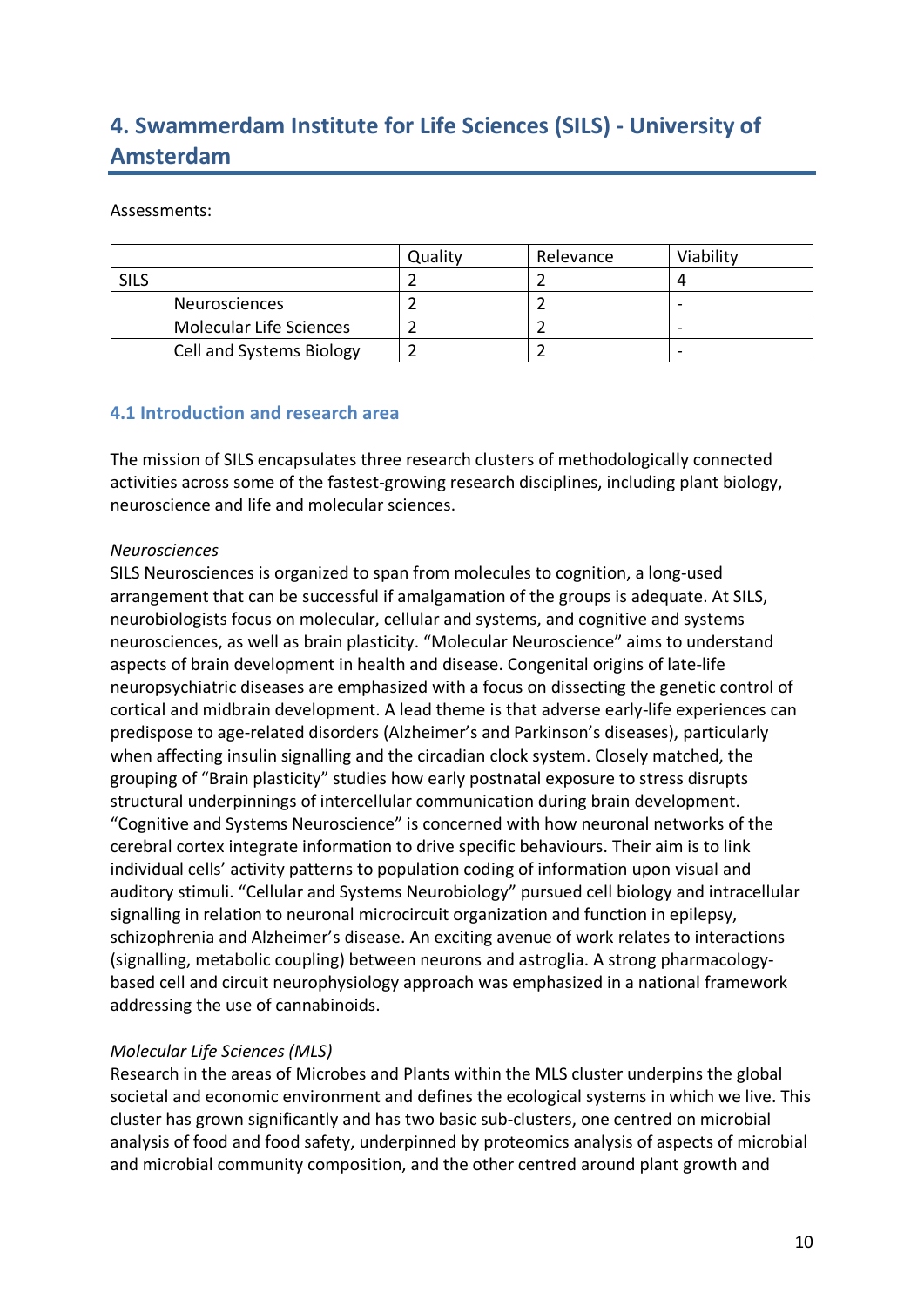## 4. Swammerdam Institute for Life Sciences (SILS) - University of Amsterdam

Assessments:

| | Quality | Relevance | Viability |
|---|---|---|---|
| SILS | 2 | 2 | 4 |
| Neurosciences | 2 | 2 | - |
| Molecular Life Sciences | 2 | 2 | - |
| Cell and Systems Biology | 2 | 2 | - |

### 4.1 Introduction and research area

The mission of SILS encapsulates three research clusters of methodologically connected activities across some of the fastest-growing research disciplines, including plant biology, neuroscience and life and molecular sciences.

*Neurosciences*
SILS Neurosciences is organized to span from molecules to cognition, a long-used arrangement that can be successful if amalgamation of the groups is adequate. At SILS, neurobiologists focus on molecular, cellular and systems, and cognitive and systems neurosciences, as well as brain plasticity. "Molecular Neuroscience" aims to understand aspects of brain development in health and disease. Congenital origins of late-life neuropsychiatric diseases are emphasized with a focus on dissecting the genetic control of cortical and midbrain development. A lead theme is that adverse early-life experiences can predispose to age-related disorders (Alzheimer's and Parkinson's diseases), particularly when affecting insulin signalling and the circadian clock system. Closely matched, the grouping of "Brain plasticity" studies how early postnatal exposure to stress disrupts structural underpinnings of intercellular communication during brain development. "Cognitive and Systems Neuroscience" is concerned with how neuronal networks of the cerebral cortex integrate information to drive specific behaviours. Their aim is to link individual cells' activity patterns to population coding of information upon visual and auditory stimuli. "Cellular and Systems Neurobiology" pursued cell biology and intracellular signalling in relation to neuronal microcircuit organization and function in epilepsy, schizophrenia and Alzheimer's disease. An exciting avenue of work relates to interactions (signalling, metabolic coupling) between neurons and astroglia. A strong pharmacology-based cell and circuit neurophysiology approach was emphasized in a national framework addressing the use of cannabinoids.

*Molecular Life Sciences (MLS)*
Research in the areas of Microbes and Plants within the MLS cluster underpins the global societal and economic environment and defines the ecological systems in which we live. This cluster has grown significantly and has two basic sub-clusters, one centred on microbial analysis of food and food safety, underpinned by proteomics analysis of aspects of microbial and microbial community composition, and the other centred around plant growth and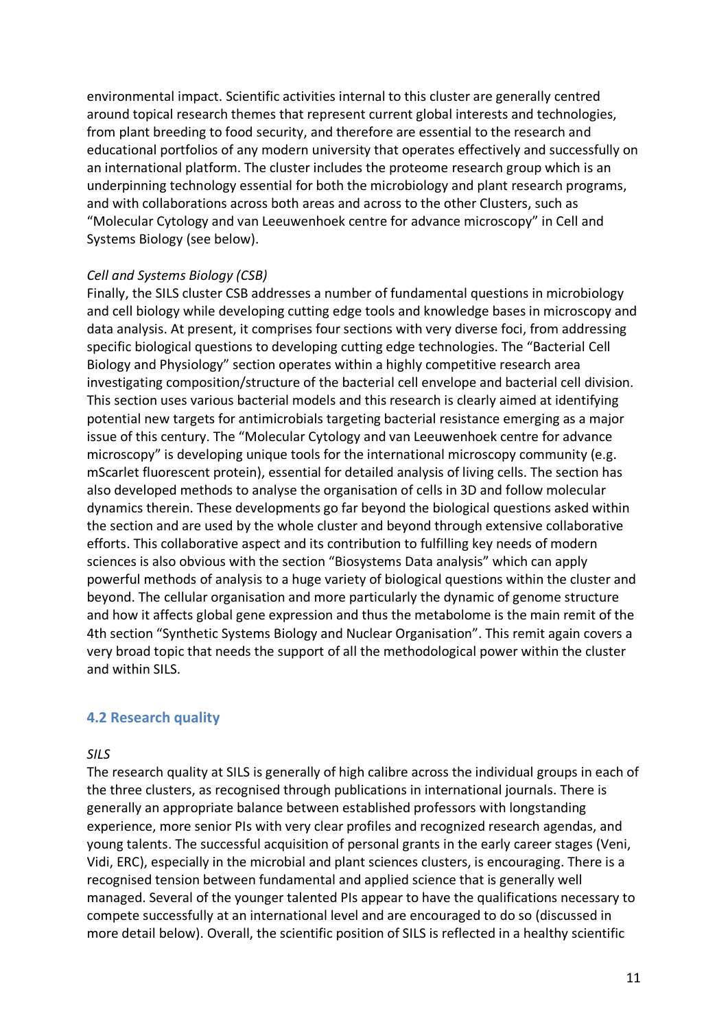environmental impact. Scientific activities internal to this cluster are generally centred around topical research themes that represent current global interests and technologies, from plant breeding to food security, and therefore are essential to the research and educational portfolios of any modern university that operates effectively and successfully on an international platform. The cluster includes the proteome research group which is an underpinning technology essential for both the microbiology and plant research programs, and with collaborations across both areas and across to the other Clusters, such as "Molecular Cytology and van Leeuwenhoek centre for advance microscopy" in Cell and Systems Biology (see below).

*Cell and Systems Biology (CSB)*

Finally, the SILS cluster CSB addresses a number of fundamental questions in microbiology and cell biology while developing cutting edge tools and knowledge bases in microscopy and data analysis. At present, it comprises four sections with very diverse foci, from addressing specific biological questions to developing cutting edge technologies. The "Bacterial Cell Biology and Physiology" section operates within a highly competitive research area investigating composition/structure of the bacterial cell envelope and bacterial cell division. This section uses various bacterial models and this research is clearly aimed at identifying potential new targets for antimicrobials targeting bacterial resistance emerging as a major issue of this century. The "Molecular Cytology and van Leeuwenhoek centre for advance microscopy" is developing unique tools for the international microscopy community (e.g. mScarlet fluorescent protein), essential for detailed analysis of living cells. The section has also developed methods to analyse the organisation of cells in 3D and follow molecular dynamics therein. These developments go far beyond the biological questions asked within the section and are used by the whole cluster and beyond through extensive collaborative efforts. This collaborative aspect and its contribution to fulfilling key needs of modern sciences is also obvious with the section "Biosystems Data analysis" which can apply powerful methods of analysis to a huge variety of biological questions within the cluster and beyond. The cellular organisation and more particularly the dynamic of genome structure and how it affects global gene expression and thus the metabolome is the main remit of the 4th section "Synthetic Systems Biology and Nuclear Organisation". This remit again covers a very broad topic that needs the support of all the methodological power within the cluster and within SILS.

### 4.2 Research quality

*SILS*

The research quality at SILS is generally of high calibre across the individual groups in each of the three clusters, as recognised through publications in international journals. There is generally an appropriate balance between established professors with longstanding experience, more senior PIs with very clear profiles and recognized research agendas, and young talents. The successful acquisition of personal grants in the early career stages (Veni, Vidi, ERC), especially in the microbial and plant sciences clusters, is encouraging. There is a recognised tension between fundamental and applied science that is generally well managed. Several of the younger talented PIs appear to have the qualifications necessary to compete successfully at an international level and are encouraged to do so (discussed in more detail below). Overall, the scientific position of SILS is reflected in a healthy scientific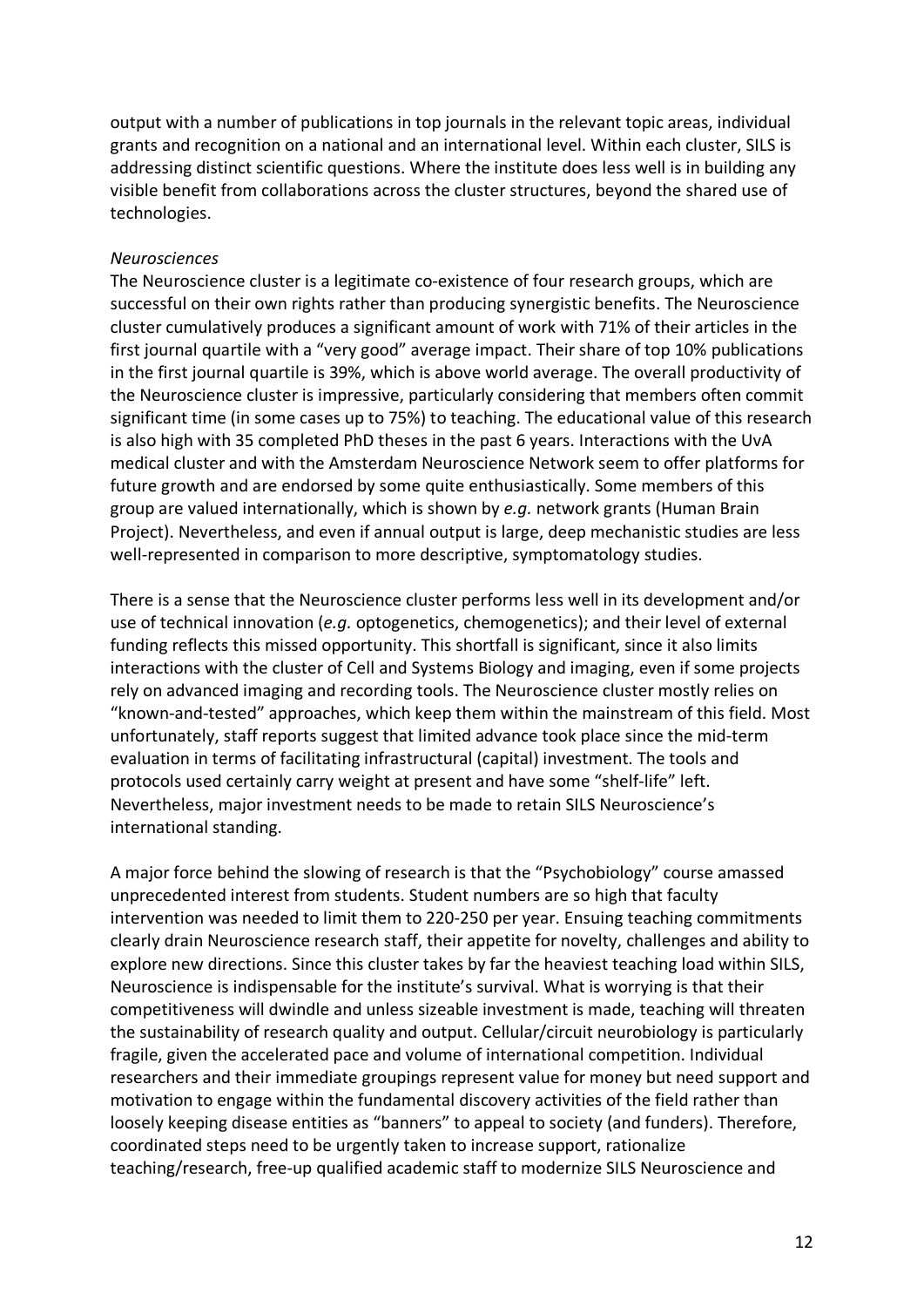output with a number of publications in top journals in the relevant topic areas, individual grants and recognition on a national and an international level. Within each cluster, SILS is addressing distinct scientific questions. Where the institute does less well is in building any visible benefit from collaborations across the cluster structures, beyond the shared use of technologies.

*Neurosciences*

The Neuroscience cluster is a legitimate co-existence of four research groups, which are successful on their own rights rather than producing synergistic benefits. The Neuroscience cluster cumulatively produces a significant amount of work with 71% of their articles in the first journal quartile with a "very good" average impact. Their share of top 10% publications in the first journal quartile is 39%, which is above world average. The overall productivity of the Neuroscience cluster is impressive, particularly considering that members often commit significant time (in some cases up to 75%) to teaching. The educational value of this research is also high with 35 completed PhD theses in the past 6 years. Interactions with the UvA medical cluster and with the Amsterdam Neuroscience Network seem to offer platforms for future growth and are endorsed by some quite enthusiastically. Some members of this group are valued internationally, which is shown by *e.g.* network grants (Human Brain Project). Nevertheless, and even if annual output is large, deep mechanistic studies are less well-represented in comparison to more descriptive, symptomatology studies.

There is a sense that the Neuroscience cluster performs less well in its development and/or use of technical innovation (*e.g.* optogenetics, chemogenetics); and their level of external funding reflects this missed opportunity. This shortfall is significant, since it also limits interactions with the cluster of Cell and Systems Biology and imaging, even if some projects rely on advanced imaging and recording tools. The Neuroscience cluster mostly relies on "known-and-tested" approaches, which keep them within the mainstream of this field. Most unfortunately, staff reports suggest that limited advance took place since the mid-term evaluation in terms of facilitating infrastructural (capital) investment. The tools and protocols used certainly carry weight at present and have some "shelf-life" left. Nevertheless, major investment needs to be made to retain SILS Neuroscience's international standing.

A major force behind the slowing of research is that the "Psychobiology" course amassed unprecedented interest from students. Student numbers are so high that faculty intervention was needed to limit them to 220-250 per year. Ensuing teaching commitments clearly drain Neuroscience research staff, their appetite for novelty, challenges and ability to explore new directions. Since this cluster takes by far the heaviest teaching load within SILS, Neuroscience is indispensable for the institute's survival. What is worrying is that their competitiveness will dwindle and unless sizeable investment is made, teaching will threaten the sustainability of research quality and output. Cellular/circuit neurobiology is particularly fragile, given the accelerated pace and volume of international competition. Individual researchers and their immediate groupings represent value for money but need support and motivation to engage within the fundamental discovery activities of the field rather than loosely keeping disease entities as "banners" to appeal to society (and funders). Therefore, coordinated steps need to be urgently taken to increase support, rationalize teaching/research, free-up qualified academic staff to modernize SILS Neuroscience and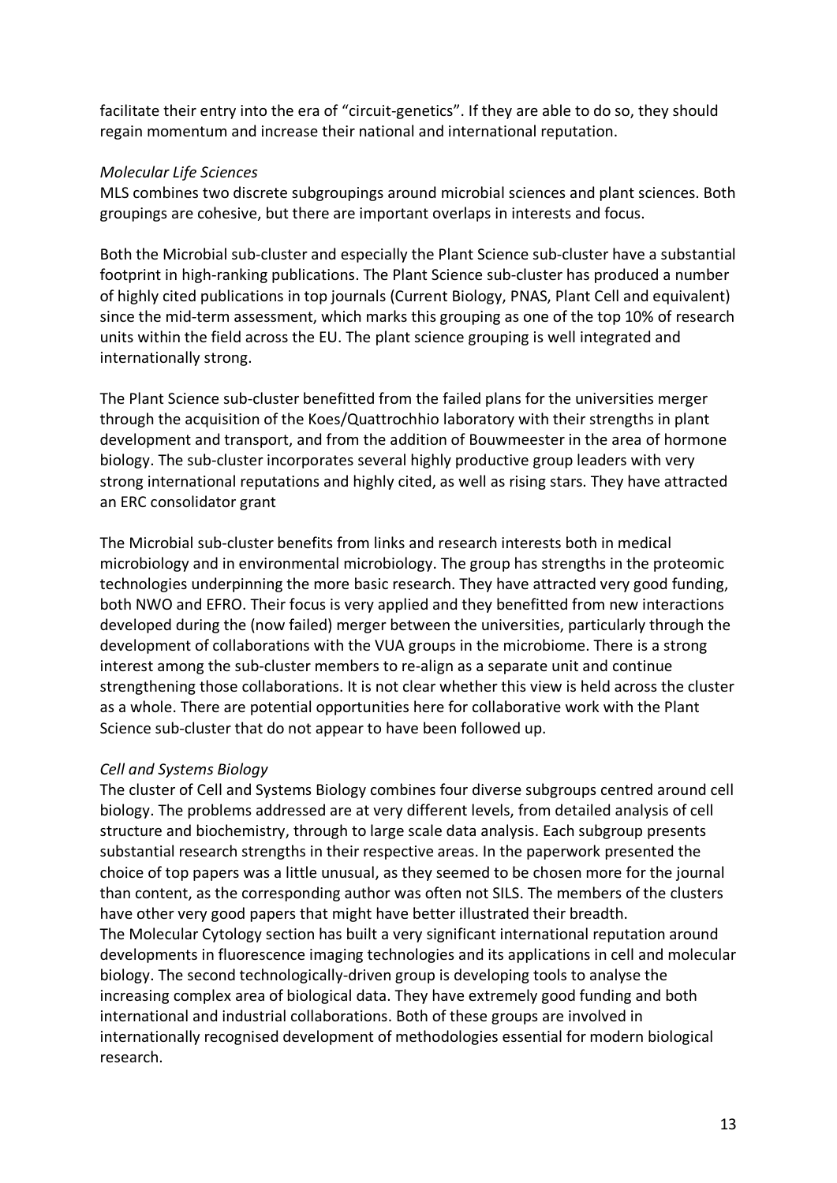facilitate their entry into the era of “circuit-genetics”. If they are able to do so, they should regain momentum and increase their national and international reputation.

*Molecular Life Sciences*

MLS combines two discrete subgroupings around microbial sciences and plant sciences. Both groupings are cohesive, but there are important overlaps in interests and focus.

Both the Microbial sub-cluster and especially the Plant Science sub-cluster have a substantial footprint in high-ranking publications. The Plant Science sub-cluster has produced a number of highly cited publications in top journals (Current Biology, PNAS, Plant Cell and equivalent) since the mid-term assessment, which marks this grouping as one of the top 10% of research units within the field across the EU. The plant science grouping is well integrated and internationally strong.

The Plant Science sub-cluster benefitted from the failed plans for the universities merger through the acquisition of the Koes/Quattrochhio laboratory with their strengths in plant development and transport, and from the addition of Bouwmeester in the area of hormone biology. The sub-cluster incorporates several highly productive group leaders with very strong international reputations and highly cited, as well as rising stars. They have attracted an ERC consolidator grant

The Microbial sub-cluster benefits from links and research interests both in medical microbiology and in environmental microbiology. The group has strengths in the proteomic technologies underpinning the more basic research. They have attracted very good funding, both NWO and EFRO. Their focus is very applied and they benefitted from new interactions developed during the (now failed) merger between the universities, particularly through the development of collaborations with the VUA groups in the microbiome. There is a strong interest among the sub-cluster members to re-align as a separate unit and continue strengthening those collaborations. It is not clear whether this view is held across the cluster as a whole. There are potential opportunities here for collaborative work with the Plant Science sub-cluster that do not appear to have been followed up.

*Cell and Systems Biology*

The cluster of Cell and Systems Biology combines four diverse subgroups centred around cell biology. The problems addressed are at very different levels, from detailed analysis of cell structure and biochemistry, through to large scale data analysis. Each subgroup presents substantial research strengths in their respective areas. In the paperwork presented the choice of top papers was a little unusual, as they seemed to be chosen more for the journal than content, as the corresponding author was often not SILS. The members of the clusters have other very good papers that might have better illustrated their breadth.

The Molecular Cytology section has built a very significant international reputation around developments in fluorescence imaging technologies and its applications in cell and molecular biology. The second technologically-driven group is developing tools to analyse the increasing complex area of biological data. They have extremely good funding and both international and industrial collaborations. Both of these groups are involved in internationally recognised development of methodologies essential for modern biological research.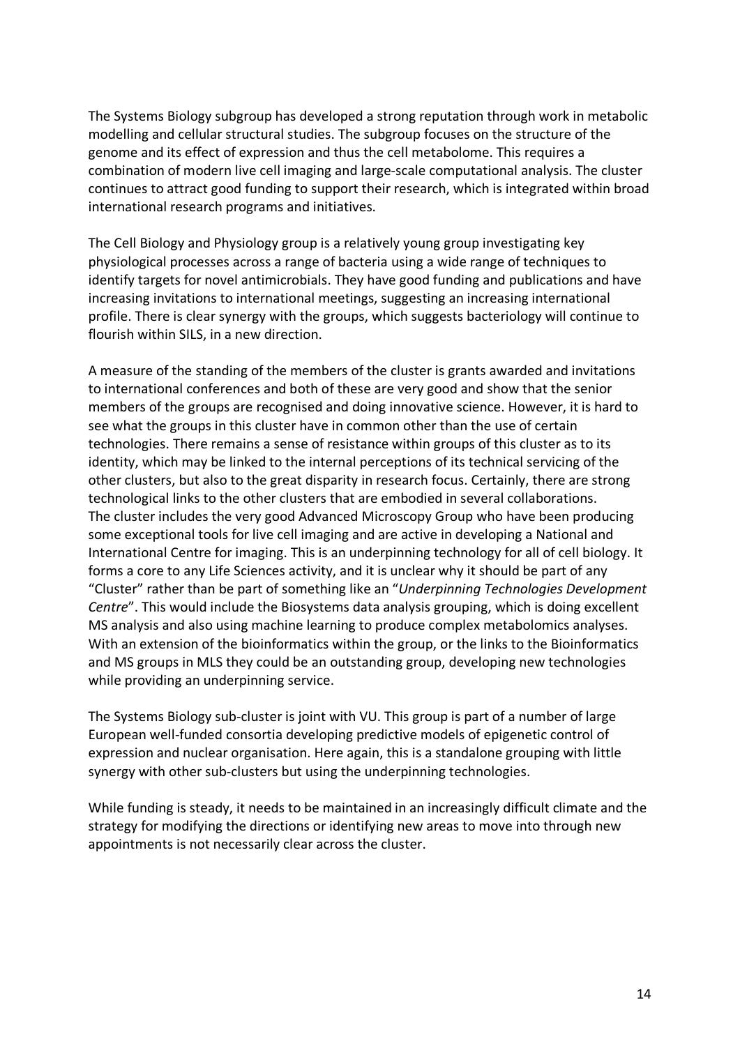The Systems Biology subgroup has developed a strong reputation through work in metabolic modelling and cellular structural studies. The subgroup focuses on the structure of the genome and its effect of expression and thus the cell metabolome. This requires a combination of modern live cell imaging and large-scale computational analysis. The cluster continues to attract good funding to support their research, which is integrated within broad international research programs and initiatives.

The Cell Biology and Physiology group is a relatively young group investigating key physiological processes across a range of bacteria using a wide range of techniques to identify targets for novel antimicrobials. They have good funding and publications and have increasing invitations to international meetings, suggesting an increasing international profile. There is clear synergy with the groups, which suggests bacteriology will continue to flourish within SILS, in a new direction.

A measure of the standing of the members of the cluster is grants awarded and invitations to international conferences and both of these are very good and show that the senior members of the groups are recognised and doing innovative science. However, it is hard to see what the groups in this cluster have in common other than the use of certain technologies. There remains a sense of resistance within groups of this cluster as to its identity, which may be linked to the internal perceptions of its technical servicing of the other clusters, but also to the great disparity in research focus. Certainly, there are strong technological links to the other clusters that are embodied in several collaborations.
The cluster includes the very good Advanced Microscopy Group who have been producing some exceptional tools for live cell imaging and are active in developing a National and International Centre for imaging. This is an underpinning technology for all of cell biology. It forms a core to any Life Sciences activity, and it is unclear why it should be part of any "Cluster" rather than be part of something like an "*Underpinning Technologies Development Centre*". This would include the Biosystems data analysis grouping, which is doing excellent MS analysis and also using machine learning to produce complex metabolomics analyses. With an extension of the bioinformatics within the group, or the links to the Bioinformatics and MS groups in MLS they could be an outstanding group, developing new technologies while providing an underpinning service.

The Systems Biology sub-cluster is joint with VU. This group is part of a number of large European well-funded consortia developing predictive models of epigenetic control of expression and nuclear organisation. Here again, this is a standalone grouping with little synergy with other sub-clusters but using the underpinning technologies.

While funding is steady, it needs to be maintained in an increasingly difficult climate and the strategy for modifying the directions or identifying new areas to move into through new appointments is not necessarily clear across the cluster.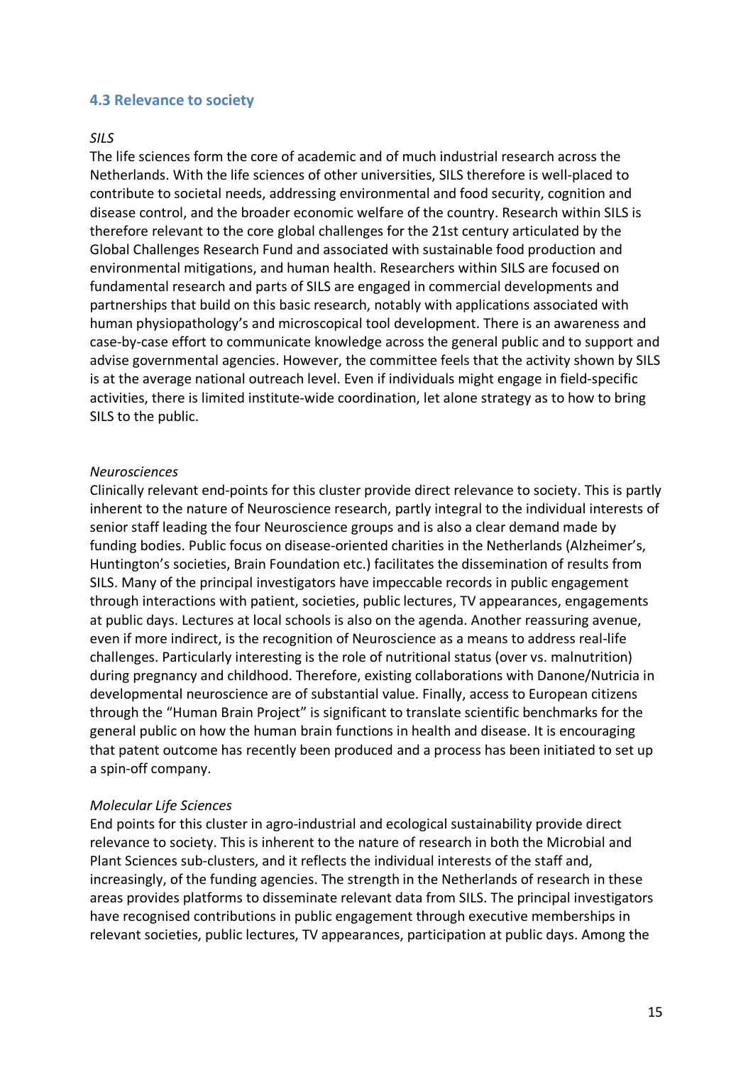### 4.3 Relevance to society

*SILS*

The life sciences form the core of academic and of much industrial research across the Netherlands. With the life sciences of other universities, SILS therefore is well-placed to contribute to societal needs, addressing environmental and food security, cognition and disease control, and the broader economic welfare of the country. Research within SILS is therefore relevant to the core global challenges for the 21st century articulated by the Global Challenges Research Fund and associated with sustainable food production and environmental mitigations, and human health. Researchers within SILS are focused on fundamental research and parts of SILS are engaged in commercial developments and partnerships that build on this basic research, notably with applications associated with human physiopathology's and microscopical tool development. There is an awareness and case-by-case effort to communicate knowledge across the general public and to support and advise governmental agencies. However, the committee feels that the activity shown by SILS is at the average national outreach level. Even if individuals might engage in field-specific activities, there is limited institute-wide coordination, let alone strategy as to how to bring SILS to the public.

*Neurosciences*

Clinically relevant end-points for this cluster provide direct relevance to society. This is partly inherent to the nature of Neuroscience research, partly integral to the individual interests of senior staff leading the four Neuroscience groups and is also a clear demand made by funding bodies. Public focus on disease-oriented charities in the Netherlands (Alzheimer's, Huntington's societies, Brain Foundation etc.) facilitates the dissemination of results from SILS. Many of the principal investigators have impeccable records in public engagement through interactions with patient, societies, public lectures, TV appearances, engagements at public days. Lectures at local schools is also on the agenda. Another reassuring avenue, even if more indirect, is the recognition of Neuroscience as a means to address real-life challenges. Particularly interesting is the role of nutritional status (over vs. malnutrition) during pregnancy and childhood. Therefore, existing collaborations with Danone/Nutricia in developmental neuroscience are of substantial value. Finally, access to European citizens through the "Human Brain Project" is significant to translate scientific benchmarks for the general public on how the human brain functions in health and disease. It is encouraging that patent outcome has recently been produced and a process has been initiated to set up a spin-off company.

*Molecular Life Sciences*

End points for this cluster in agro-industrial and ecological sustainability provide direct relevance to society. This is inherent to the nature of research in both the Microbial and Plant Sciences sub-clusters, and it reflects the individual interests of the staff and, increasingly, of the funding agencies. The strength in the Netherlands of research in these areas provides platforms to disseminate relevant data from SILS. The principal investigators have recognised contributions in public engagement through executive memberships in relevant societies, public lectures, TV appearances, participation at public days. Among the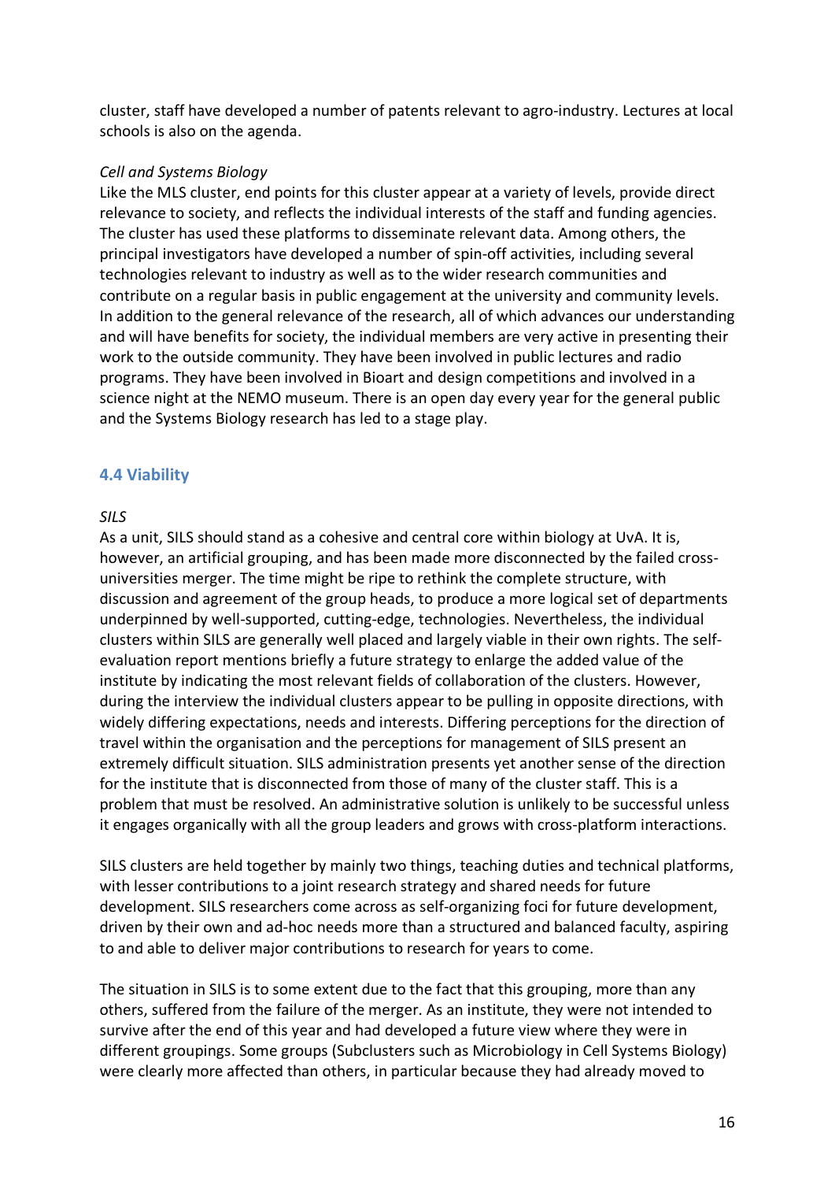cluster, staff have developed a number of patents relevant to agro-industry. Lectures at local schools is also on the agenda.

*Cell and Systems Biology*

Like the MLS cluster, end points for this cluster appear at a variety of levels, provide direct relevance to society, and reflects the individual interests of the staff and funding agencies. The cluster has used these platforms to disseminate relevant data. Among others, the principal investigators have developed a number of spin-off activities, including several technologies relevant to industry as well as to the wider research communities and contribute on a regular basis in public engagement at the university and community levels. In addition to the general relevance of the research, all of which advances our understanding and will have benefits for society, the individual members are very active in presenting their work to the outside community. They have been involved in public lectures and radio programs. They have been involved in Bioart and design competitions and involved in a science night at the NEMO museum. There is an open day every year for the general public and the Systems Biology research has led to a stage play.

## 4.4 Viability

*SILS*

As a unit, SILS should stand as a cohesive and central core within biology at UvA. It is, however, an artificial grouping, and has been made more disconnected by the failed cross-universities merger. The time might be ripe to rethink the complete structure, with discussion and agreement of the group heads, to produce a more logical set of departments underpinned by well-supported, cutting-edge, technologies. Nevertheless, the individual clusters within SILS are generally well placed and largely viable in their own rights. The self-evaluation report mentions briefly a future strategy to enlarge the added value of the institute by indicating the most relevant fields of collaboration of the clusters. However, during the interview the individual clusters appear to be pulling in opposite directions, with widely differing expectations, needs and interests. Differing perceptions for the direction of travel within the organisation and the perceptions for management of SILS present an extremely difficult situation. SILS administration presents yet another sense of the direction for the institute that is disconnected from those of many of the cluster staff. This is a problem that must be resolved. An administrative solution is unlikely to be successful unless it engages organically with all the group leaders and grows with cross-platform interactions.

SILS clusters are held together by mainly two things, teaching duties and technical platforms, with lesser contributions to a joint research strategy and shared needs for future development. SILS researchers come across as self-organizing foci for future development, driven by their own and ad-hoc needs more than a structured and balanced faculty, aspiring to and able to deliver major contributions to research for years to come.

The situation in SILS is to some extent due to the fact that this grouping, more than any others, suffered from the failure of the merger. As an institute, they were not intended to survive after the end of this year and had developed a future view where they were in different groupings. Some groups (Subclusters such as Microbiology in Cell Systems Biology) were clearly more affected than others, in particular because they had already moved to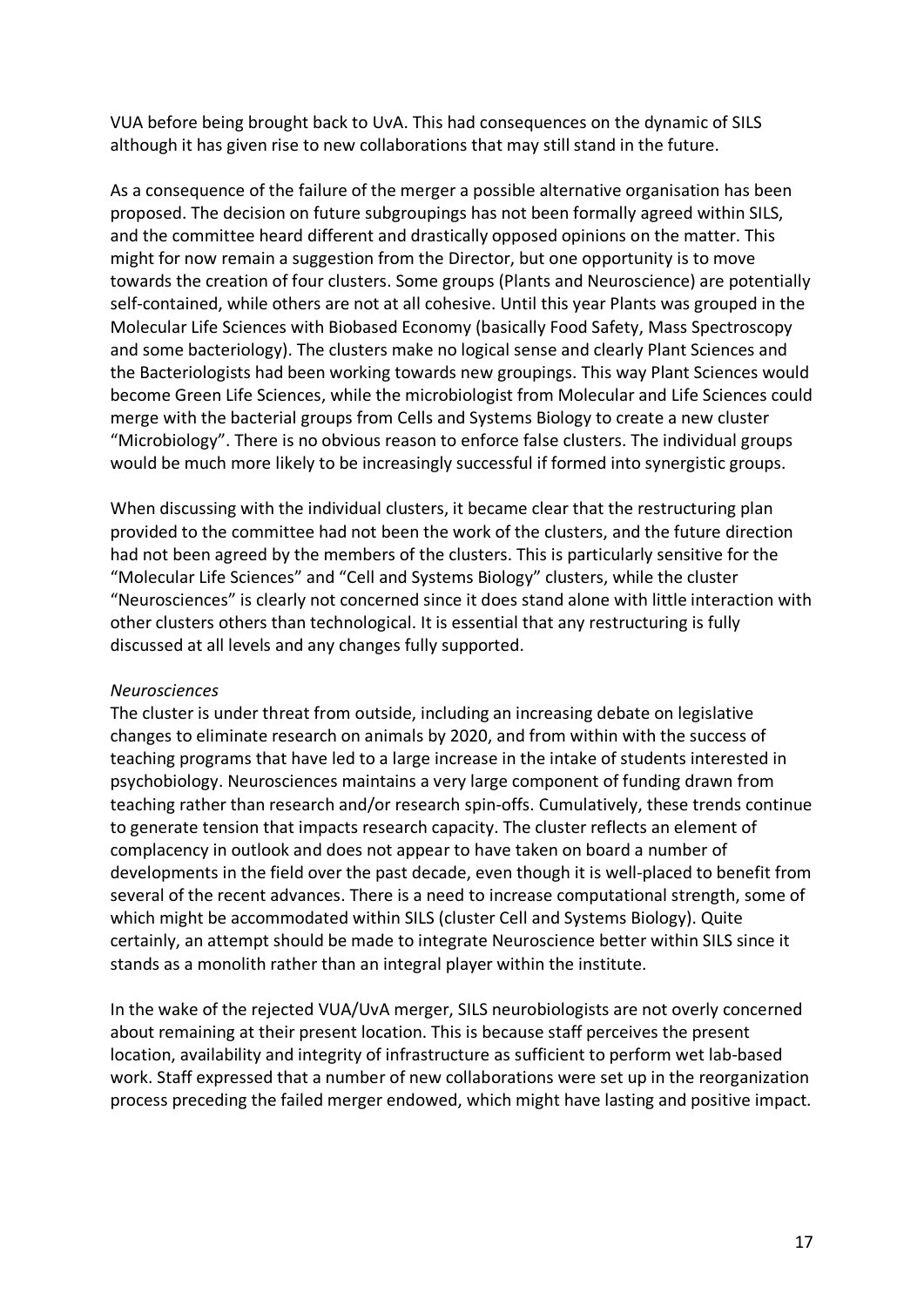VUA before being brought back to UvA. This had consequences on the dynamic of SILS although it has given rise to new collaborations that may still stand in the future.

As a consequence of the failure of the merger a possible alternative organisation has been proposed. The decision on future subgroupings has not been formally agreed within SILS, and the committee heard different and drastically opposed opinions on the matter. This might for now remain a suggestion from the Director, but one opportunity is to move towards the creation of four clusters. Some groups (Plants and Neuroscience) are potentially self-contained, while others are not at all cohesive. Until this year Plants was grouped in the Molecular Life Sciences with Biobased Economy (basically Food Safety, Mass Spectroscopy and some bacteriology). The clusters make no logical sense and clearly Plant Sciences and the Bacteriologists had been working towards new groupings. This way Plant Sciences would become Green Life Sciences, while the microbiologist from Molecular and Life Sciences could merge with the bacterial groups from Cells and Systems Biology to create a new cluster "Microbiology". There is no obvious reason to enforce false clusters. The individual groups would be much more likely to be increasingly successful if formed into synergistic groups.

When discussing with the individual clusters, it became clear that the restructuring plan provided to the committee had not been the work of the clusters, and the future direction had not been agreed by the members of the clusters. This is particularly sensitive for the "Molecular Life Sciences" and "Cell and Systems Biology" clusters, while the cluster "Neurosciences" is clearly not concerned since it does stand alone with little interaction with other clusters others than technological. It is essential that any restructuring is fully discussed at all levels and any changes fully supported.

*Neurosciences*

The cluster is under threat from outside, including an increasing debate on legislative changes to eliminate research on animals by 2020, and from within with the success of teaching programs that have led to a large increase in the intake of students interested in psychobiology. Neurosciences maintains a very large component of funding drawn from teaching rather than research and/or research spin-offs. Cumulatively, these trends continue to generate tension that impacts research capacity. The cluster reflects an element of complacency in outlook and does not appear to have taken on board a number of developments in the field over the past decade, even though it is well-placed to benefit from several of the recent advances. There is a need to increase computational strength, some of which might be accommodated within SILS (cluster Cell and Systems Biology). Quite certainly, an attempt should be made to integrate Neuroscience better within SILS since it stands as a monolith rather than an integral player within the institute.

In the wake of the rejected VUA/UvA merger, SILS neurobiologists are not overly concerned about remaining at their present location. This is because staff perceives the present location, availability and integrity of infrastructure as sufficient to perform wet lab-based work. Staff expressed that a number of new collaborations were set up in the reorganization process preceding the failed merger endowed, which might have lasting and positive impact.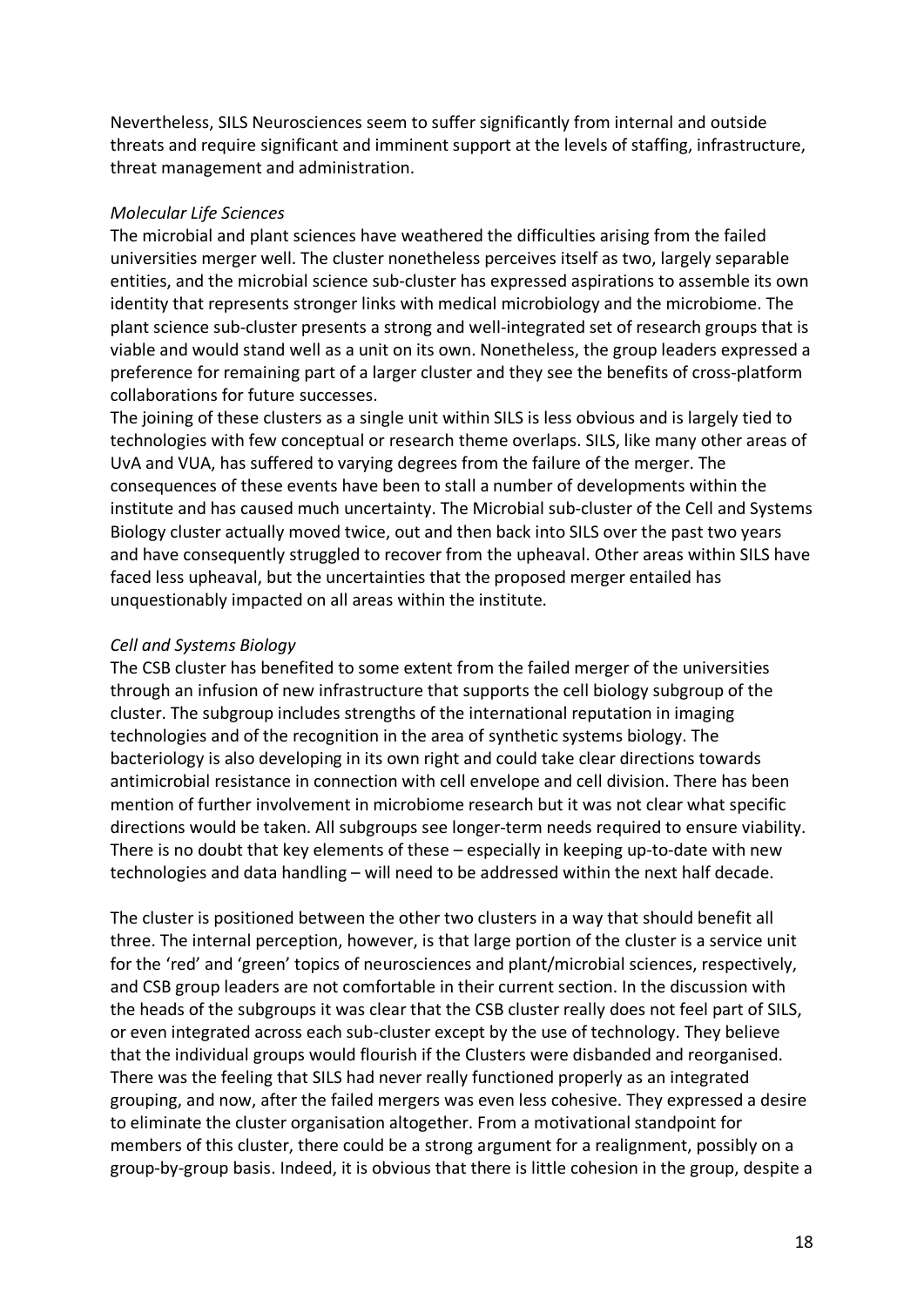Nevertheless, SILS Neurosciences seem to suffer significantly from internal and outside threats and require significant and imminent support at the levels of staffing, infrastructure, threat management and administration.

*Molecular Life Sciences*

The microbial and plant sciences have weathered the difficulties arising from the failed universities merger well. The cluster nonetheless perceives itself as two, largely separable entities, and the microbial science sub-cluster has expressed aspirations to assemble its own identity that represents stronger links with medical microbiology and the microbiome. The plant science sub-cluster presents a strong and well-integrated set of research groups that is viable and would stand well as a unit on its own. Nonetheless, the group leaders expressed a preference for remaining part of a larger cluster and they see the benefits of cross-platform collaborations for future successes.

The joining of these clusters as a single unit within SILS is less obvious and is largely tied to technologies with few conceptual or research theme overlaps. SILS, like many other areas of UvA and VUA, has suffered to varying degrees from the failure of the merger. The consequences of these events have been to stall a number of developments within the institute and has caused much uncertainty. The Microbial sub-cluster of the Cell and Systems Biology cluster actually moved twice, out and then back into SILS over the past two years and have consequently struggled to recover from the upheaval. Other areas within SILS have faced less upheaval, but the uncertainties that the proposed merger entailed has unquestionably impacted on all areas within the institute.

*Cell and Systems Biology*

The CSB cluster has benefited to some extent from the failed merger of the universities through an infusion of new infrastructure that supports the cell biology subgroup of the cluster. The subgroup includes strengths of the international reputation in imaging technologies and of the recognition in the area of synthetic systems biology. The bacteriology is also developing in its own right and could take clear directions towards antimicrobial resistance in connection with cell envelope and cell division. There has been mention of further involvement in microbiome research but it was not clear what specific directions would be taken. All subgroups see longer-term needs required to ensure viability. There is no doubt that key elements of these – especially in keeping up-to-date with new technologies and data handling – will need to be addressed within the next half decade.

The cluster is positioned between the other two clusters in a way that should benefit all three. The internal perception, however, is that large portion of the cluster is a service unit for the 'red' and 'green' topics of neurosciences and plant/microbial sciences, respectively, and CSB group leaders are not comfortable in their current section. In the discussion with the heads of the subgroups it was clear that the CSB cluster really does not feel part of SILS, or even integrated across each sub-cluster except by the use of technology. They believe that the individual groups would flourish if the Clusters were disbanded and reorganised. There was the feeling that SILS had never really functioned properly as an integrated grouping, and now, after the failed mergers was even less cohesive. They expressed a desire to eliminate the cluster organisation altogether. From a motivational standpoint for members of this cluster, there could be a strong argument for a realignment, possibly on a group-by-group basis. Indeed, it is obvious that there is little cohesion in the group, despite a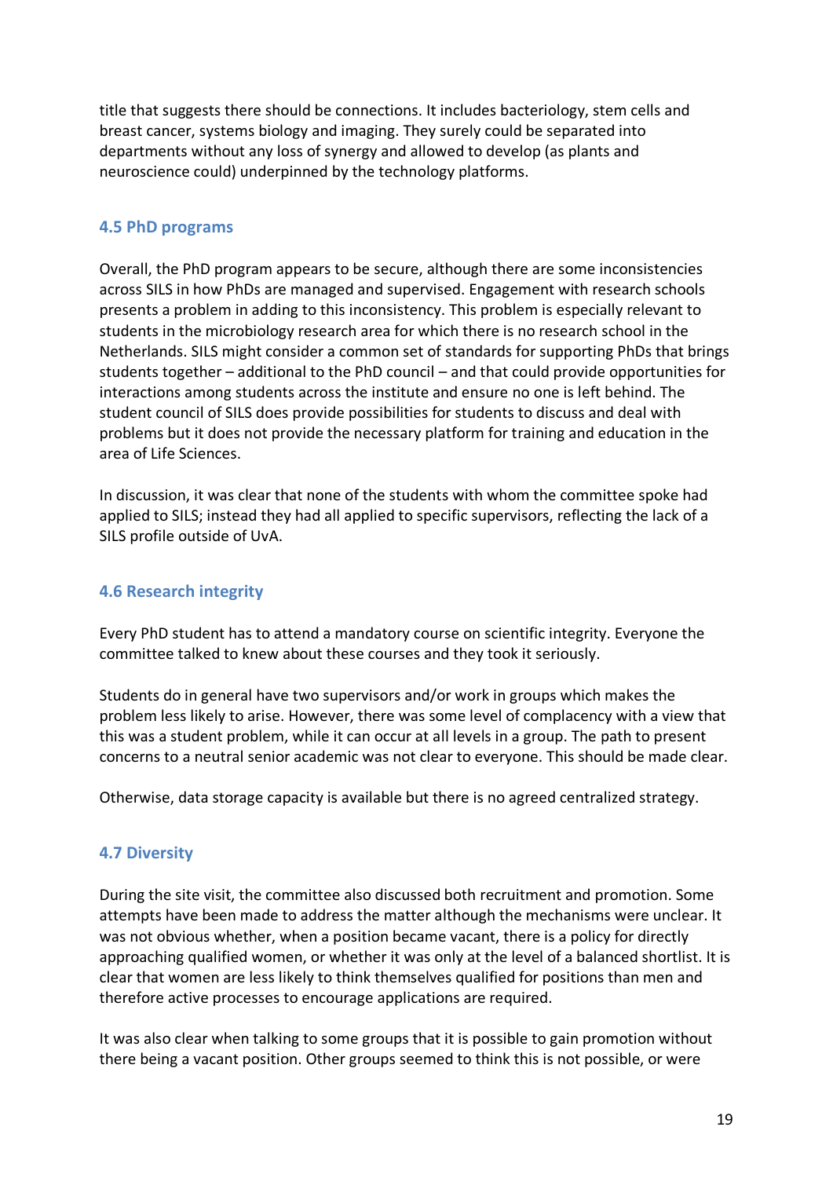title that suggests there should be connections. It includes bacteriology, stem cells and breast cancer, systems biology and imaging. They surely could be separated into departments without any loss of synergy and allowed to develop (as plants and neuroscience could) underpinned by the technology platforms.

### 4.5 PhD programs

Overall, the PhD program appears to be secure, although there are some inconsistencies across SILS in how PhDs are managed and supervised. Engagement with research schools presents a problem in adding to this inconsistency. This problem is especially relevant to students in the microbiology research area for which there is no research school in the Netherlands. SILS might consider a common set of standards for supporting PhDs that brings students together – additional to the PhD council – and that could provide opportunities for interactions among students across the institute and ensure no one is left behind. The student council of SILS does provide possibilities for students to discuss and deal with problems but it does not provide the necessary platform for training and education in the area of Life Sciences.

In discussion, it was clear that none of the students with whom the committee spoke had applied to SILS; instead they had all applied to specific supervisors, reflecting the lack of a SILS profile outside of UvA.

### 4.6 Research integrity

Every PhD student has to attend a mandatory course on scientific integrity. Everyone the committee talked to knew about these courses and they took it seriously.

Students do in general have two supervisors and/or work in groups which makes the problem less likely to arise. However, there was some level of complacency with a view that this was a student problem, while it can occur at all levels in a group. The path to present concerns to a neutral senior academic was not clear to everyone. This should be made clear.

Otherwise, data storage capacity is available but there is no agreed centralized strategy.

### 4.7 Diversity

During the site visit, the committee also discussed both recruitment and promotion. Some attempts have been made to address the matter although the mechanisms were unclear. It was not obvious whether, when a position became vacant, there is a policy for directly approaching qualified women, or whether it was only at the level of a balanced shortlist. It is clear that women are less likely to think themselves qualified for positions than men and therefore active processes to encourage applications are required.

It was also clear when talking to some groups that it is possible to gain promotion without there being a vacant position. Other groups seemed to think this is not possible, or were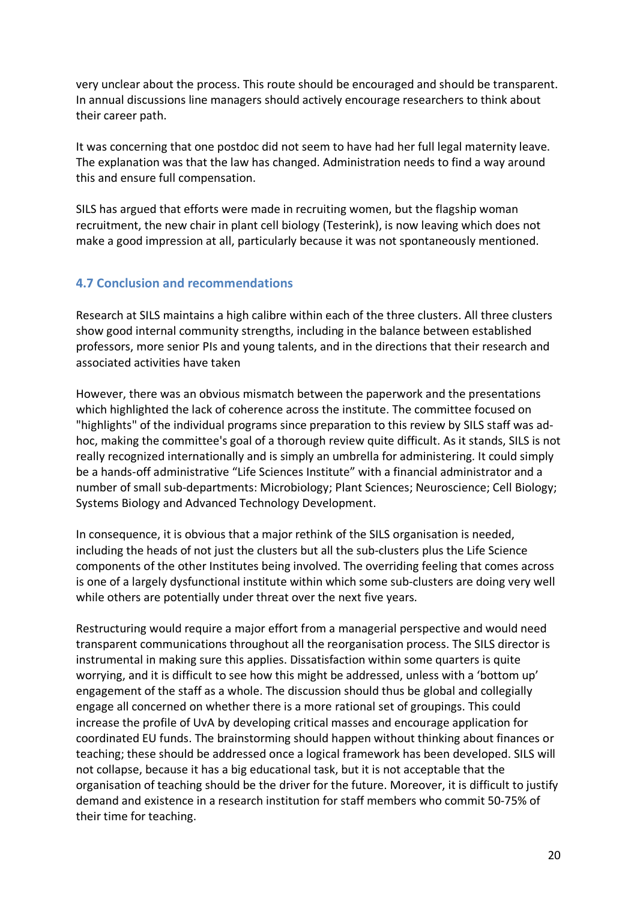very unclear about the process. This route should be encouraged and should be transparent. In annual discussions line managers should actively encourage researchers to think about their career path.

It was concerning that one postdoc did not seem to have had her full legal maternity leave. The explanation was that the law has changed. Administration needs to find a way around this and ensure full compensation.

SILS has argued that efforts were made in recruiting women, but the flagship woman recruitment, the new chair in plant cell biology (Testerink), is now leaving which does not make a good impression at all, particularly because it was not spontaneously mentioned.

### 4.7 Conclusion and recommendations

Research at SILS maintains a high calibre within each of the three clusters. All three clusters show good internal community strengths, including in the balance between established professors, more senior PIs and young talents, and in the directions that their research and associated activities have taken

However, there was an obvious mismatch between the paperwork and the presentations which highlighted the lack of coherence across the institute. The committee focused on "highlights" of the individual programs since preparation to this review by SILS staff was ad-hoc, making the committee's goal of a thorough review quite difficult. As it stands, SILS is not really recognized internationally and is simply an umbrella for administering. It could simply be a hands-off administrative "Life Sciences Institute" with a financial administrator and a number of small sub-departments: Microbiology; Plant Sciences; Neuroscience; Cell Biology; Systems Biology and Advanced Technology Development.

In consequence, it is obvious that a major rethink of the SILS organisation is needed, including the heads of not just the clusters but all the sub-clusters plus the Life Science components of the other Institutes being involved. The overriding feeling that comes across is one of a largely dysfunctional institute within which some sub-clusters are doing very well while others are potentially under threat over the next five years.

Restructuring would require a major effort from a managerial perspective and would need transparent communications throughout all the reorganisation process. The SILS director is instrumental in making sure this applies. Dissatisfaction within some quarters is quite worrying, and it is difficult to see how this might be addressed, unless with a 'bottom up' engagement of the staff as a whole. The discussion should thus be global and collegially engage all concerned on whether there is a more rational set of groupings. This could increase the profile of UvA by developing critical masses and encourage application for coordinated EU funds. The brainstorming should happen without thinking about finances or teaching; these should be addressed once a logical framework has been developed. SILS will not collapse, because it has a big educational task, but it is not acceptable that the organisation of teaching should be the driver for the future. Moreover, it is difficult to justify demand and existence in a research institution for staff members who commit 50-75% of their time for teaching.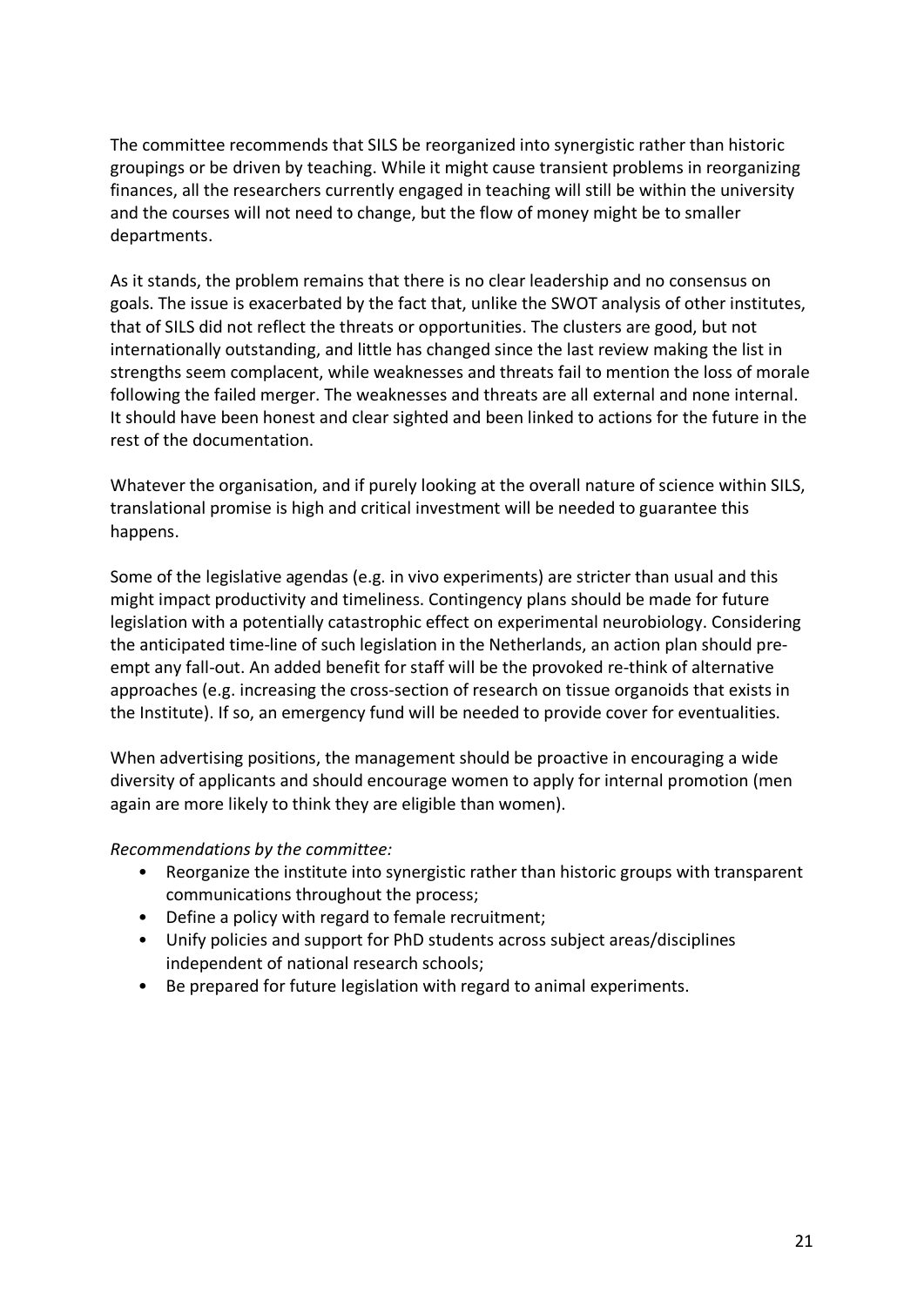The committee recommends that SILS be reorganized into synergistic rather than historic groupings or be driven by teaching. While it might cause transient problems in reorganizing finances, all the researchers currently engaged in teaching will still be within the university and the courses will not need to change, but the flow of money might be to smaller departments.

As it stands, the problem remains that there is no clear leadership and no consensus on goals. The issue is exacerbated by the fact that, unlike the SWOT analysis of other institutes, that of SILS did not reflect the threats or opportunities. The clusters are good, but not internationally outstanding, and little has changed since the last review making the list in strengths seem complacent, while weaknesses and threats fail to mention the loss of morale following the failed merger. The weaknesses and threats are all external and none internal. It should have been honest and clear sighted and been linked to actions for the future in the rest of the documentation.

Whatever the organisation, and if purely looking at the overall nature of science within SILS, translational promise is high and critical investment will be needed to guarantee this happens.

Some of the legislative agendas (e.g. in vivo experiments) are stricter than usual and this might impact productivity and timeliness. Contingency plans should be made for future legislation with a potentially catastrophic effect on experimental neurobiology. Considering the anticipated time-line of such legislation in the Netherlands, an action plan should pre-empt any fall-out. An added benefit for staff will be the provoked re-think of alternative approaches (e.g. increasing the cross-section of research on tissue organoids that exists in the Institute). If so, an emergency fund will be needed to provide cover for eventualities.

When advertising positions, the management should be proactive in encouraging a wide diversity of applicants and should encourage women to apply for internal promotion (men again are more likely to think they are eligible than women).

*Recommendations by the committee:*

- Reorganize the institute into synergistic rather than historic groups with transparent communications throughout the process;
- Define a policy with regard to female recruitment;
- Unify policies and support for PhD students across subject areas/disciplines independent of national research schools;
- Be prepared for future legislation with regard to animal experiments.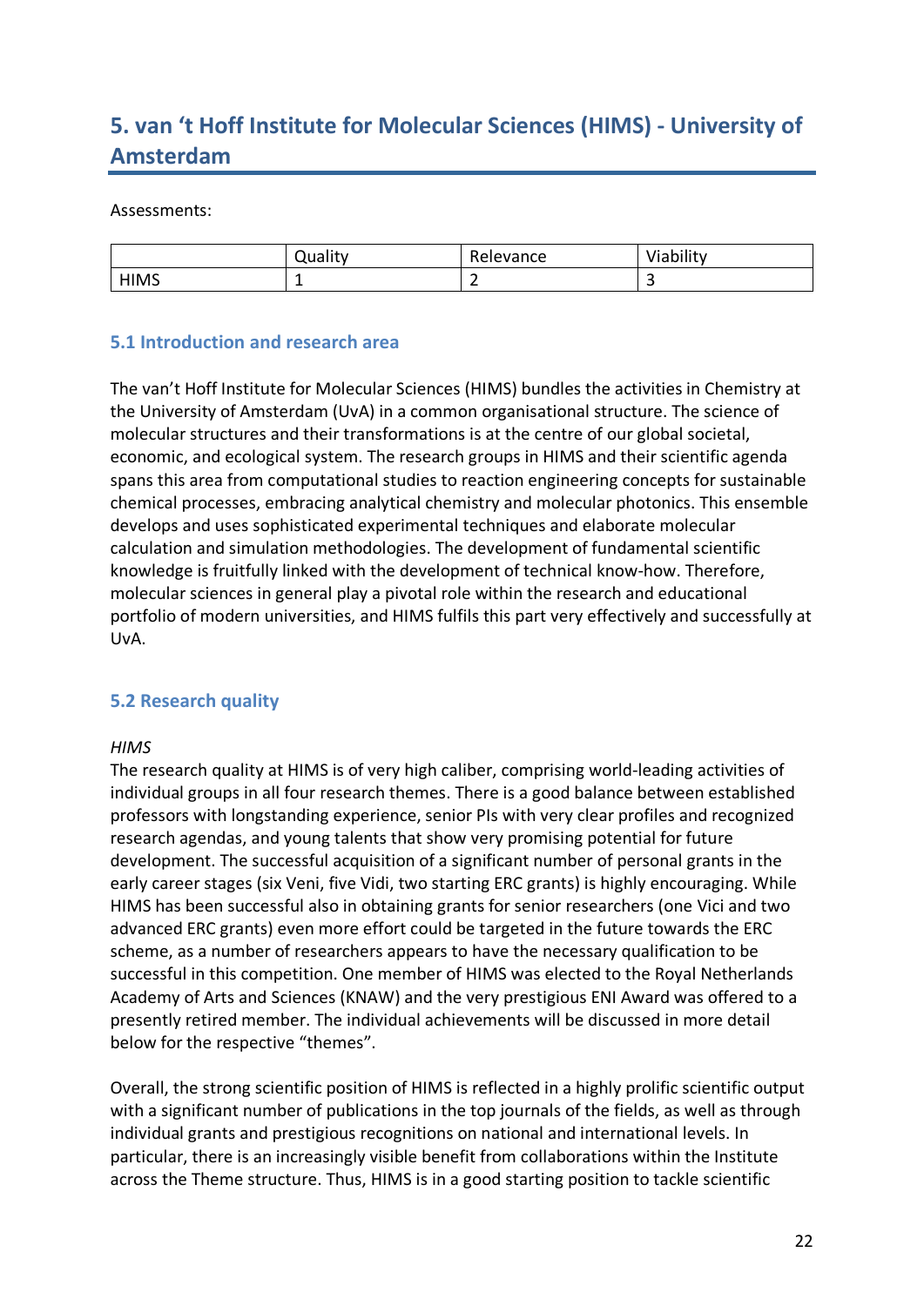## 5. van 't Hoff Institute for Molecular Sciences (HIMS) - University of Amsterdam

Assessments:

| | Quality | Relevance | Viability |
|---|---|---|---|
| HIMS | 1 | 2 | 3 |

### 5.1 Introduction and research area

The van't Hoff Institute for Molecular Sciences (HIMS) bundles the activities in Chemistry at the University of Amsterdam (UvA) in a common organisational structure. The science of molecular structures and their transformations is at the centre of our global societal, economic, and ecological system. The research groups in HIMS and their scientific agenda spans this area from computational studies to reaction engineering concepts for sustainable chemical processes, embracing analytical chemistry and molecular photonics. This ensemble develops and uses sophisticated experimental techniques and elaborate molecular calculation and simulation methodologies. The development of fundamental scientific knowledge is fruitfully linked with the development of technical know-how. Therefore, molecular sciences in general play a pivotal role within the research and educational portfolio of modern universities, and HIMS fulfils this part very effectively and successfully at UvA.

### 5.2 Research quality

*HIMS*

The research quality at HIMS is of very high caliber, comprising world-leading activities of individual groups in all four research themes. There is a good balance between established professors with longstanding experience, senior PIs with very clear profiles and recognized research agendas, and young talents that show very promising potential for future development. The successful acquisition of a significant number of personal grants in the early career stages (six Veni, five Vidi, two starting ERC grants) is highly encouraging. While HIMS has been successful also in obtaining grants for senior researchers (one Vici and two advanced ERC grants) even more effort could be targeted in the future towards the ERC scheme, as a number of researchers appears to have the necessary qualification to be successful in this competition. One member of HIMS was elected to the Royal Netherlands Academy of Arts and Sciences (KNAW) and the very prestigious ENI Award was offered to a presently retired member. The individual achievements will be discussed in more detail below for the respective "themes".

Overall, the strong scientific position of HIMS is reflected in a highly prolific scientific output with a significant number of publications in the top journals of the fields, as well as through individual grants and prestigious recognitions on national and international levels. In particular, there is an increasingly visible benefit from collaborations within the Institute across the Theme structure. Thus, HIMS is in a good starting position to tackle scientific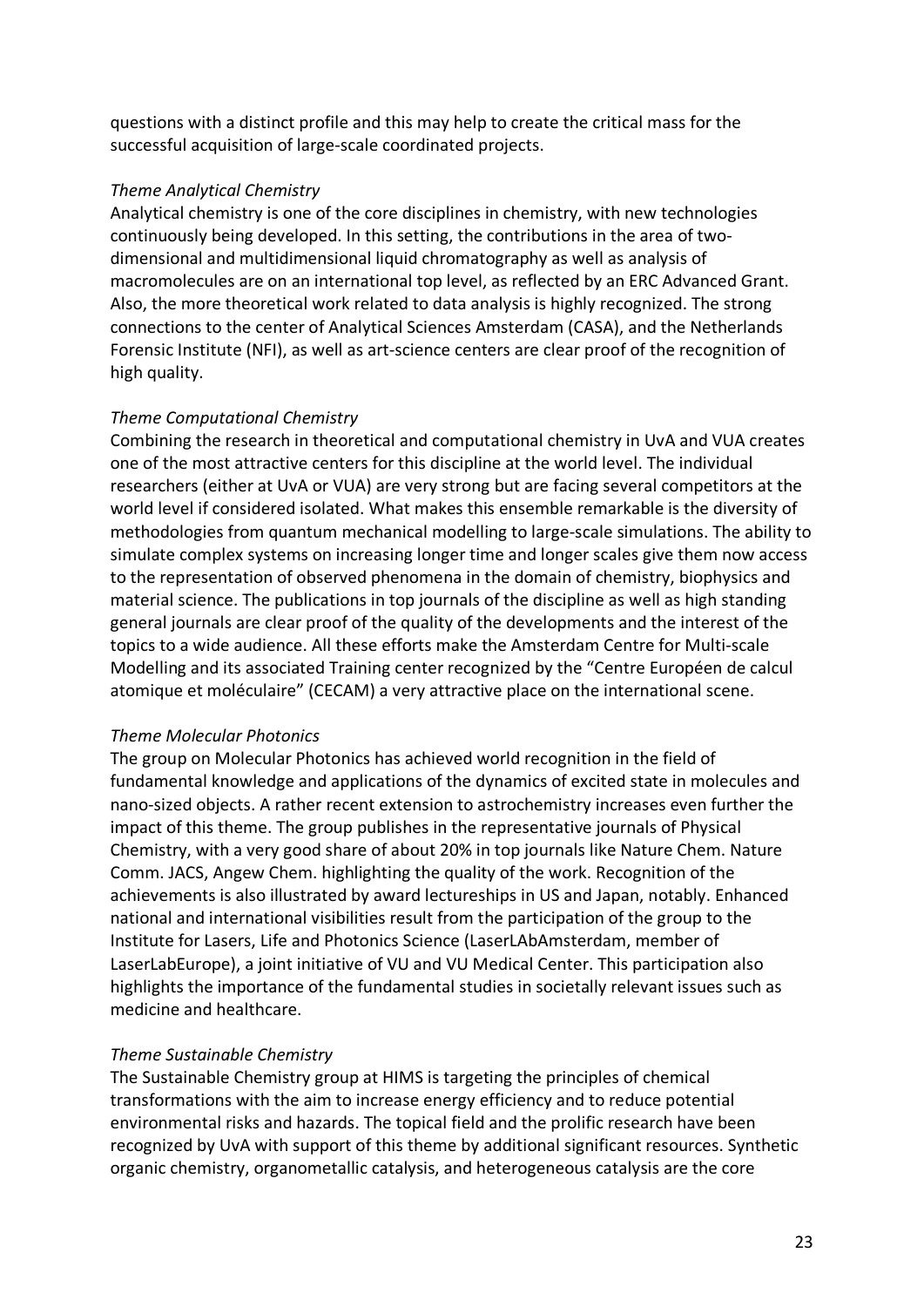questions with a distinct profile and this may help to create the critical mass for the successful acquisition of large-scale coordinated projects.

*Theme Analytical Chemistry*

Analytical chemistry is one of the core disciplines in chemistry, with new technologies continuously being developed. In this setting, the contributions in the area of two-dimensional and multidimensional liquid chromatography as well as analysis of macromolecules are on an international top level, as reflected by an ERC Advanced Grant. Also, the more theoretical work related to data analysis is highly recognized. The strong connections to the center of Analytical Sciences Amsterdam (CASA), and the Netherlands Forensic Institute (NFI), as well as art-science centers are clear proof of the recognition of high quality.

*Theme Computational Chemistry*

Combining the research in theoretical and computational chemistry in UvA and VUA creates one of the most attractive centers for this discipline at the world level. The individual researchers (either at UvA or VUA) are very strong but are facing several competitors at the world level if considered isolated. What makes this ensemble remarkable is the diversity of methodologies from quantum mechanical modelling to large-scale simulations. The ability to simulate complex systems on increasing longer time and longer scales give them now access to the representation of observed phenomena in the domain of chemistry, biophysics and material science. The publications in top journals of the discipline as well as high standing general journals are clear proof of the quality of the developments and the interest of the topics to a wide audience. All these efforts make the Amsterdam Centre for Multi-scale Modelling and its associated Training center recognized by the "Centre Européen de calcul atomique et moléculaire" (CECAM) a very attractive place on the international scene.

*Theme Molecular Photonics*

The group on Molecular Photonics has achieved world recognition in the field of fundamental knowledge and applications of the dynamics of excited state in molecules and nano-sized objects. A rather recent extension to astrochemistry increases even further the impact of this theme. The group publishes in the representative journals of Physical Chemistry, with a very good share of about 20% in top journals like Nature Chem. Nature Comm. JACS, Angew Chem. highlighting the quality of the work. Recognition of the achievements is also illustrated by award lectureships in US and Japan, notably. Enhanced national and international visibilities result from the participation of the group to the Institute for Lasers, Life and Photonics Science (LaserLAbAmsterdam, member of LaserLabEurope), a joint initiative of VU and VU Medical Center. This participation also highlights the importance of the fundamental studies in societally relevant issues such as medicine and healthcare.

*Theme Sustainable Chemistry*

The Sustainable Chemistry group at HIMS is targeting the principles of chemical transformations with the aim to increase energy efficiency and to reduce potential environmental risks and hazards. The topical field and the prolific research have been recognized by UvA with support of this theme by additional significant resources. Synthetic organic chemistry, organometallic catalysis, and heterogeneous catalysis are the core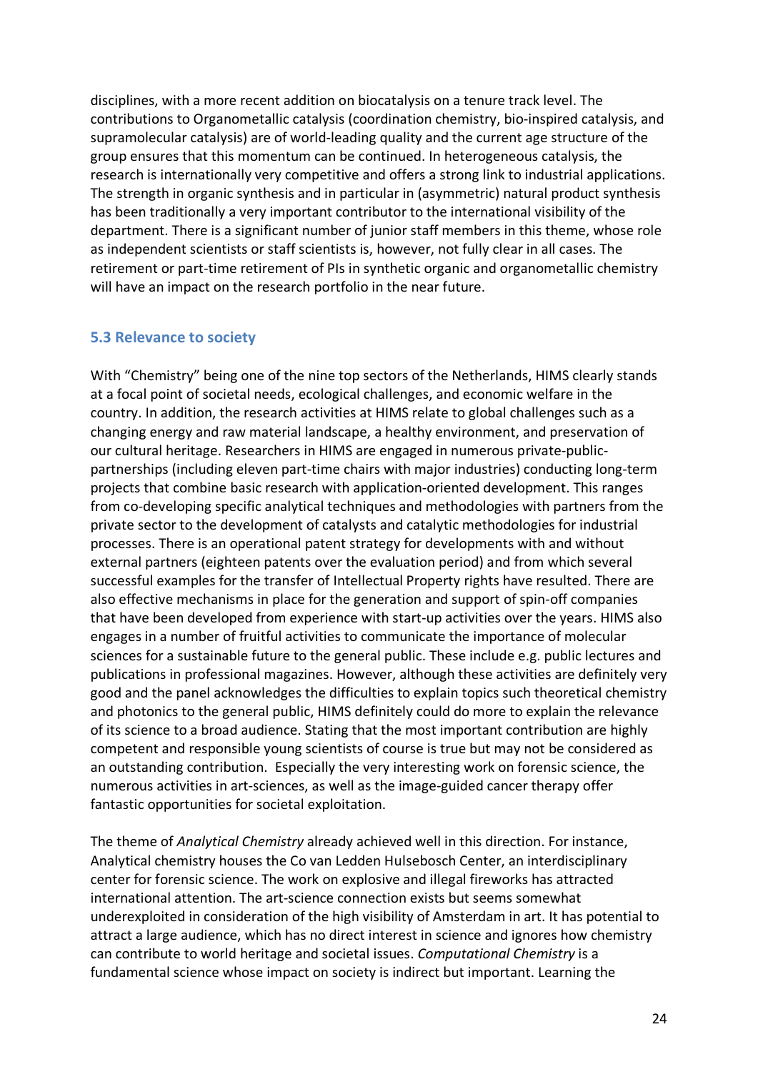disciplines, with a more recent addition on biocatalysis on a tenure track level. The contributions to Organometallic catalysis (coordination chemistry, bio-inspired catalysis, and supramolecular catalysis) are of world-leading quality and the current age structure of the group ensures that this momentum can be continued. In heterogeneous catalysis, the research is internationally very competitive and offers a strong link to industrial applications. The strength in organic synthesis and in particular in (asymmetric) natural product synthesis has been traditionally a very important contributor to the international visibility of the department. There is a significant number of junior staff members in this theme, whose role as independent scientists or staff scientists is, however, not fully clear in all cases. The retirement or part-time retirement of PIs in synthetic organic and organometallic chemistry will have an impact on the research portfolio in the near future.

### 5.3 Relevance to society

With "Chemistry" being one of the nine top sectors of the Netherlands, HIMS clearly stands at a focal point of societal needs, ecological challenges, and economic welfare in the country. In addition, the research activities at HIMS relate to global challenges such as a changing energy and raw material landscape, a healthy environment, and preservation of our cultural heritage. Researchers in HIMS are engaged in numerous private-public-partnerships (including eleven part-time chairs with major industries) conducting long-term projects that combine basic research with application-oriented development. This ranges from co-developing specific analytical techniques and methodologies with partners from the private sector to the development of catalysts and catalytic methodologies for industrial processes. There is an operational patent strategy for developments with and without external partners (eighteen patents over the evaluation period) and from which several successful examples for the transfer of Intellectual Property rights have resulted. There are also effective mechanisms in place for the generation and support of spin-off companies that have been developed from experience with start-up activities over the years. HIMS also engages in a number of fruitful activities to communicate the importance of molecular sciences for a sustainable future to the general public. These include e.g. public lectures and publications in professional magazines. However, although these activities are definitely very good and the panel acknowledges the difficulties to explain topics such theoretical chemistry and photonics to the general public, HIMS definitely could do more to explain the relevance of its science to a broad audience. Stating that the most important contribution are highly competent and responsible young scientists of course is true but may not be considered as an outstanding contribution. Especially the very interesting work on forensic science, the numerous activities in art-sciences, as well as the image-guided cancer therapy offer fantastic opportunities for societal exploitation.

The theme of *Analytical Chemistry* already achieved well in this direction. For instance, Analytical chemistry houses the Co van Ledden Hulsebosch Center, an interdisciplinary center for forensic science. The work on explosive and illegal fireworks has attracted international attention. The art-science connection exists but seems somewhat underexploited in consideration of the high visibility of Amsterdam in art. It has potential to attract a large audience, which has no direct interest in science and ignores how chemistry can contribute to world heritage and societal issues. *Computational Chemistry* is a fundamental science whose impact on society is indirect but important. Learning the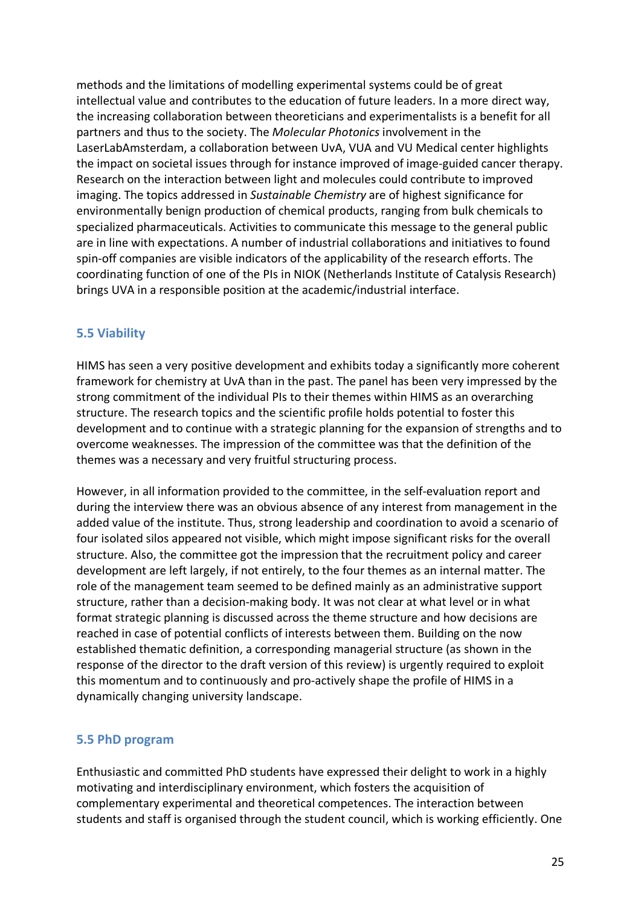methods and the limitations of modelling experimental systems could be of great intellectual value and contributes to the education of future leaders. In a more direct way, the increasing collaboration between theoreticians and experimentalists is a benefit for all partners and thus to the society. The *Molecular Photonics* involvement in the LaserLabAmsterdam, a collaboration between UvA, VUA and VU Medical center highlights the impact on societal issues through for instance improved of image-guided cancer therapy. Research on the interaction between light and molecules could contribute to improved imaging. The topics addressed in *Sustainable Chemistry* are of highest significance for environmentally benign production of chemical products, ranging from bulk chemicals to specialized pharmaceuticals. Activities to communicate this message to the general public are in line with expectations. A number of industrial collaborations and initiatives to found spin-off companies are visible indicators of the applicability of the research efforts. The coordinating function of one of the PIs in NIOK (Netherlands Institute of Catalysis Research) brings UVA in a responsible position at the academic/industrial interface.

### 5.5 Viability

HIMS has seen a very positive development and exhibits today a significantly more coherent framework for chemistry at UvA than in the past. The panel has been very impressed by the strong commitment of the individual PIs to their themes within HIMS as an overarching structure. The research topics and the scientific profile holds potential to foster this development and to continue with a strategic planning for the expansion of strengths and to overcome weaknesses. The impression of the committee was that the definition of the themes was a necessary and very fruitful structuring process.

However, in all information provided to the committee, in the self-evaluation report and during the interview there was an obvious absence of any interest from management in the added value of the institute. Thus, strong leadership and coordination to avoid a scenario of four isolated silos appeared not visible, which might impose significant risks for the overall structure. Also, the committee got the impression that the recruitment policy and career development are left largely, if not entirely, to the four themes as an internal matter. The role of the management team seemed to be defined mainly as an administrative support structure, rather than a decision-making body. It was not clear at what level or in what format strategic planning is discussed across the theme structure and how decisions are reached in case of potential conflicts of interests between them. Building on the now established thematic definition, a corresponding managerial structure (as shown in the response of the director to the draft version of this review) is urgently required to exploit this momentum and to continuously and pro-actively shape the profile of HIMS in a dynamically changing university landscape.

### 5.5 PhD program

Enthusiastic and committed PhD students have expressed their delight to work in a highly motivating and interdisciplinary environment, which fosters the acquisition of complementary experimental and theoretical competences. The interaction between students and staff is organised through the student council, which is working efficiently. One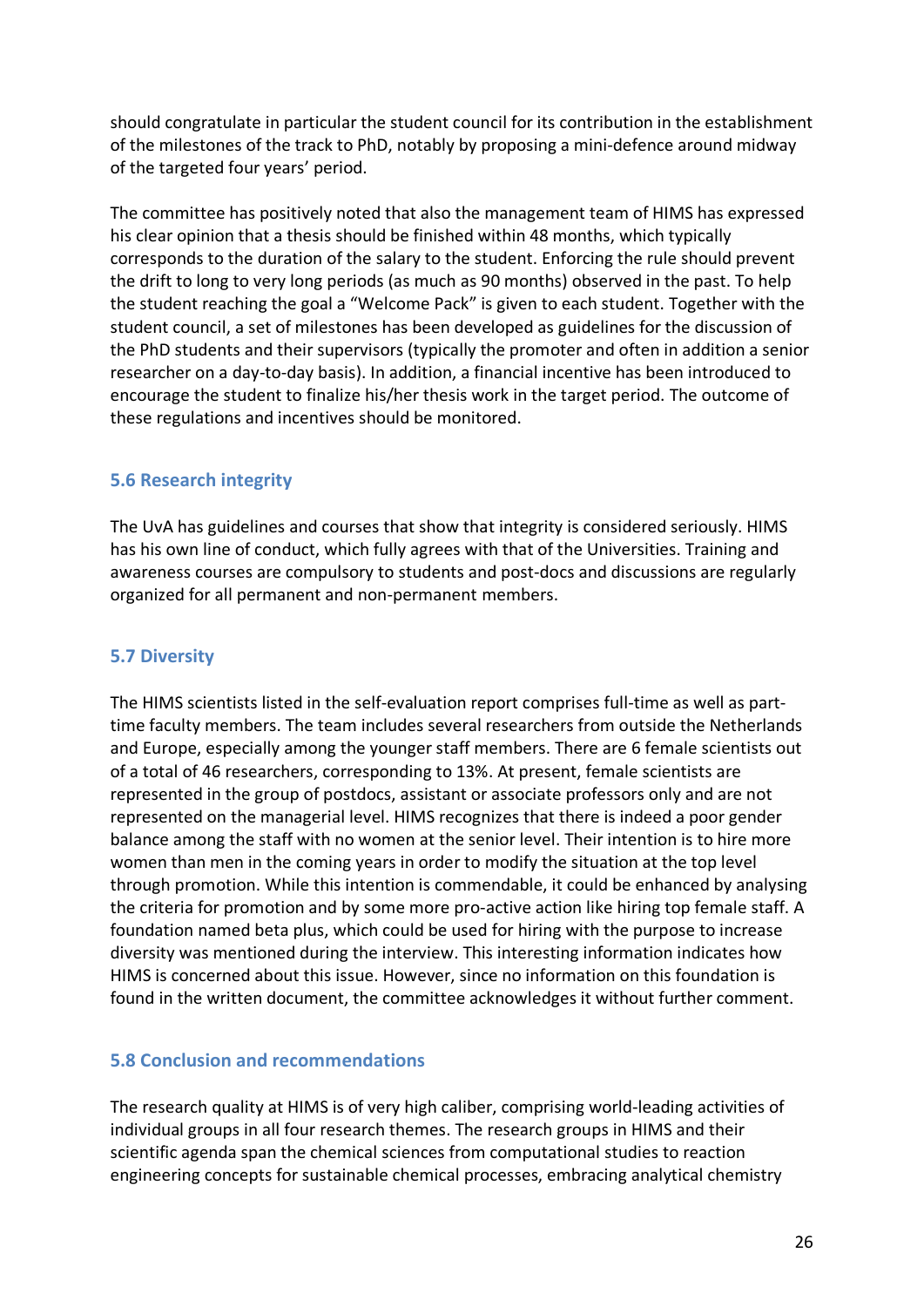should congratulate in particular the student council for its contribution in the establishment of the milestones of the track to PhD, notably by proposing a mini-defence around midway of the targeted four years' period.

The committee has positively noted that also the management team of HIMS has expressed his clear opinion that a thesis should be finished within 48 months, which typically corresponds to the duration of the salary to the student. Enforcing the rule should prevent the drift to long to very long periods (as much as 90 months) observed in the past. To help the student reaching the goal a "Welcome Pack" is given to each student. Together with the student council, a set of milestones has been developed as guidelines for the discussion of the PhD students and their supervisors (typically the promoter and often in addition a senior researcher on a day-to-day basis). In addition, a financial incentive has been introduced to encourage the student to finalize his/her thesis work in the target period. The outcome of these regulations and incentives should be monitored.

## 5.6 Research integrity

The UvA has guidelines and courses that show that integrity is considered seriously. HIMS has his own line of conduct, which fully agrees with that of the Universities. Training and awareness courses are compulsory to students and post-docs and discussions are regularly organized for all permanent and non-permanent members.

## 5.7 Diversity

The HIMS scientists listed in the self-evaluation report comprises full-time as well as part-time faculty members. The team includes several researchers from outside the Netherlands and Europe, especially among the younger staff members. There are 6 female scientists out of a total of 46 researchers, corresponding to 13%. At present, female scientists are represented in the group of postdocs, assistant or associate professors only and are not represented on the managerial level. HIMS recognizes that there is indeed a poor gender balance among the staff with no women at the senior level. Their intention is to hire more women than men in the coming years in order to modify the situation at the top level through promotion. While this intention is commendable, it could be enhanced by analysing the criteria for promotion and by some more pro-active action like hiring top female staff. A foundation named beta plus, which could be used for hiring with the purpose to increase diversity was mentioned during the interview. This interesting information indicates how HIMS is concerned about this issue. However, since no information on this foundation is found in the written document, the committee acknowledges it without further comment.

## 5.8 Conclusion and recommendations

The research quality at HIMS is of very high caliber, comprising world-leading activities of individual groups in all four research themes. The research groups in HIMS and their scientific agenda span the chemical sciences from computational studies to reaction engineering concepts for sustainable chemical processes, embracing analytical chemistry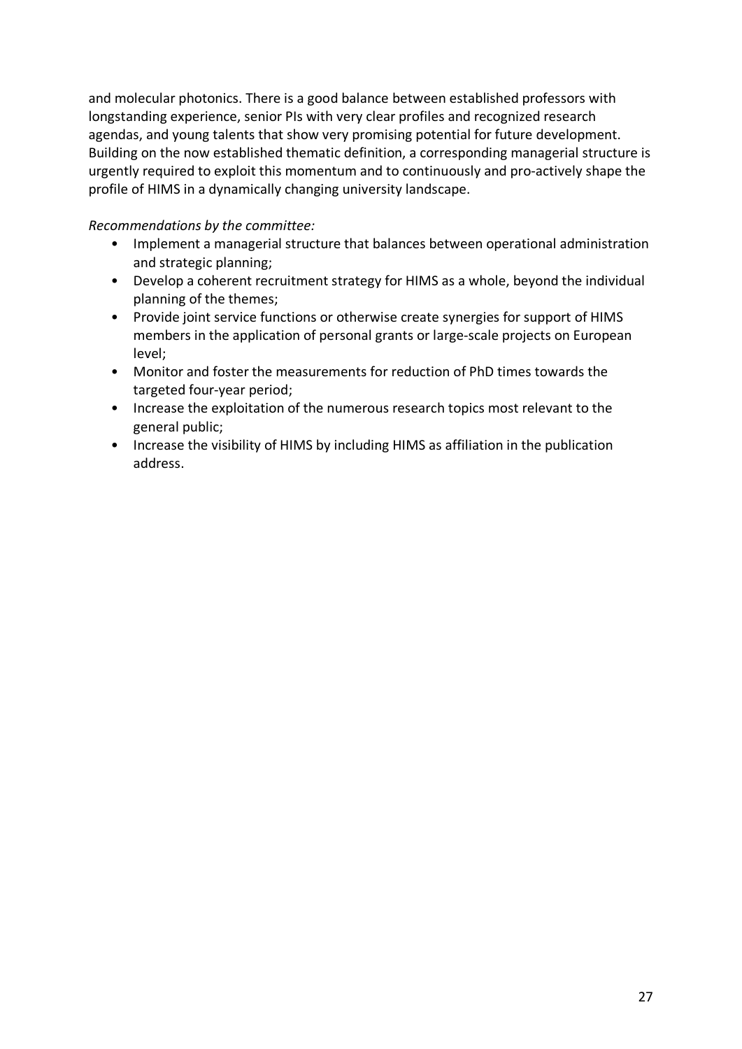and molecular photonics. There is a good balance between established professors with longstanding experience, senior PIs with very clear profiles and recognized research agendas, and young talents that show very promising potential for future development. Building on the now established thematic definition, a corresponding managerial structure is urgently required to exploit this momentum and to continuously and pro-actively shape the profile of HIMS in a dynamically changing university landscape.

*Recommendations by the committee:*

- Implement a managerial structure that balances between operational administration and strategic planning;
- Develop a coherent recruitment strategy for HIMS as a whole, beyond the individual planning of the themes;
- Provide joint service functions or otherwise create synergies for support of HIMS members in the application of personal grants or large-scale projects on European level;
- Monitor and foster the measurements for reduction of PhD times towards the targeted four-year period;
- Increase the exploitation of the numerous research topics most relevant to the general public;
- Increase the visibility of HIMS by including HIMS as affiliation in the publication address.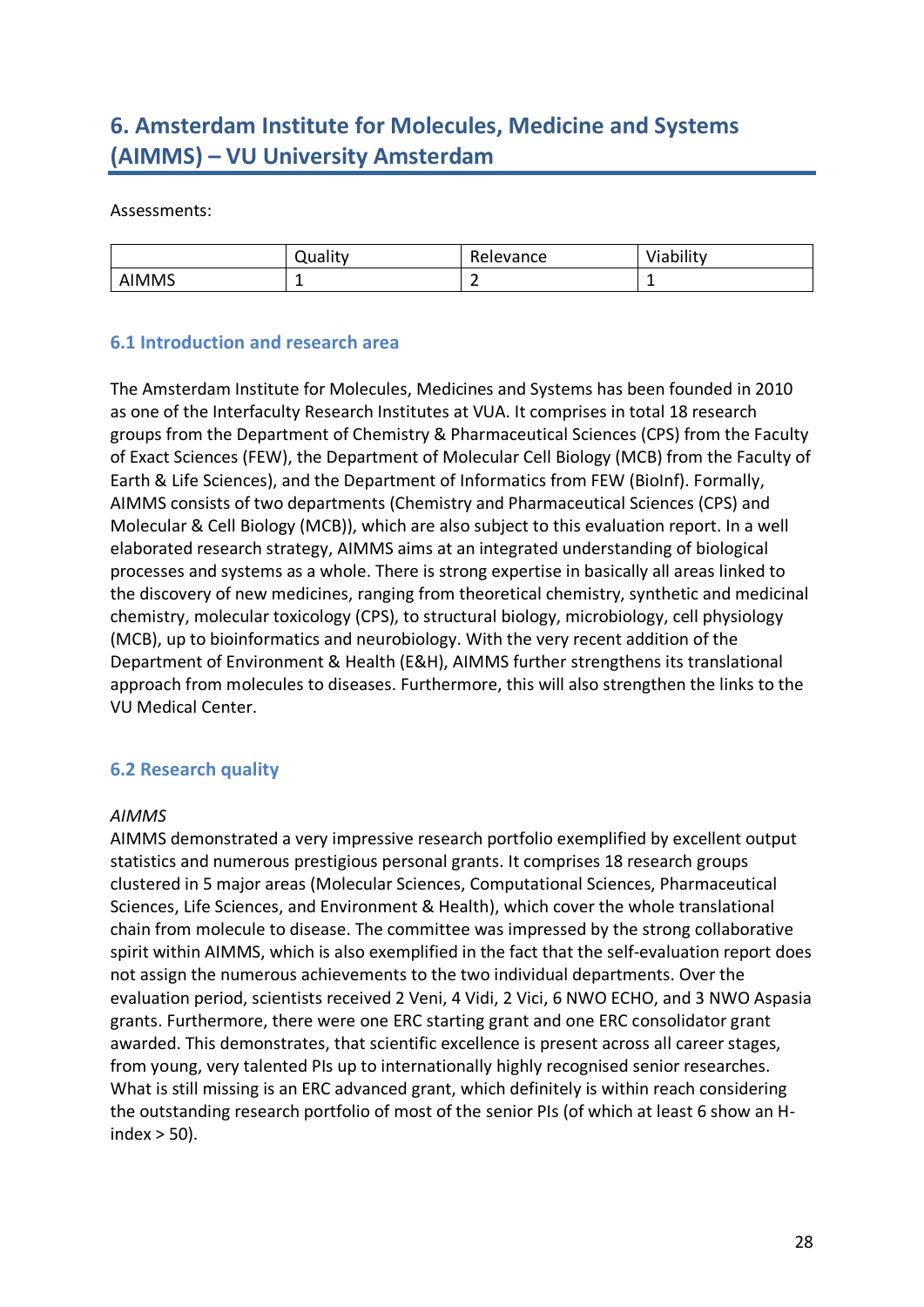## 6. Amsterdam Institute for Molecules, Medicine and Systems (AIMMS) – VU University Amsterdam

Assessments:

| | Quality | Relevance | Viability |
|---|---|---|---|
| AIMMS | 1 | 2 | 1 |

### 6.1 Introduction and research area

The Amsterdam Institute for Molecules, Medicines and Systems has been founded in 2010 as one of the Interfaculty Research Institutes at VUA. It comprises in total 18 research groups from the Department of Chemistry & Pharmaceutical Sciences (CPS) from the Faculty of Exact Sciences (FEW), the Department of Molecular Cell Biology (MCB) from the Faculty of Earth & Life Sciences), and the Department of Informatics from FEW (BioInf). Formally, AIMMS consists of two departments (Chemistry and Pharmaceutical Sciences (CPS) and Molecular & Cell Biology (MCB)), which are also subject to this evaluation report. In a well elaborated research strategy, AIMMS aims at an integrated understanding of biological processes and systems as a whole. There is strong expertise in basically all areas linked to the discovery of new medicines, ranging from theoretical chemistry, synthetic and medicinal chemistry, molecular toxicology (CPS), to structural biology, microbiology, cell physiology (MCB), up to bioinformatics and neurobiology. With the very recent addition of the Department of Environment & Health (E&H), AIMMS further strengthens its translational approach from molecules to diseases. Furthermore, this will also strengthen the links to the VU Medical Center.

### 6.2 Research quality

*AIMMS*

AIMMS demonstrated a very impressive research portfolio exemplified by excellent output statistics and numerous prestigious personal grants. It comprises 18 research groups clustered in 5 major areas (Molecular Sciences, Computational Sciences, Pharmaceutical Sciences, Life Sciences, and Environment & Health), which cover the whole translational chain from molecule to disease. The committee was impressed by the strong collaborative spirit within AIMMS, which is also exemplified in the fact that the self-evaluation report does not assign the numerous achievements to the two individual departments. Over the evaluation period, scientists received 2 Veni, 4 Vidi, 2 Vici, 6 NWO ECHO, and 3 NWO Aspasia grants. Furthermore, there were one ERC starting grant and one ERC consolidator grant awarded. This demonstrates, that scientific excellence is present across all career stages, from young, very talented PIs up to internationally highly recognised senior researches. What is still missing is an ERC advanced grant, which definitely is within reach considering the outstanding research portfolio of most of the senior PIs (of which at least 6 show an H-index > 50).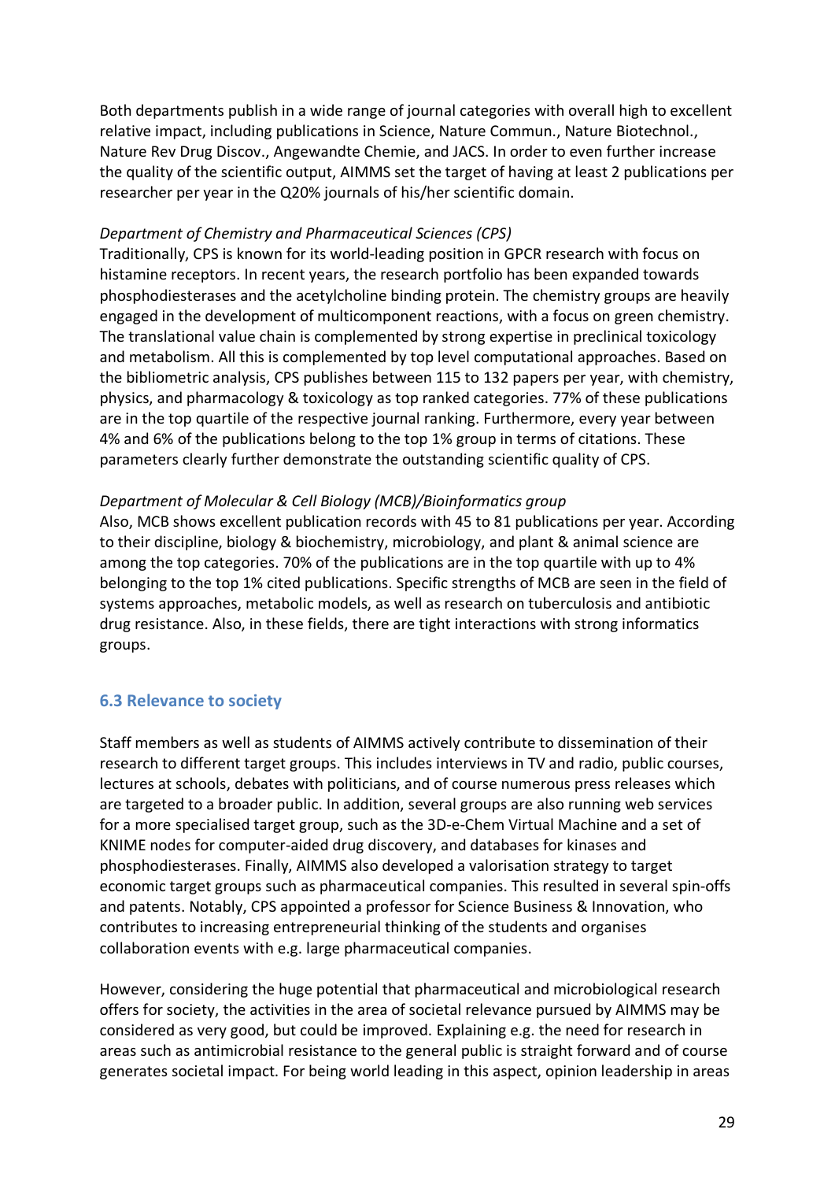Both departments publish in a wide range of journal categories with overall high to excellent relative impact, including publications in Science, Nature Commun., Nature Biotechnol., Nature Rev Drug Discov., Angewandte Chemie, and JACS. In order to even further increase the quality of the scientific output, AIMMS set the target of having at least 2 publications per researcher per year in the Q20% journals of his/her scientific domain.

*Department of Chemistry and Pharmaceutical Sciences (CPS)*

Traditionally, CPS is known for its world-leading position in GPCR research with focus on histamine receptors. In recent years, the research portfolio has been expanded towards phosphodiesterases and the acetylcholine binding protein. The chemistry groups are heavily engaged in the development of multicomponent reactions, with a focus on green chemistry. The translational value chain is complemented by strong expertise in preclinical toxicology and metabolism. All this is complemented by top level computational approaches. Based on the bibliometric analysis, CPS publishes between 115 to 132 papers per year, with chemistry, physics, and pharmacology & toxicology as top ranked categories. 77% of these publications are in the top quartile of the respective journal ranking. Furthermore, every year between 4% and 6% of the publications belong to the top 1% group in terms of citations. These parameters clearly further demonstrate the outstanding scientific quality of CPS.

*Department of Molecular & Cell Biology (MCB)/Bioinformatics group*

Also, MCB shows excellent publication records with 45 to 81 publications per year. According to their discipline, biology & biochemistry, microbiology, and plant & animal science are among the top categories. 70% of the publications are in the top quartile with up to 4% belonging to the top 1% cited publications. Specific strengths of MCB are seen in the field of systems approaches, metabolic models, as well as research on tuberculosis and antibiotic drug resistance. Also, in these fields, there are tight interactions with strong informatics groups.

### 6.3 Relevance to society

Staff members as well as students of AIMMS actively contribute to dissemination of their research to different target groups. This includes interviews in TV and radio, public courses, lectures at schools, debates with politicians, and of course numerous press releases which are targeted to a broader public. In addition, several groups are also running web services for a more specialised target group, such as the 3D-e-Chem Virtual Machine and a set of KNIME nodes for computer-aided drug discovery, and databases for kinases and phosphodiesterases. Finally, AIMMS also developed a valorisation strategy to target economic target groups such as pharmaceutical companies. This resulted in several spin-offs and patents. Notably, CPS appointed a professor for Science Business & Innovation, who contributes to increasing entrepreneurial thinking of the students and organises collaboration events with e.g. large pharmaceutical companies.

However, considering the huge potential that pharmaceutical and microbiological research offers for society, the activities in the area of societal relevance pursued by AIMMS may be considered as very good, but could be improved. Explaining e.g. the need for research in areas such as antimicrobial resistance to the general public is straight forward and of course generates societal impact. For being world leading in this aspect, opinion leadership in areas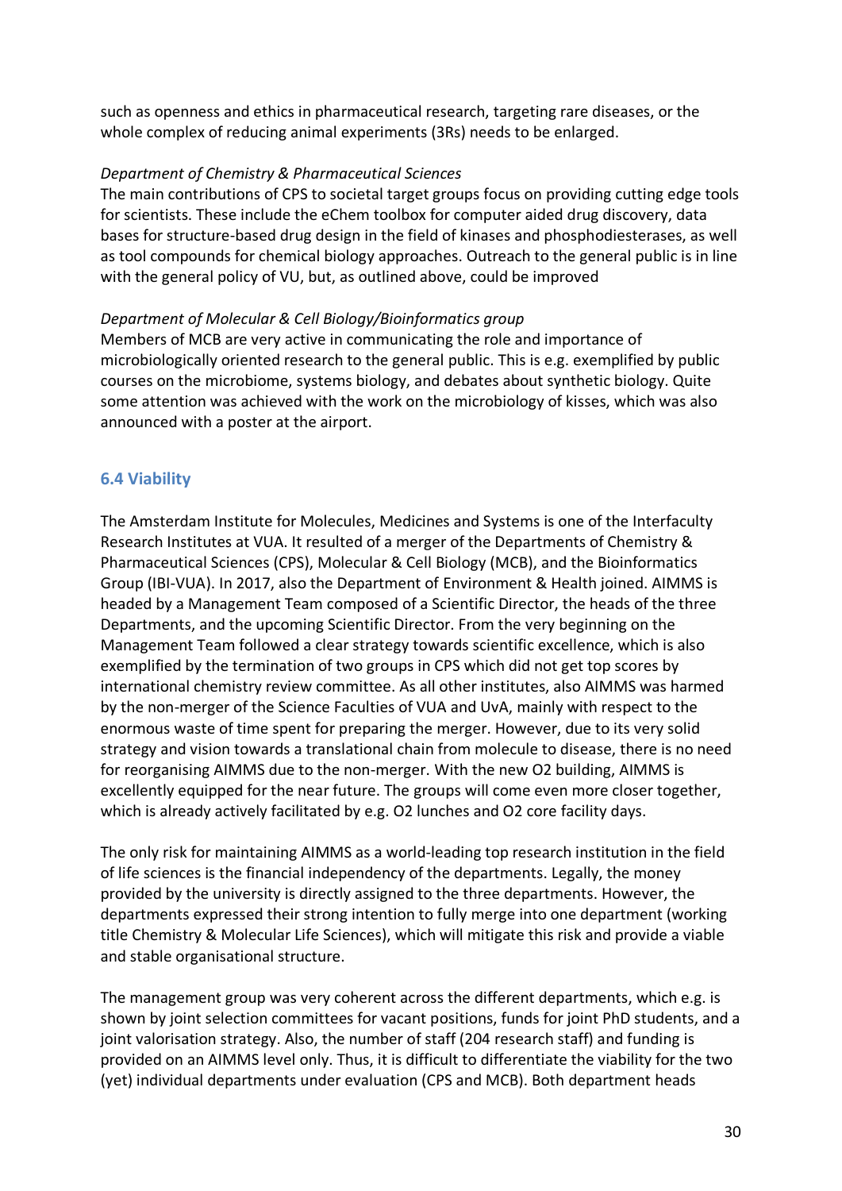such as openness and ethics in pharmaceutical research, targeting rare diseases, or the whole complex of reducing animal experiments (3Rs) needs to be enlarged.

*Department of Chemistry & Pharmaceutical Sciences*

The main contributions of CPS to societal target groups focus on providing cutting edge tools for scientists. These include the eChem toolbox for computer aided drug discovery, data bases for structure-based drug design in the field of kinases and phosphodiesterases, as well as tool compounds for chemical biology approaches. Outreach to the general public is in line with the general policy of VU, but, as outlined above, could be improved

*Department of Molecular & Cell Biology/Bioinformatics group*

Members of MCB are very active in communicating the role and importance of microbiologically oriented research to the general public. This is e.g. exemplified by public courses on the microbiome, systems biology, and debates about synthetic biology. Quite some attention was achieved with the work on the microbiology of kisses, which was also announced with a poster at the airport.

### 6.4 Viability

The Amsterdam Institute for Molecules, Medicines and Systems is one of the Interfaculty Research Institutes at VUA. It resulted of a merger of the Departments of Chemistry & Pharmaceutical Sciences (CPS), Molecular & Cell Biology (MCB), and the Bioinformatics Group (IBI-VUA). In 2017, also the Department of Environment & Health joined. AIMMS is headed by a Management Team composed of a Scientific Director, the heads of the three Departments, and the upcoming Scientific Director. From the very beginning on the Management Team followed a clear strategy towards scientific excellence, which is also exemplified by the termination of two groups in CPS which did not get top scores by international chemistry review committee. As all other institutes, also AIMMS was harmed by the non-merger of the Science Faculties of VUA and UvA, mainly with respect to the enormous waste of time spent for preparing the merger. However, due to its very solid strategy and vision towards a translational chain from molecule to disease, there is no need for reorganising AIMMS due to the non-merger. With the new O2 building, AIMMS is excellently equipped for the near future. The groups will come even more closer together, which is already actively facilitated by e.g. O2 lunches and O2 core facility days.

The only risk for maintaining AIMMS as a world-leading top research institution in the field of life sciences is the financial independency of the departments. Legally, the money provided by the university is directly assigned to the three departments. However, the departments expressed their strong intention to fully merge into one department (working title Chemistry & Molecular Life Sciences), which will mitigate this risk and provide a viable and stable organisational structure.

The management group was very coherent across the different departments, which e.g. is shown by joint selection committees for vacant positions, funds for joint PhD students, and a joint valorisation strategy. Also, the number of staff (204 research staff) and funding is provided on an AIMMS level only. Thus, it is difficult to differentiate the viability for the two (yet) individual departments under evaluation (CPS and MCB). Both department heads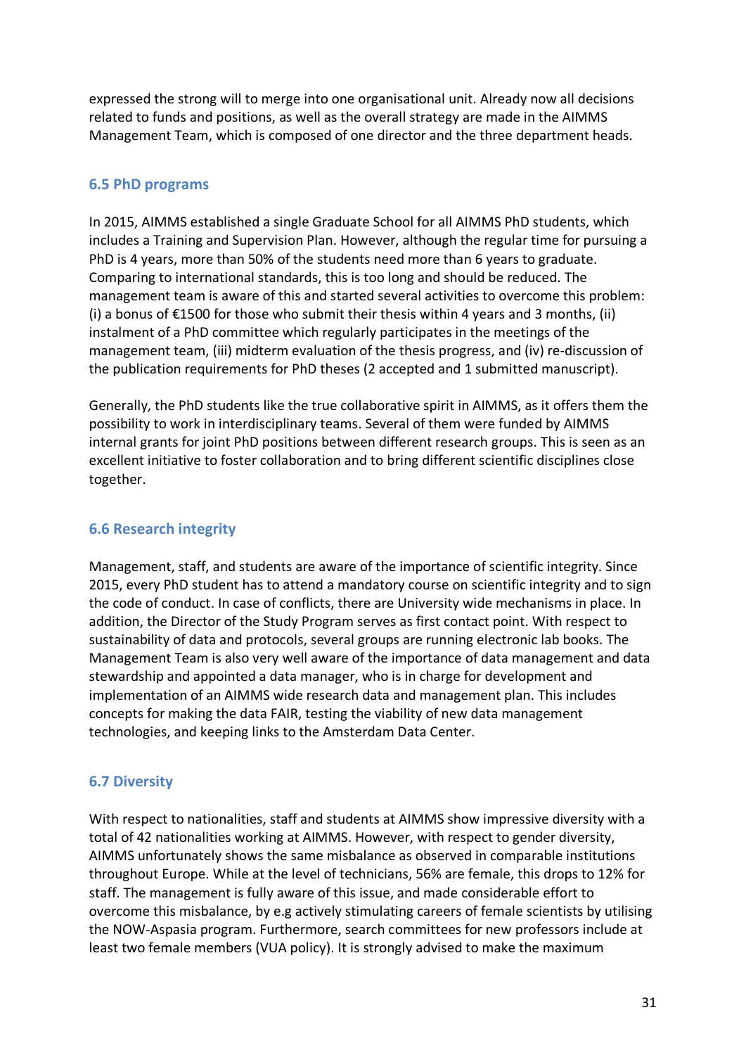expressed the strong will to merge into one organisational unit. Already now all decisions related to funds and positions, as well as the overall strategy are made in the AIMMS Management Team, which is composed of one director and the three department heads.

### 6.5 PhD programs

In 2015, AIMMS established a single Graduate School for all AIMMS PhD students, which includes a Training and Supervision Plan. However, although the regular time for pursuing a PhD is 4 years, more than 50% of the students need more than 6 years to graduate. Comparing to international standards, this is too long and should be reduced. The management team is aware of this and started several activities to overcome this problem: (i) a bonus of €1500 for those who submit their thesis within 4 years and 3 months, (ii) instalment of a PhD committee which regularly participates in the meetings of the management team, (iii) midterm evaluation of the thesis progress, and (iv) re-discussion of the publication requirements for PhD theses (2 accepted and 1 submitted manuscript).

Generally, the PhD students like the true collaborative spirit in AIMMS, as it offers them the possibility to work in interdisciplinary teams. Several of them were funded by AIMMS internal grants for joint PhD positions between different research groups. This is seen as an excellent initiative to foster collaboration and to bring different scientific disciplines close together.

### 6.6 Research integrity

Management, staff, and students are aware of the importance of scientific integrity. Since 2015, every PhD student has to attend a mandatory course on scientific integrity and to sign the code of conduct. In case of conflicts, there are University wide mechanisms in place. In addition, the Director of the Study Program serves as first contact point. With respect to sustainability of data and protocols, several groups are running electronic lab books. The Management Team is also very well aware of the importance of data management and data stewardship and appointed a data manager, who is in charge for development and implementation of an AIMMS wide research data and management plan. This includes concepts for making the data FAIR, testing the viability of new data management technologies, and keeping links to the Amsterdam Data Center.

### 6.7 Diversity

With respect to nationalities, staff and students at AIMMS show impressive diversity with a total of 42 nationalities working at AIMMS. However, with respect to gender diversity, AIMMS unfortunately shows the same misbalance as observed in comparable institutions throughout Europe. While at the level of technicians, 56% are female, this drops to 12% for staff. The management is fully aware of this issue, and made considerable effort to overcome this misbalance, by e.g actively stimulating careers of female scientists by utilising the NOW-Aspasia program. Furthermore, search committees for new professors include at least two female members (VUA policy). It is strongly advised to make the maximum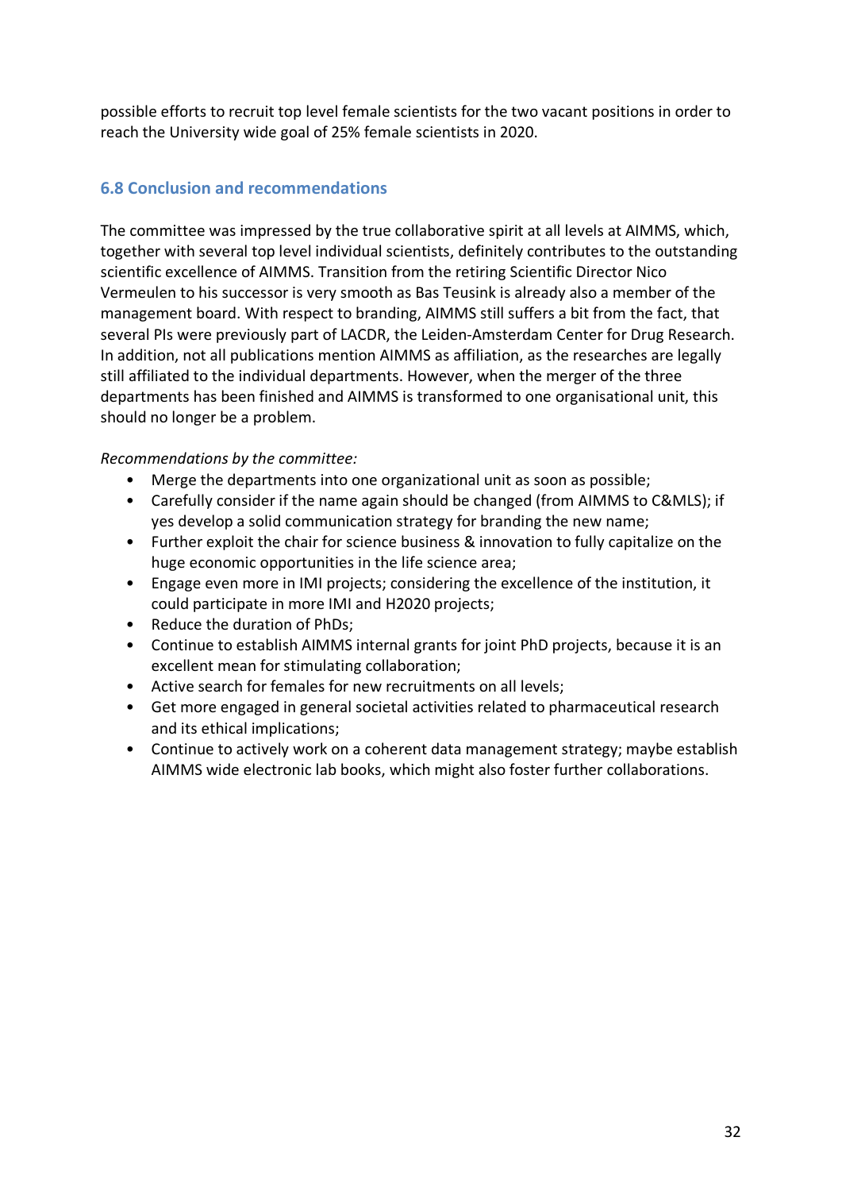possible efforts to recruit top level female scientists for the two vacant positions in order to reach the University wide goal of 25% female scientists in 2020.

### 6.8 Conclusion and recommendations

The committee was impressed by the true collaborative spirit at all levels at AIMMS, which, together with several top level individual scientists, definitely contributes to the outstanding scientific excellence of AIMMS. Transition from the retiring Scientific Director Nico Vermeulen to his successor is very smooth as Bas Teusink is already also a member of the management board. With respect to branding, AIMMS still suffers a bit from the fact, that several PIs were previously part of LACDR, the Leiden-Amsterdam Center for Drug Research. In addition, not all publications mention AIMMS as affiliation, as the researches are legally still affiliated to the individual departments. However, when the merger of the three departments has been finished and AIMMS is transformed to one organisational unit, this should no longer be a problem.

*Recommendations by the committee:*

- Merge the departments into one organizational unit as soon as possible;
- Carefully consider if the name again should be changed (from AIMMS to C&MLS); if yes develop a solid communication strategy for branding the new name;
- Further exploit the chair for science business & innovation to fully capitalize on the huge economic opportunities in the life science area;
- Engage even more in IMI projects; considering the excellence of the institution, it could participate in more IMI and H2020 projects;
- Reduce the duration of PhDs;
- Continue to establish AIMMS internal grants for joint PhD projects, because it is an excellent mean for stimulating collaboration;
- Active search for females for new recruitments on all levels;
- Get more engaged in general societal activities related to pharmaceutical research and its ethical implications;
- Continue to actively work on a coherent data management strategy; maybe establish AIMMS wide electronic lab books, which might also foster further collaborations.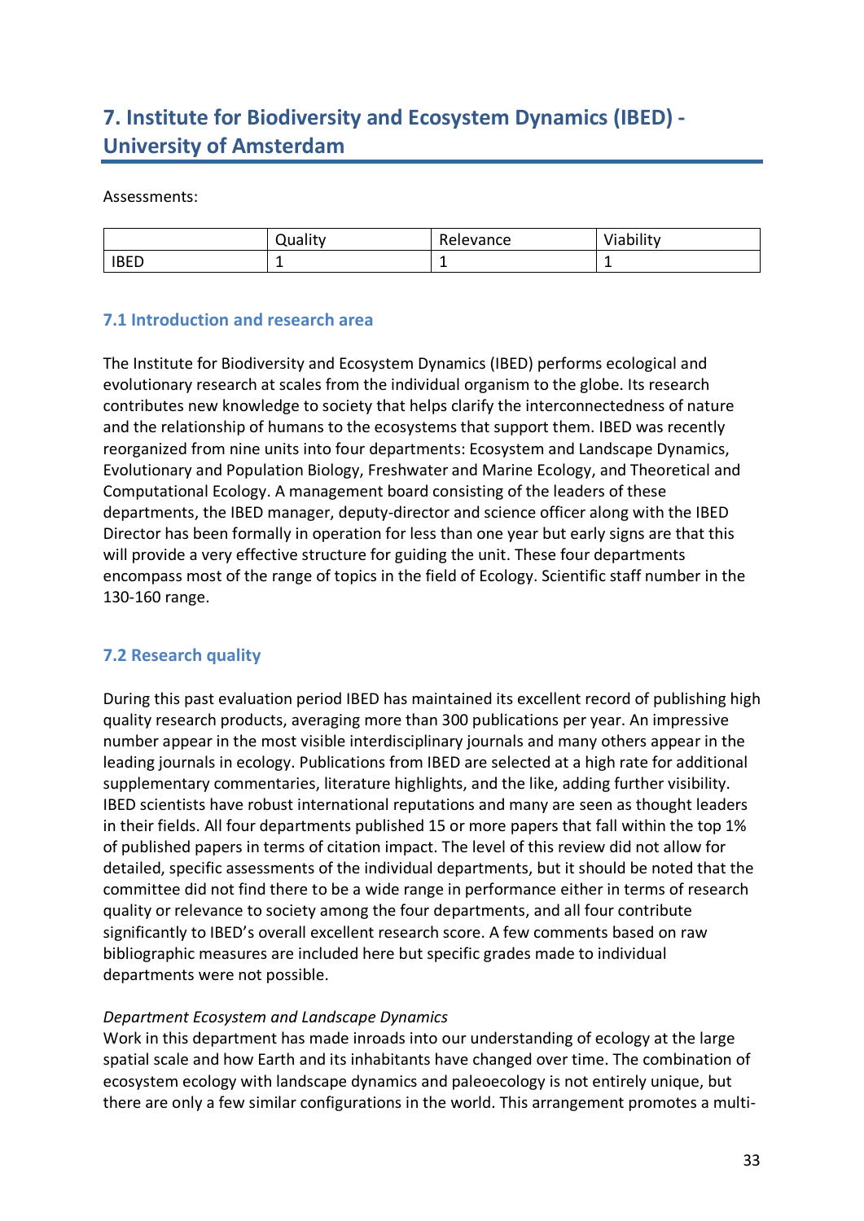## 7. Institute for Biodiversity and Ecosystem Dynamics (IBED) - University of Amsterdam

Assessments:

| | Quality | Relevance | Viability |
|---|---|---|---|
| IBED | 1 | 1 | 1 |

### 7.1 Introduction and research area

The Institute for Biodiversity and Ecosystem Dynamics (IBED) performs ecological and evolutionary research at scales from the individual organism to the globe. Its research contributes new knowledge to society that helps clarify the interconnectedness of nature and the relationship of humans to the ecosystems that support them. IBED was recently reorganized from nine units into four departments: Ecosystem and Landscape Dynamics, Evolutionary and Population Biology, Freshwater and Marine Ecology, and Theoretical and Computational Ecology. A management board consisting of the leaders of these departments, the IBED manager, deputy-director and science officer along with the IBED Director has been formally in operation for less than one year but early signs are that this will provide a very effective structure for guiding the unit. These four departments encompass most of the range of topics in the field of Ecology. Scientific staff number in the 130-160 range.

### 7.2 Research quality

During this past evaluation period IBED has maintained its excellent record of publishing high quality research products, averaging more than 300 publications per year. An impressive number appear in the most visible interdisciplinary journals and many others appear in the leading journals in ecology. Publications from IBED are selected at a high rate for additional supplementary commentaries, literature highlights, and the like, adding further visibility. IBED scientists have robust international reputations and many are seen as thought leaders in their fields. All four departments published 15 or more papers that fall within the top 1% of published papers in terms of citation impact. The level of this review did not allow for detailed, specific assessments of the individual departments, but it should be noted that the committee did not find there to be a wide range in performance either in terms of research quality or relevance to society among the four departments, and all four contribute significantly to IBED's overall excellent research score. A few comments based on raw bibliographic measures are included here but specific grades made to individual departments were not possible.

*Department Ecosystem and Landscape Dynamics*

Work in this department has made inroads into our understanding of ecology at the large spatial scale and how Earth and its inhabitants have changed over time. The combination of ecosystem ecology with landscape dynamics and paleoecology is not entirely unique, but there are only a few similar configurations in the world. This arrangement promotes a multi-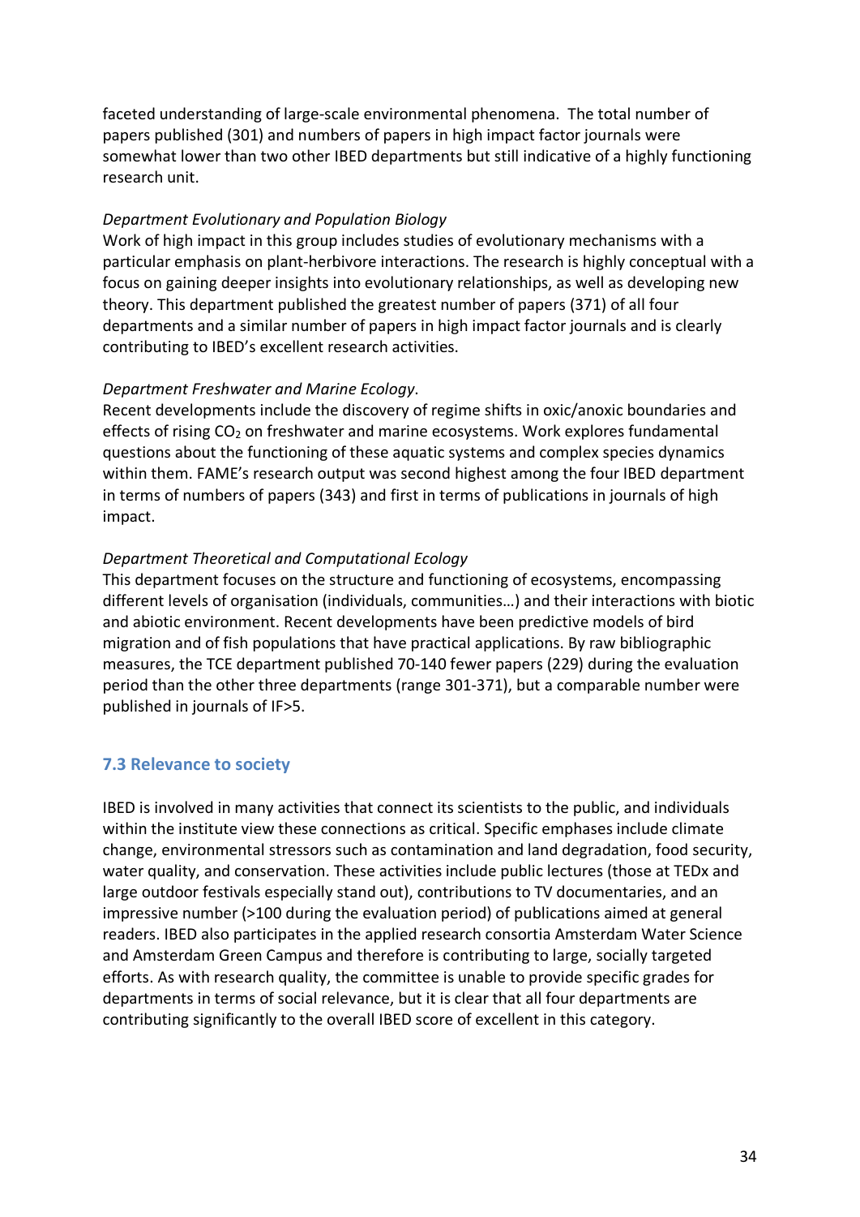faceted understanding of large-scale environmental phenomena. The total number of papers published (301) and numbers of papers in high impact factor journals were somewhat lower than two other IBED departments but still indicative of a highly functioning research unit.

*Department Evolutionary and Population Biology*

Work of high impact in this group includes studies of evolutionary mechanisms with a particular emphasis on plant-herbivore interactions. The research is highly conceptual with a focus on gaining deeper insights into evolutionary relationships, as well as developing new theory. This department published the greatest number of papers (371) of all four departments and a similar number of papers in high impact factor journals and is clearly contributing to IBED's excellent research activities.

*Department Freshwater and Marine Ecology*.

Recent developments include the discovery of regime shifts in oxic/anoxic boundaries and effects of rising $CO_2$ on freshwater and marine ecosystems. Work explores fundamental questions about the functioning of these aquatic systems and complex species dynamics within them. FAME's research output was second highest among the four IBED department in terms of numbers of papers (343) and first in terms of publications in journals of high impact.

*Department Theoretical and Computational Ecology*

This department focuses on the structure and functioning of ecosystems, encompassing different levels of organisation (individuals, communities…) and their interactions with biotic and abiotic environment. Recent developments have been predictive models of bird migration and of fish populations that have practical applications. By raw bibliographic measures, the TCE department published 70-140 fewer papers (229) during the evaluation period than the other three departments (range 301-371), but a comparable number were published in journals of IF>5.

## 7.3 Relevance to society

IBED is involved in many activities that connect its scientists to the public, and individuals within the institute view these connections as critical. Specific emphases include climate change, environmental stressors such as contamination and land degradation, food security, water quality, and conservation. These activities include public lectures (those at TEDx and large outdoor festivals especially stand out), contributions to TV documentaries, and an impressive number (>100 during the evaluation period) of publications aimed at general readers. IBED also participates in the applied research consortia Amsterdam Water Science and Amsterdam Green Campus and therefore is contributing to large, socially targeted efforts. As with research quality, the committee is unable to provide specific grades for departments in terms of social relevance, but it is clear that all four departments are contributing significantly to the overall IBED score of excellent in this category.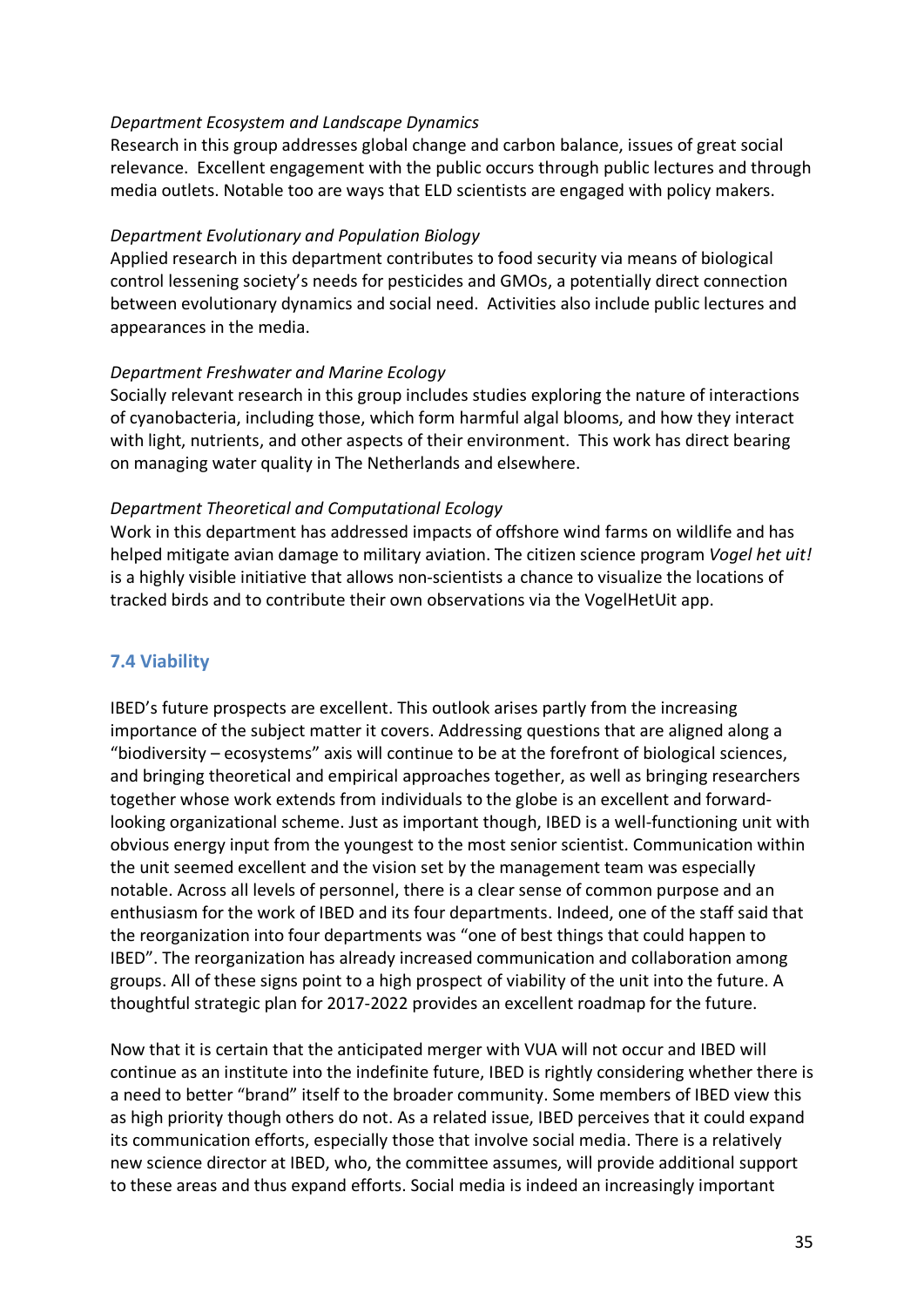*Department Ecosystem and Landscape Dynamics*
Research in this group addresses global change and carbon balance, issues of great social relevance. Excellent engagement with the public occurs through public lectures and through media outlets. Notable too are ways that ELD scientists are engaged with policy makers.

*Department Evolutionary and Population Biology*
Applied research in this department contributes to food security via means of biological control lessening society's needs for pesticides and GMOs, a potentially direct connection between evolutionary dynamics and social need. Activities also include public lectures and appearances in the media.

*Department Freshwater and Marine Ecology*
Socially relevant research in this group includes studies exploring the nature of interactions of cyanobacteria, including those, which form harmful algal blooms, and how they interact with light, nutrients, and other aspects of their environment. This work has direct bearing on managing water quality in The Netherlands and elsewhere.

*Department Theoretical and Computational Ecology*
Work in this department has addressed impacts of offshore wind farms on wildlife and has helped mitigate avian damage to military aviation. The citizen science program *Vogel het uit!* is a highly visible initiative that allows non-scientists a chance to visualize the locations of tracked birds and to contribute their own observations via the VogelHetUit app.

### 7.4 Viability

IBED's future prospects are excellent. This outlook arises partly from the increasing importance of the subject matter it covers. Addressing questions that are aligned along a "biodiversity – ecosystems" axis will continue to be at the forefront of biological sciences, and bringing theoretical and empirical approaches together, as well as bringing researchers together whose work extends from individuals to the globe is an excellent and forward-looking organizational scheme. Just as important though, IBED is a well-functioning unit with obvious energy input from the youngest to the most senior scientist. Communication within the unit seemed excellent and the vision set by the management team was especially notable. Across all levels of personnel, there is a clear sense of common purpose and an enthusiasm for the work of IBED and its four departments. Indeed, one of the staff said that the reorganization into four departments was "one of best things that could happen to IBED". The reorganization has already increased communication and collaboration among groups. All of these signs point to a high prospect of viability of the unit into the future. A thoughtful strategic plan for 2017-2022 provides an excellent roadmap for the future.

Now that it is certain that the anticipated merger with VUA will not occur and IBED will continue as an institute into the indefinite future, IBED is rightly considering whether there is a need to better "brand" itself to the broader community. Some members of IBED view this as high priority though others do not. As a related issue, IBED perceives that it could expand its communication efforts, especially those that involve social media. There is a relatively new science director at IBED, who, the committee assumes, will provide additional support to these areas and thus expand efforts. Social media is indeed an increasingly important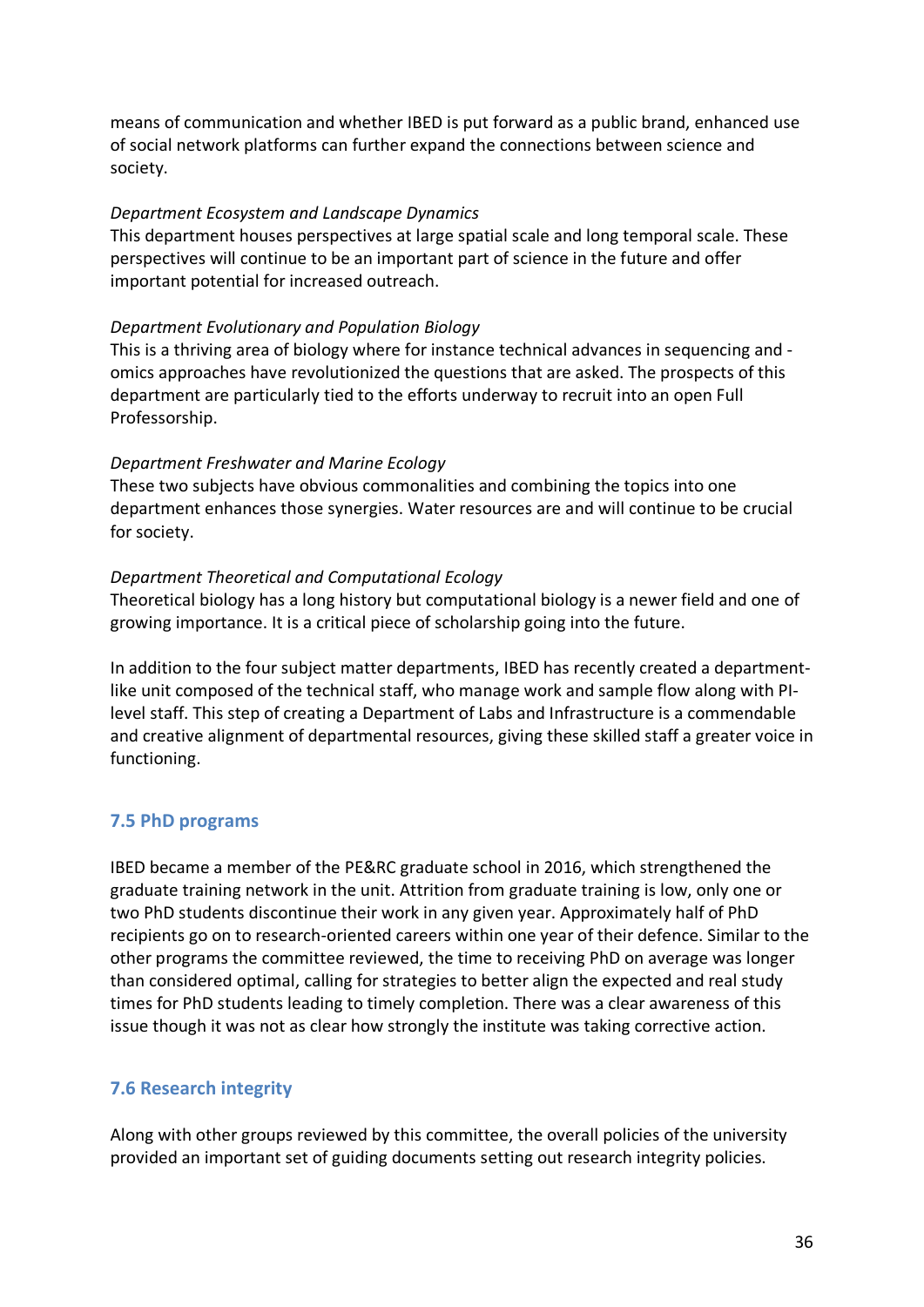means of communication and whether IBED is put forward as a public brand, enhanced use of social network platforms can further expand the connections between science and society.

*Department Ecosystem and Landscape Dynamics*
This department houses perspectives at large spatial scale and long temporal scale. These perspectives will continue to be an important part of science in the future and offer important potential for increased outreach.

*Department Evolutionary and Population Biology*
This is a thriving area of biology where for instance technical advances in sequencing and -omics approaches have revolutionized the questions that are asked. The prospects of this department are particularly tied to the efforts underway to recruit into an open Full Professorship.

*Department Freshwater and Marine Ecology*
These two subjects have obvious commonalities and combining the topics into one department enhances those synergies. Water resources are and will continue to be crucial for society.

*Department Theoretical and Computational Ecology*
Theoretical biology has a long history but computational biology is a newer field and one of growing importance. It is a critical piece of scholarship going into the future.

In addition to the four subject matter departments, IBED has recently created a department-like unit composed of the technical staff, who manage work and sample flow along with PI-level staff. This step of creating a Department of Labs and Infrastructure is a commendable and creative alignment of departmental resources, giving these skilled staff a greater voice in functioning.

### 7.5 PhD programs

IBED became a member of the PE&RC graduate school in 2016, which strengthened the graduate training network in the unit. Attrition from graduate training is low, only one or two PhD students discontinue their work in any given year. Approximately half of PhD recipients go on to research-oriented careers within one year of their defence. Similar to the other programs the committee reviewed, the time to receiving PhD on average was longer than considered optimal, calling for strategies to better align the expected and real study times for PhD students leading to timely completion. There was a clear awareness of this issue though it was not as clear how strongly the institute was taking corrective action.

### 7.6 Research integrity

Along with other groups reviewed by this committee, the overall policies of the university provided an important set of guiding documents setting out research integrity policies.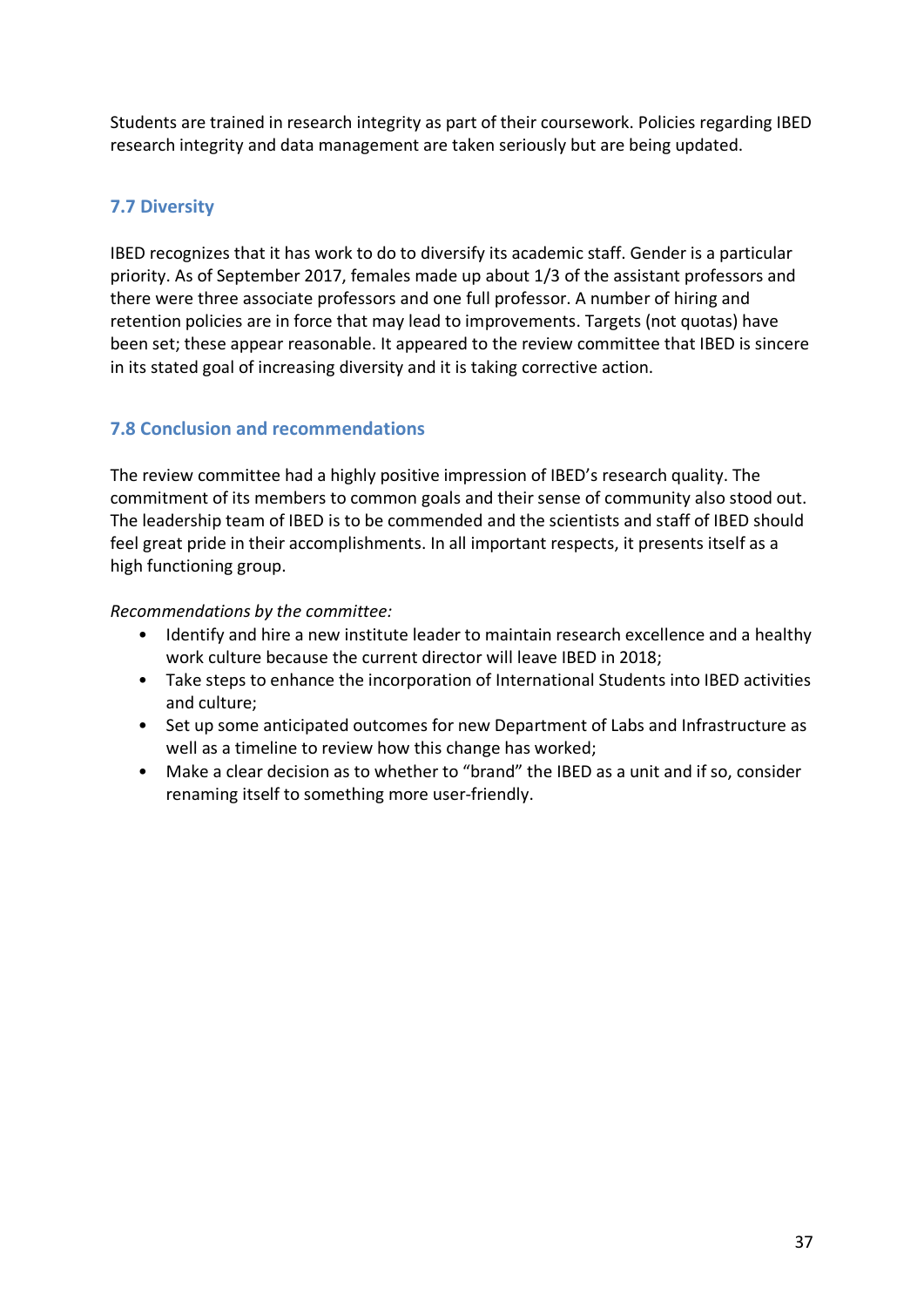Students are trained in research integrity as part of their coursework. Policies regarding IBED research integrity and data management are taken seriously but are being updated.

### 7.7 Diversity

IBED recognizes that it has work to do to diversify its academic staff. Gender is a particular priority. As of September 2017, females made up about 1/3 of the assistant professors and there were three associate professors and one full professor. A number of hiring and retention policies are in force that may lead to improvements. Targets (not quotas) have been set; these appear reasonable. It appeared to the review committee that IBED is sincere in its stated goal of increasing diversity and it is taking corrective action.

### 7.8 Conclusion and recommendations

The review committee had a highly positive impression of IBED's research quality. The commitment of its members to common goals and their sense of community also stood out. The leadership team of IBED is to be commended and the scientists and staff of IBED should feel great pride in their accomplishments. In all important respects, it presents itself as a high functioning group.

*Recommendations by the committee:*

- Identify and hire a new institute leader to maintain research excellence and a healthy work culture because the current director will leave IBED in 2018;
- Take steps to enhance the incorporation of International Students into IBED activities and culture;
- Set up some anticipated outcomes for new Department of Labs and Infrastructure as well as a timeline to review how this change has worked;
- Make a clear decision as to whether to "brand" the IBED as a unit and if so, consider renaming itself to something more user-friendly.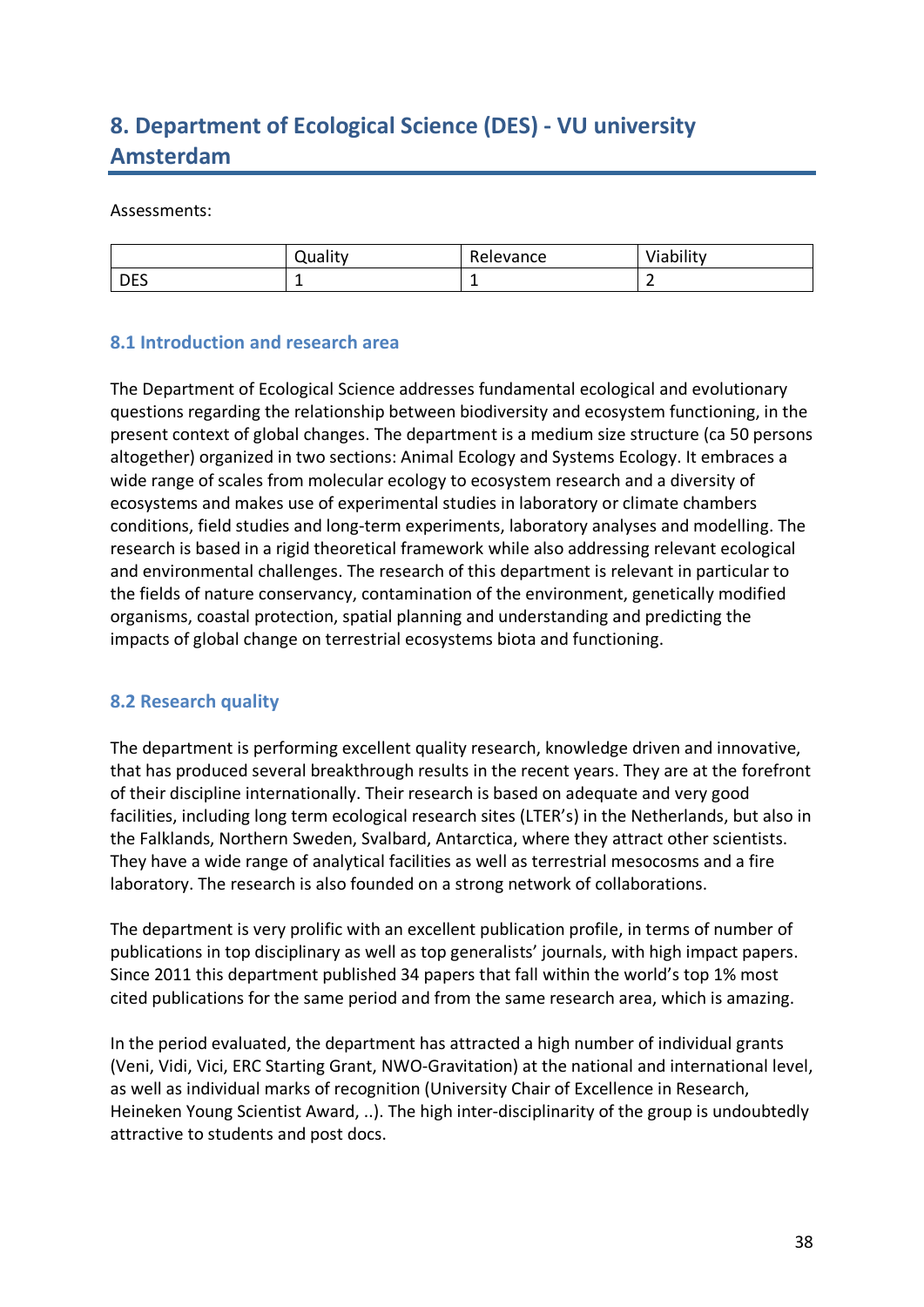## 8. Department of Ecological Science (DES) - VU university Amsterdam

Assessments:

| | Quality | Relevance | Viability |
|---|---|---|---|
| DES | 1 | 1 | 2 |

### 8.1 Introduction and research area

The Department of Ecological Science addresses fundamental ecological and evolutionary questions regarding the relationship between biodiversity and ecosystem functioning, in the present context of global changes. The department is a medium size structure (ca 50 persons altogether) organized in two sections: Animal Ecology and Systems Ecology. It embraces a wide range of scales from molecular ecology to ecosystem research and a diversity of ecosystems and makes use of experimental studies in laboratory or climate chambers conditions, field studies and long-term experiments, laboratory analyses and modelling. The research is based in a rigid theoretical framework while also addressing relevant ecological and environmental challenges. The research of this department is relevant in particular to the fields of nature conservancy, contamination of the environment, genetically modified organisms, coastal protection, spatial planning and understanding and predicting the impacts of global change on terrestrial ecosystems biota and functioning.

### 8.2 Research quality

The department is performing excellent quality research, knowledge driven and innovative, that has produced several breakthrough results in the recent years. They are at the forefront of their discipline internationally. Their research is based on adequate and very good facilities, including long term ecological research sites (LTER's) in the Netherlands, but also in the Falklands, Northern Sweden, Svalbard, Antarctica, where they attract other scientists. They have a wide range of analytical facilities as well as terrestrial mesocosms and a fire laboratory. The research is also founded on a strong network of collaborations.

The department is very prolific with an excellent publication profile, in terms of number of publications in top disciplinary as well as top generalists' journals, with high impact papers. Since 2011 this department published 34 papers that fall within the world's top 1% most cited publications for the same period and from the same research area, which is amazing.

In the period evaluated, the department has attracted a high number of individual grants (Veni, Vidi, Vici, ERC Starting Grant, NWO-Gravitation) at the national and international level, as well as individual marks of recognition (University Chair of Excellence in Research, Heineken Young Scientist Award, ..). The high inter-disciplinarity of the group is undoubtedly attractive to students and post docs.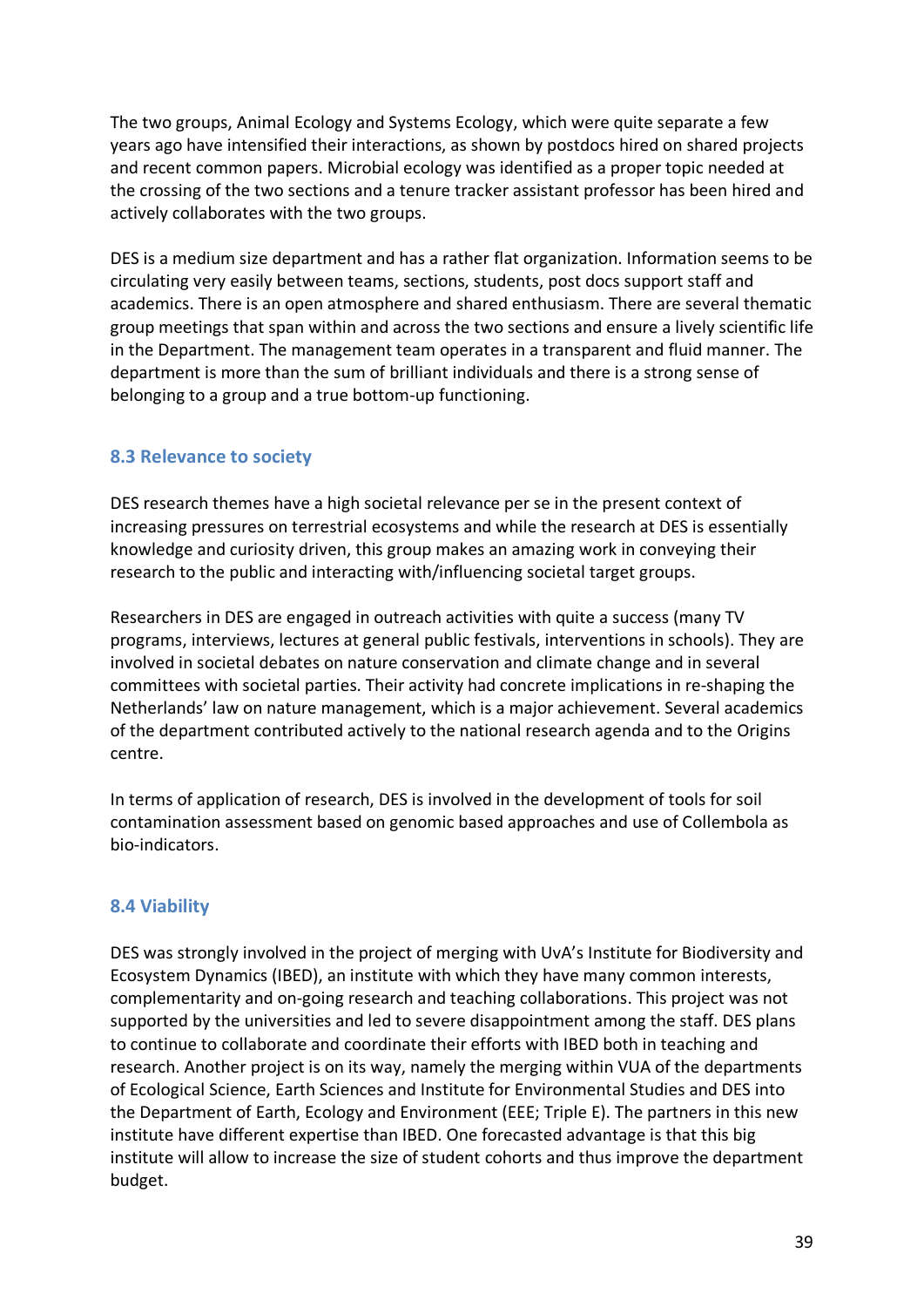The two groups, Animal Ecology and Systems Ecology, which were quite separate a few years ago have intensified their interactions, as shown by postdocs hired on shared projects and recent common papers. Microbial ecology was identified as a proper topic needed at the crossing of the two sections and a tenure tracker assistant professor has been hired and actively collaborates with the two groups.

DES is a medium size department and has a rather flat organization. Information seems to be circulating very easily between teams, sections, students, post docs support staff and academics. There is an open atmosphere and shared enthusiasm. There are several thematic group meetings that span within and across the two sections and ensure a lively scientific life in the Department. The management team operates in a transparent and fluid manner. The department is more than the sum of brilliant individuals and there is a strong sense of belonging to a group and a true bottom-up functioning.

### 8.3 Relevance to society

DES research themes have a high societal relevance per se in the present context of increasing pressures on terrestrial ecosystems and while the research at DES is essentially knowledge and curiosity driven, this group makes an amazing work in conveying their research to the public and interacting with/influencing societal target groups.

Researchers in DES are engaged in outreach activities with quite a success (many TV programs, interviews, lectures at general public festivals, interventions in schools). They are involved in societal debates on nature conservation and climate change and in several committees with societal parties. Their activity had concrete implications in re-shaping the Netherlands' law on nature management, which is a major achievement. Several academics of the department contributed actively to the national research agenda and to the Origins centre.

In terms of application of research, DES is involved in the development of tools for soil contamination assessment based on genomic based approaches and use of Collembola as bio-indicators.

### 8.4 Viability

DES was strongly involved in the project of merging with UvA's Institute for Biodiversity and Ecosystem Dynamics (IBED), an institute with which they have many common interests, complementarity and on-going research and teaching collaborations. This project was not supported by the universities and led to severe disappointment among the staff. DES plans to continue to collaborate and coordinate their efforts with IBED both in teaching and research. Another project is on its way, namely the merging within VUA of the departments of Ecological Science, Earth Sciences and Institute for Environmental Studies and DES into the Department of Earth, Ecology and Environment (EEE; Triple E). The partners in this new institute have different expertise than IBED. One forecasted advantage is that this big institute will allow to increase the size of student cohorts and thus improve the department budget.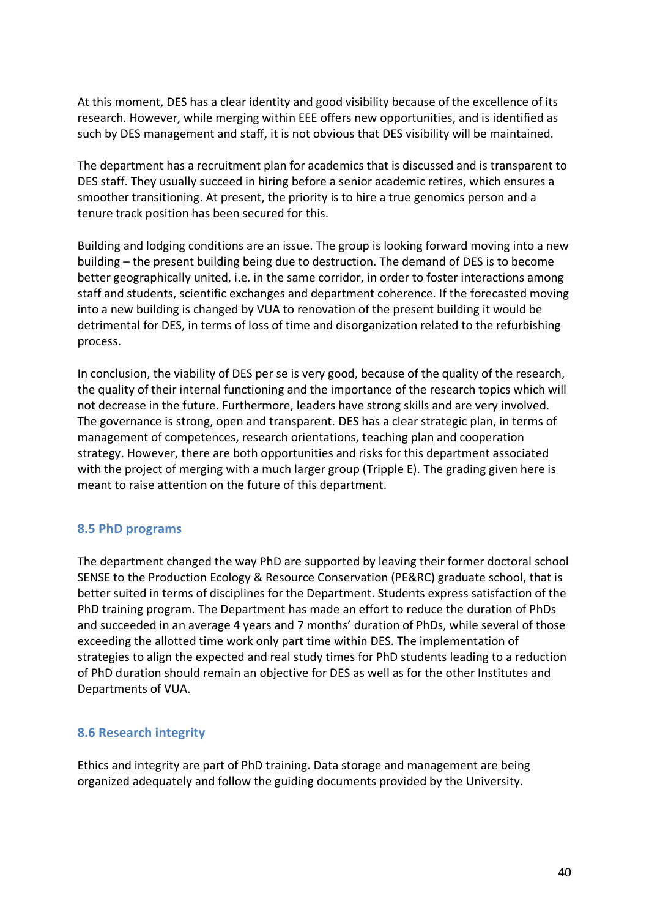At this moment, DES has a clear identity and good visibility because of the excellence of its research. However, while merging within EEE offers new opportunities, and is identified as such by DES management and staff, it is not obvious that DES visibility will be maintained.

The department has a recruitment plan for academics that is discussed and is transparent to DES staff. They usually succeed in hiring before a senior academic retires, which ensures a smoother transitioning. At present, the priority is to hire a true genomics person and a tenure track position has been secured for this.

Building and lodging conditions are an issue. The group is looking forward moving into a new building – the present building being due to destruction. The demand of DES is to become better geographically united, i.e. in the same corridor, in order to foster interactions among staff and students, scientific exchanges and department coherence. If the forecasted moving into a new building is changed by VUA to renovation of the present building it would be detrimental for DES, in terms of loss of time and disorganization related to the refurbishing process.

In conclusion, the viability of DES per se is very good, because of the quality of the research, the quality of their internal functioning and the importance of the research topics which will not decrease in the future. Furthermore, leaders have strong skills and are very involved. The governance is strong, open and transparent. DES has a clear strategic plan, in terms of management of competences, research orientations, teaching plan and cooperation strategy. However, there are both opportunities and risks for this department associated with the project of merging with a much larger group (Tripple E). The grading given here is meant to raise attention on the future of this department.

### 8.5 PhD programs

The department changed the way PhD are supported by leaving their former doctoral school SENSE to the Production Ecology & Resource Conservation (PE&RC) graduate school, that is better suited in terms of disciplines for the Department. Students express satisfaction of the PhD training program. The Department has made an effort to reduce the duration of PhDs and succeeded in an average 4 years and 7 months' duration of PhDs, while several of those exceeding the allotted time work only part time within DES. The implementation of strategies to align the expected and real study times for PhD students leading to a reduction of PhD duration should remain an objective for DES as well as for the other Institutes and Departments of VUA.

### 8.6 Research integrity

Ethics and integrity are part of PhD training. Data storage and management are being organized adequately and follow the guiding documents provided by the University.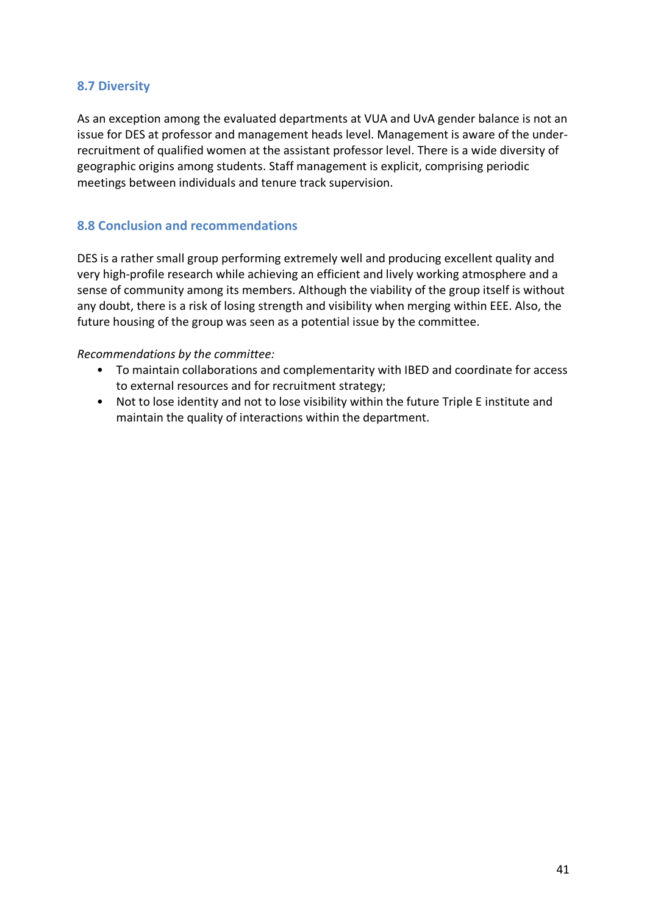### 8.7 Diversity

As an exception among the evaluated departments at VUA and UvA gender balance is not an issue for DES at professor and management heads level. Management is aware of the under-recruitment of qualified women at the assistant professor level. There is a wide diversity of geographic origins among students. Staff management is explicit, comprising periodic meetings between individuals and tenure track supervision.

### 8.8 Conclusion and recommendations

DES is a rather small group performing extremely well and producing excellent quality and very high-profile research while achieving an efficient and lively working atmosphere and a sense of community among its members. Although the viability of the group itself is without any doubt, there is a risk of losing strength and visibility when merging within EEE. Also, the future housing of the group was seen as a potential issue by the committee.

*Recommendations by the committee:*

- To maintain collaborations and complementarity with IBED and coordinate for access to external resources and for recruitment strategy;
- Not to lose identity and not to lose visibility within the future Triple E institute and maintain the quality of interactions within the department.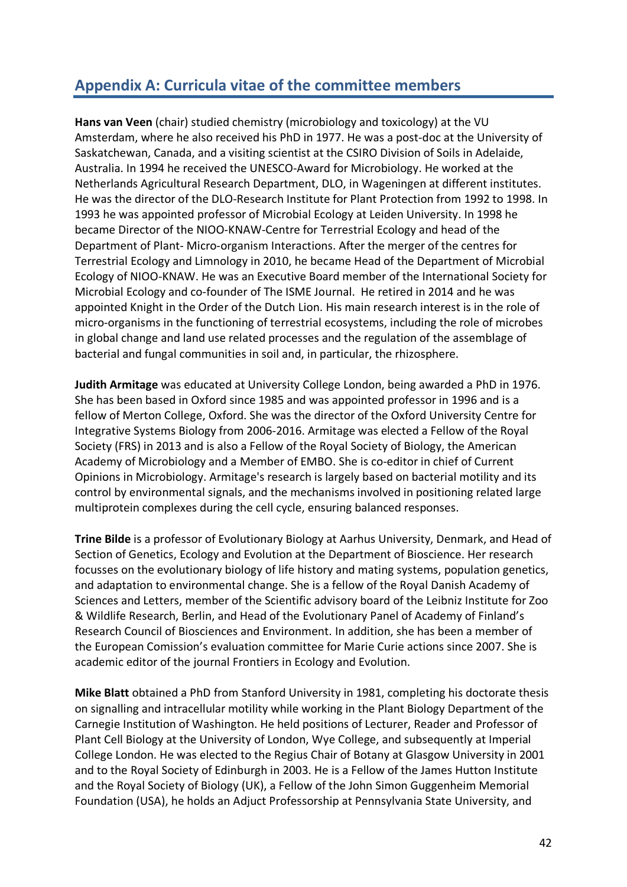## Appendix A: Curricula vitae of the committee members

**Hans van Veen** (chair) studied chemistry (microbiology and toxicology) at the VU Amsterdam, where he also received his PhD in 1977. He was a post-doc at the University of Saskatchewan, Canada, and a visiting scientist at the CSIRO Division of Soils in Adelaide, Australia. In 1994 he received the UNESCO-Award for Microbiology. He worked at the Netherlands Agricultural Research Department, DLO, in Wageningen at different institutes. He was the director of the DLO-Research Institute for Plant Protection from 1992 to 1998. In 1993 he was appointed professor of Microbial Ecology at Leiden University. In 1998 he became Director of the NIOO-KNAW-Centre for Terrestrial Ecology and head of the Department of Plant- Micro-organism Interactions. After the merger of the centres for Terrestrial Ecology and Limnology in 2010, he became Head of the Department of Microbial Ecology of NIOO-KNAW. He was an Executive Board member of the International Society for Microbial Ecology and co-founder of The ISME Journal. He retired in 2014 and he was appointed Knight in the Order of the Dutch Lion. His main research interest is in the role of micro-organisms in the functioning of terrestrial ecosystems, including the role of microbes in global change and land use related processes and the regulation of the assemblage of bacterial and fungal communities in soil and, in particular, the rhizosphere.

**Judith Armitage** was educated at University College London, being awarded a PhD in 1976. She has been based in Oxford since 1985 and was appointed professor in 1996 and is a fellow of Merton College, Oxford. She was the director of the Oxford University Centre for Integrative Systems Biology from 2006-2016. Armitage was elected a Fellow of the Royal Society (FRS) in 2013 and is also a Fellow of the Royal Society of Biology, the American Academy of Microbiology and a Member of EMBO. She is co-editor in chief of Current Opinions in Microbiology. Armitage's research is largely based on bacterial motility and its control by environmental signals, and the mechanisms involved in positioning related large multiprotein complexes during the cell cycle, ensuring balanced responses.

**Trine Bilde** is a professor of Evolutionary Biology at Aarhus University, Denmark, and Head of Section of Genetics, Ecology and Evolution at the Department of Bioscience. Her research focusses on the evolutionary biology of life history and mating systems, population genetics, and adaptation to environmental change. She is a fellow of the Royal Danish Academy of Sciences and Letters, member of the Scientific advisory board of the Leibniz Institute for Zoo & Wildlife Research, Berlin, and Head of the Evolutionary Panel of Academy of Finland's Research Council of Biosciences and Environment. In addition, she has been a member of the European Comission's evaluation committee for Marie Curie actions since 2007. She is academic editor of the journal Frontiers in Ecology and Evolution.

**Mike Blatt** obtained a PhD from Stanford University in 1981, completing his doctorate thesis on signalling and intracellular motility while working in the Plant Biology Department of the Carnegie Institution of Washington. He held positions of Lecturer, Reader and Professor of Plant Cell Biology at the University of London, Wye College, and subsequently at Imperial College London. He was elected to the Regius Chair of Botany at Glasgow University in 2001 and to the Royal Society of Edinburgh in 2003. He is a Fellow of the James Hutton Institute and the Royal Society of Biology (UK), a Fellow of the John Simon Guggenheim Memorial Foundation (USA), he holds an Adjuct Professorship at Pennsylvania State University, and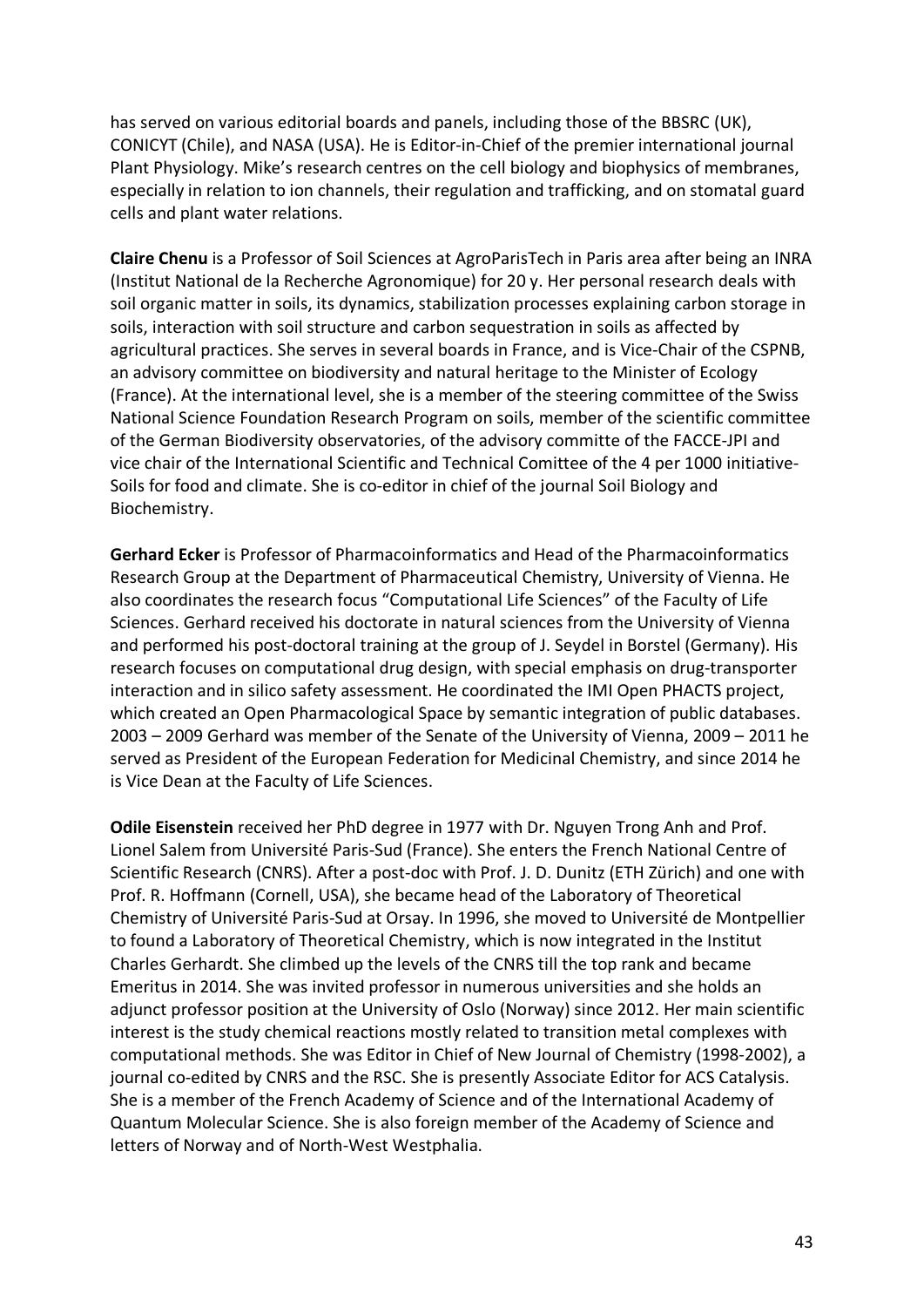has served on various editorial boards and panels, including those of the BBSRC (UK), CONICYT (Chile), and NASA (USA). He is Editor-in-Chief of the premier international journal Plant Physiology. Mike's research centres on the cell biology and biophysics of membranes, especially in relation to ion channels, their regulation and trafficking, and on stomatal guard cells and plant water relations.

**Claire Chenu** is a Professor of Soil Sciences at AgroParisTech in Paris area after being an INRA (Institut National de la Recherche Agronomique) for 20 y. Her personal research deals with soil organic matter in soils, its dynamics, stabilization processes explaining carbon storage in soils, interaction with soil structure and carbon sequestration in soils as affected by agricultural practices. She serves in several boards in France, and is Vice-Chair of the CSPNB, an advisory committee on biodiversity and natural heritage to the Minister of Ecology (France). At the international level, she is a member of the steering committee of the Swiss National Science Foundation Research Program on soils, member of the scientific committee of the German Biodiversity observatories, of the advisory committe of the FACCE-JPI and vice chair of the International Scientific and Technical Comittee of the 4 per 1000 initiative- Soils for food and climate. She is co-editor in chief of the journal Soil Biology and Biochemistry.

**Gerhard Ecker** is Professor of Pharmacoinformatics and Head of the Pharmacoinformatics Research Group at the Department of Pharmaceutical Chemistry, University of Vienna. He also coordinates the research focus "Computational Life Sciences" of the Faculty of Life Sciences. Gerhard received his doctorate in natural sciences from the University of Vienna and performed his post-doctoral training at the group of J. Seydel in Borstel (Germany). His research focuses on computational drug design, with special emphasis on drug-transporter interaction and in silico safety assessment. He coordinated the IMI Open PHACTS project, which created an Open Pharmacological Space by semantic integration of public databases. 2003 – 2009 Gerhard was member of the Senate of the University of Vienna, 2009 – 2011 he served as President of the European Federation for Medicinal Chemistry, and since 2014 he is Vice Dean at the Faculty of Life Sciences.

**Odile Eisenstein** received her PhD degree in 1977 with Dr. Nguyen Trong Anh and Prof. Lionel Salem from Université Paris-Sud (France). She enters the French National Centre of Scientific Research (CNRS). After a post-doc with Prof. J. D. Dunitz (ETH Zürich) and one with Prof. R. Hoffmann (Cornell, USA), she became head of the Laboratory of Theoretical Chemistry of Université Paris-Sud at Orsay. In 1996, she moved to Université de Montpellier to found a Laboratory of Theoretical Chemistry, which is now integrated in the Institut Charles Gerhardt. She climbed up the levels of the CNRS till the top rank and became Emeritus in 2014. She was invited professor in numerous universities and she holds an adjunct professor position at the University of Oslo (Norway) since 2012. Her main scientific interest is the study chemical reactions mostly related to transition metal complexes with computational methods. She was Editor in Chief of New Journal of Chemistry (1998-2002), a journal co-edited by CNRS and the RSC. She is presently Associate Editor for ACS Catalysis. She is a member of the French Academy of Science and of the International Academy of Quantum Molecular Science. She is also foreign member of the Academy of Science and letters of Norway and of North-West Westphalia.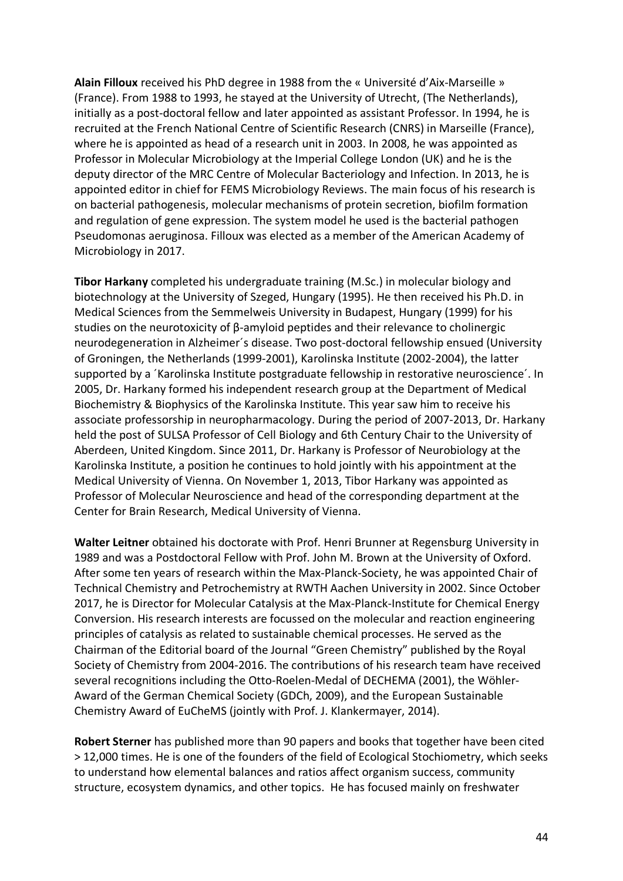**Alain Filloux** received his PhD degree in 1988 from the « Université d'Aix-Marseille » (France). From 1988 to 1993, he stayed at the University of Utrecht, (The Netherlands), initially as a post-doctoral fellow and later appointed as assistant Professor. In 1994, he is recruited at the French National Centre of Scientific Research (CNRS) in Marseille (France), where he is appointed as head of a research unit in 2003. In 2008, he was appointed as Professor in Molecular Microbiology at the Imperial College London (UK) and he is the deputy director of the MRC Centre of Molecular Bacteriology and Infection. In 2013, he is appointed editor in chief for FEMS Microbiology Reviews. The main focus of his research is on bacterial pathogenesis, molecular mechanisms of protein secretion, biofilm formation and regulation of gene expression. The system model he used is the bacterial pathogen Pseudomonas aeruginosa. Filloux was elected as a member of the American Academy of Microbiology in 2017.

**Tibor Harkany** completed his undergraduate training (M.Sc.) in molecular biology and biotechnology at the University of Szeged, Hungary (1995). He then received his Ph.D. in Medical Sciences from the Semmelweis University in Budapest, Hungary (1999) for his studies on the neurotoxicity of β-amyloid peptides and their relevance to cholinergic neurodegeneration in Alzheimer´s disease. Two post-doctoral fellowship ensued (University of Groningen, the Netherlands (1999-2001), Karolinska Institute (2002-2004), the latter supported by a ´Karolinska Institute postgraduate fellowship in restorative neuroscience´. In 2005, Dr. Harkany formed his independent research group at the Department of Medical Biochemistry & Biophysics of the Karolinska Institute. This year saw him to receive his associate professorship in neuropharmacology. During the period of 2007-2013, Dr. Harkany held the post of SULSA Professor of Cell Biology and 6th Century Chair to the University of Aberdeen, United Kingdom. Since 2011, Dr. Harkany is Professor of Neurobiology at the Karolinska Institute, a position he continues to hold jointly with his appointment at the Medical University of Vienna. On November 1, 2013, Tibor Harkany was appointed as Professor of Molecular Neuroscience and head of the corresponding department at the Center for Brain Research, Medical University of Vienna.

**Walter Leitner** obtained his doctorate with Prof. Henri Brunner at Regensburg University in 1989 and was a Postdoctoral Fellow with Prof. John M. Brown at the University of Oxford. After some ten years of research within the Max-Planck-Society, he was appointed Chair of Technical Chemistry and Petrochemistry at RWTH Aachen University in 2002. Since October 2017, he is Director for Molecular Catalysis at the Max-Planck-Institute for Chemical Energy Conversion. His research interests are focussed on the molecular and reaction engineering principles of catalysis as related to sustainable chemical processes. He served as the Chairman of the Editorial board of the Journal "Green Chemistry" published by the Royal Society of Chemistry from 2004-2016. The contributions of his research team have received several recognitions including the Otto-Roelen-Medal of DECHEMA (2001), the Wöhler-Award of the German Chemical Society (GDCh, 2009), and the European Sustainable Chemistry Award of EuCheMS (jointly with Prof. J. Klankermayer, 2014).

**Robert Sterner** has published more than 90 papers and books that together have been cited > 12,000 times. He is one of the founders of the field of Ecological Stochiometry, which seeks to understand how elemental balances and ratios affect organism success, community structure, ecosystem dynamics, and other topics. He has focused mainly on freshwater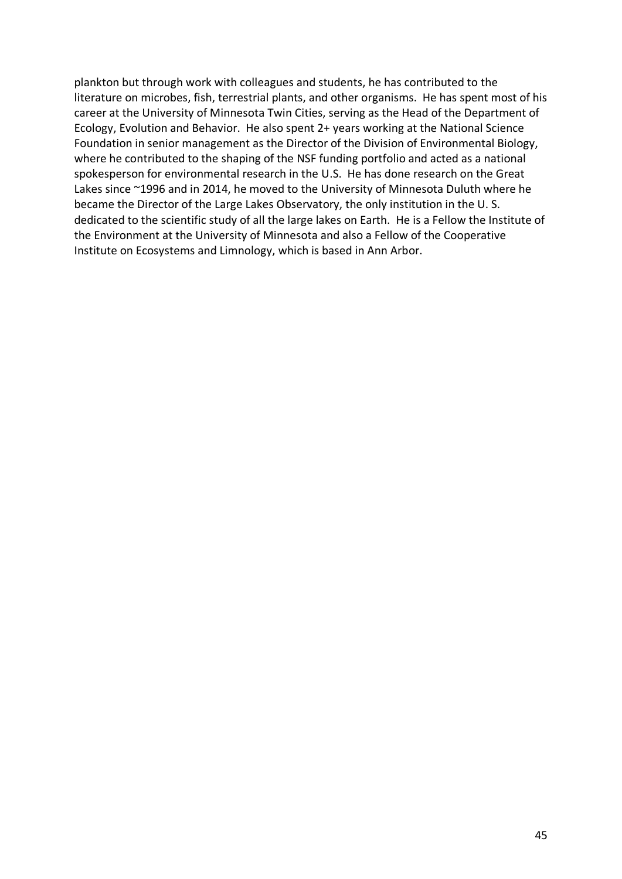plankton but through work with colleagues and students, he has contributed to the literature on microbes, fish, terrestrial plants, and other organisms. He has spent most of his career at the University of Minnesota Twin Cities, serving as the Head of the Department of Ecology, Evolution and Behavior. He also spent 2+ years working at the National Science Foundation in senior management as the Director of the Division of Environmental Biology, where he contributed to the shaping of the NSF funding portfolio and acted as a national spokesperson for environmental research in the U.S. He has done research on the Great Lakes since ~1996 and in 2014, he moved to the University of Minnesota Duluth where he became the Director of the Large Lakes Observatory, the only institution in the U. S. dedicated to the scientific study of all the large lakes on Earth. He is a Fellow the Institute of the Environment at the University of Minnesota and also a Fellow of the Cooperative Institute on Ecosystems and Limnology, which is based in Ann Arbor.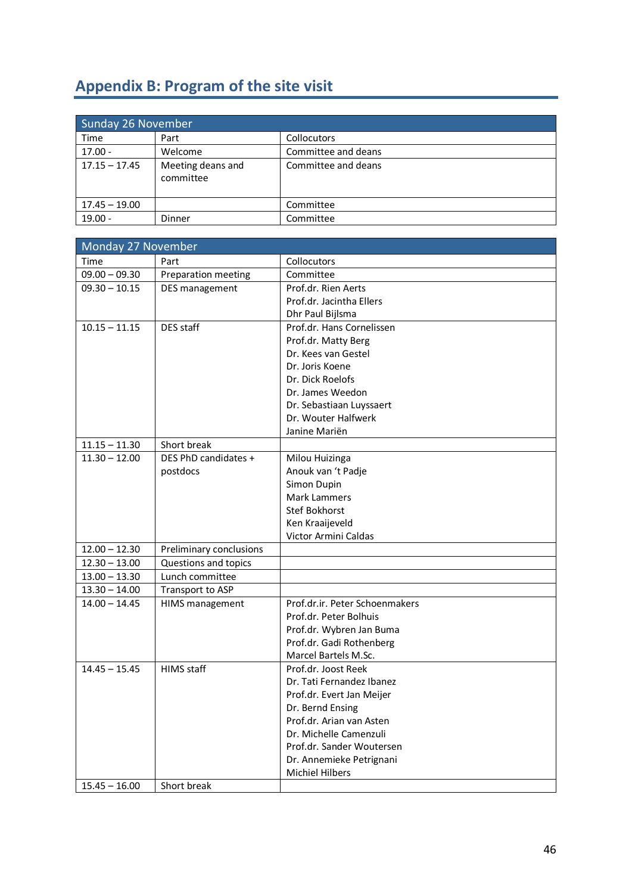# Appendix B: Program of the site visit

| Sunday 26 November | | |
|---|---|---|
| Time | Part | Collocutors |
| 17.00 - | Welcome | Committee and deans |
| 17.15 – 17.45 | Meeting deans and committee | Committee and deans |
| 17.45 – 19.00 | | Committee |
| 19.00 - | Dinner | Committee |

| Monday 27 November | | |
|---|---|---|
| Time | Part | Collocutors |
| 09.00 – 09.30 | Preparation meeting | Committee |
| 09.30 – 10.15 | DES management | Prof.dr. Rien Aerts<br>Prof.dr. Jacintha Ellers<br>Dhr Paul Bijlsma |
| 10.15 – 11.15 | DES staff | Prof.dr. Hans Cornelissen<br>Prof.dr. Matty Berg<br>Dr. Kees van Gestel<br>Dr. Joris Koene<br>Dr. Dick Roelofs<br>Dr. James Weedon<br>Dr. Sebastiaan Luyssaert<br>Dr. Wouter Halfwerk<br>Janine Mariën |
| 11.15 – 11.30 | Short break | |
| 11.30 – 12.00 | DES PhD candidates + postdocs | Milou Huizinga<br>Anouk van 't Padje<br>Simon Dupin<br>Mark Lammers<br>Stef Bokhorst<br>Ken Kraaijeveld<br>Victor Armini Caldas |
| 12.00 – 12.30 | Preliminary conclusions | |
| 12.30 – 13.00 | Questions and topics | |
| 13.00 – 13.30 | Lunch committee | |
| 13.30 – 14.00 | Transport to ASP | |
| 14.00 – 14.45 | HIMS management | Prof.dr.ir. Peter Schoenmakers<br>Prof.dr. Peter Bolhuis<br>Prof.dr. Wybren Jan Buma<br>Prof.dr. Gadi Rothenberg<br>Marcel Bartels M.Sc. |
| 14.45 – 15.45 | HIMS staff | Prof.dr. Joost Reek<br>Dr. Tati Fernandez Ibanez<br>Prof.dr. Evert Jan Meijer<br>Dr. Bernd Ensing<br>Prof.dr. Arian van Asten<br>Dr. Michelle Camenzuli<br>Prof.dr. Sander Woutersen<br>Dr. Annemieke Petrignani<br>Michiel Hilbers |
| 15.45 – 16.00 | Short break | |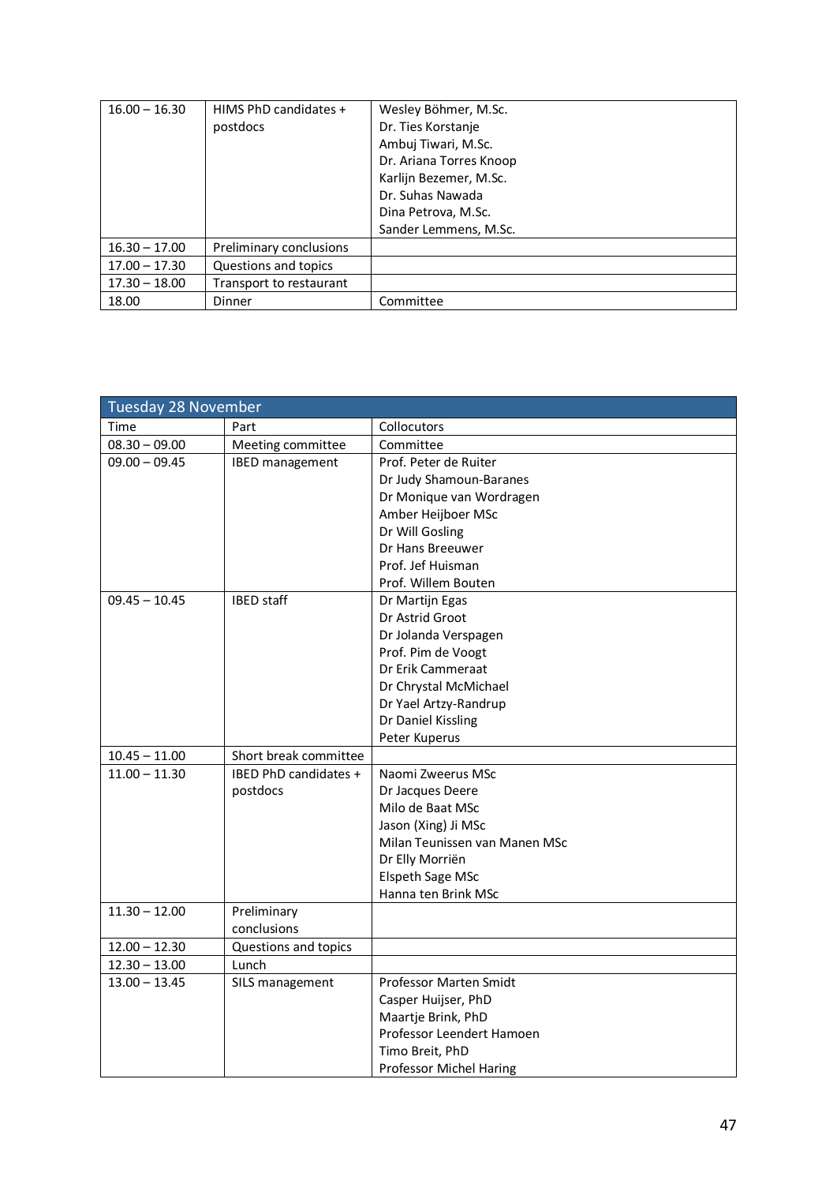| | | |
|---|---|---|
| 16.00 – 16.30 | HIMS PhD candidates + postdocs | Wesley Böhmer, M.Sc.<br>Dr. Ties Korstanje<br>Ambuj Tiwari, M.Sc.<br>Dr. Ariana Torres Knoop<br>Karlijn Bezemer, M.Sc.<br>Dr. Suhas Nawada<br>Dina Petrova, M.Sc.<br>Sander Lemmens, M.Sc. |
| 16.30 – 17.00 | Preliminary conclusions | |
| 17.00 – 17.30 | Questions and topics | |
| 17.30 – 18.00 | Transport to restaurant | |
| 18.00 | Dinner | Committee |

| Tuesday 28 November | | |
|---|---|---|
| Time | Part | Collocutors |
| 08.30 – 09.00 | Meeting committee | Committee |
| 09.00 – 09.45 | IBED management | Prof. Peter de Ruiter<br>Dr Judy Shamoun-Baranes<br>Dr Monique van Wordragen<br>Amber Heijboer MSc<br>Dr Will Gosling<br>Dr Hans Breeuwer<br>Prof. Jef Huisman<br>Prof. Willem Bouten |
| 09.45 – 10.45 | IBED staff | Dr Martijn Egas<br>Dr Astrid Groot<br>Dr Jolanda Verspagen<br>Prof. Pim de Voogt<br>Dr Erik Cammeraat<br>Dr Chrystal McMichael<br>Dr Yael Artzy-Randrup<br>Dr Daniel Kissling<br>Peter Kuperus |
| 10.45 – 11.00 | Short break committee | |
| 11.00 – 11.30 | IBED PhD candidates + postdocs | Naomi Zweerus MSc<br>Dr Jacques Deere<br>Milo de Baat MSc<br>Jason (Xing) Ji MSc<br>Milan Teunissen van Manen MSc<br>Dr Elly Morriën<br>Elspeth Sage MSc<br>Hanna ten Brink MSc |
| 11.30 – 12.00 | Preliminary conclusions | |
| 12.00 – 12.30 | Questions and topics | |
| 12.30 – 13.00 | Lunch | |
| 13.00 – 13.45 | SILS management | Professor Marten Smidt<br>Casper Huijser, PhD<br>Maartje Brink, PhD<br>Professor Leendert Hamoen<br>Timo Breit, PhD<br>Professor Michel Haring |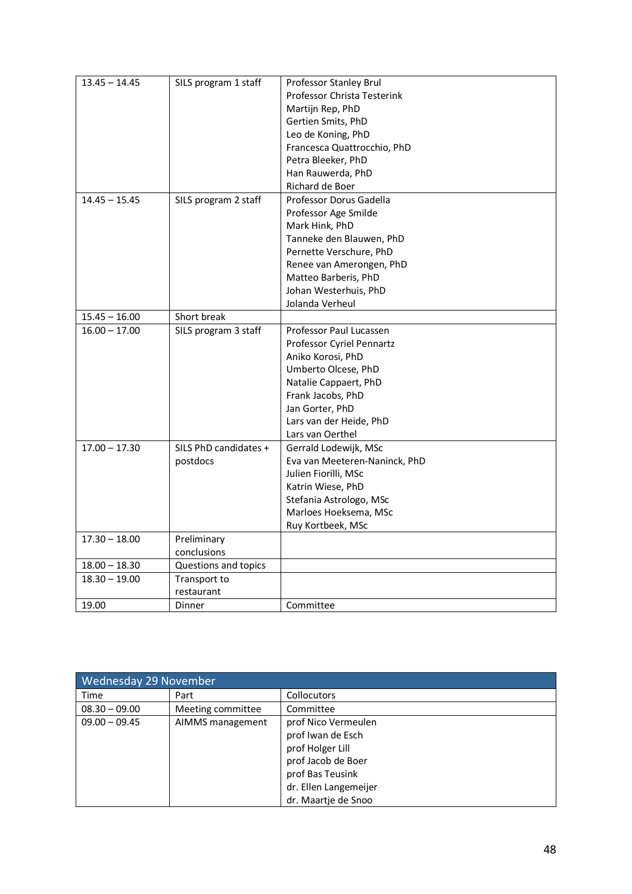| | | |
|---|---|---|
| 13.45 – 14.45 | SILS program 1 staff | Professor Stanley Brul<br>Professor Christa Testerink<br>Martijn Rep, PhD<br>Gertien Smits, PhD<br>Leo de Koning, PhD<br>Francesca Quattrocchio, PhD<br>Petra Bleeker, PhD<br>Han Rauwerda, PhD<br>Richard de Boer |
| 14.45 – 15.45 | SILS program 2 staff | Professor Dorus Gadella<br>Professor Age Smilde<br>Mark Hink, PhD<br>Tanneke den Blauwen, PhD<br>Pernette Verschure, PhD<br>Renee van Amerongen, PhD<br>Matteo Barberis, PhD<br>Johan Westerhuis, PhD<br>Jolanda Verheul |
| 15.45 – 16.00 | Short break | |
| 16.00 – 17.00 | SILS program 3 staff | Professor Paul Lucassen<br>Professor Cyriel Pennartz<br>Aniko Korosi, PhD<br>Umberto Olcese, PhD<br>Natalie Cappaert, PhD<br>Frank Jacobs, PhD<br>Jan Gorter, PhD<br>Lars van der Heide, PhD<br>Lars van Oerthel |
| 17.00 – 17.30 | SILS PhD candidates + postdocs | Gerrald Lodewijk, MSc<br>Eva van Meeteren-Naninck, PhD<br>Julien Fiorilli, MSc<br>Katrin Wiese, PhD<br>Stefania Astrologo, MSc<br>Marloes Hoeksema, MSc<br>Ruy Kortbeek, MSc |
| 17.30 – 18.00 | Preliminary conclusions | |
| 18.00 – 18.30 | Questions and topics | |
| 18.30 – 19.00 | Transport to restaurant | |
| 19.00 | Dinner | Committee |

| Wednesday 29 November | | |
|---|---|---|
| Time | Part | Collocutors |
| 08.30 – 09.00 | Meeting committee | Committee |
| 09.00 – 09.45 | AIMMS management | prof Nico Vermeulen<br>prof Iwan de Esch<br>prof Holger Lill<br>prof Jacob de Boer<br>prof Bas Teusink<br>dr. Ellen Langemeijer<br>dr. Maartje de Snoo |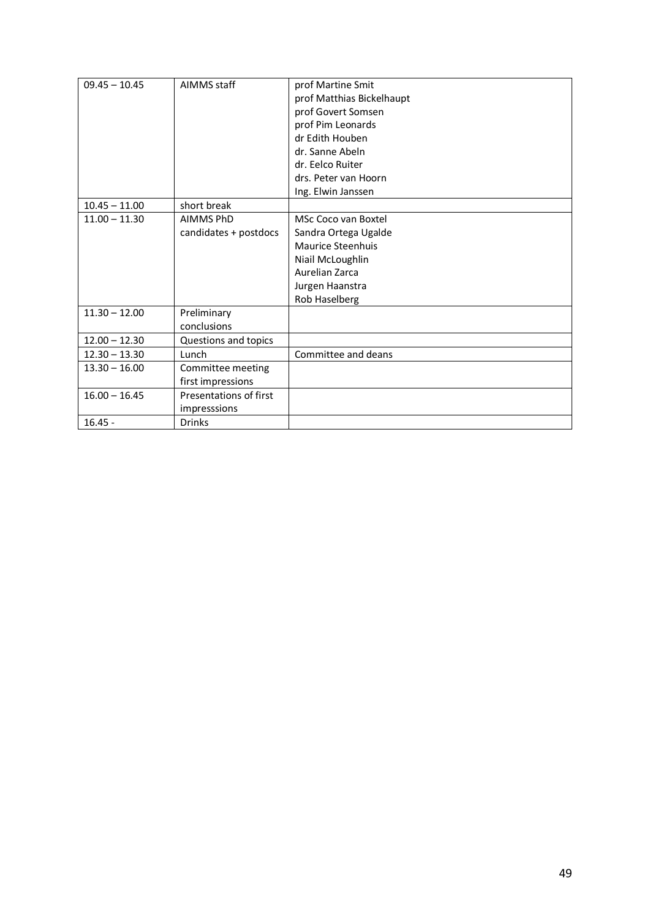| | | |
|---|---|---|
| 09.45 – 10.45 | AIMMS staff | prof Martine Smit<br>prof Matthias Bickelhaupt<br>prof Govert Somsen<br>prof Pim Leonards<br>dr Edith Houben<br>dr. Sanne Abeln<br>dr. Eelco Ruiter<br>drs. Peter van Hoorn<br>Ing. Elwin Janssen |
| 10.45 – 11.00 | short break | |
| 11.00 – 11.30 | AIMMS PhD candidates + postdocs | MSc Coco van Boxtel<br>Sandra Ortega Ugalde<br>Maurice Steenhuis<br>Niail McLoughlin<br>Aurelian Zarca<br>Jurgen Haanstra<br>Rob Haselberg |
| 11.30 – 12.00 | Preliminary conclusions | |
| 12.00 – 12.30 | Questions and topics | |
| 12.30 – 13.30 | Lunch | Committee and deans |
| 13.30 – 16.00 | Committee meeting first impressions | |
| 16.00 – 16.45 | Presentations of first impresssions | |
| 16.45 - | Drinks | |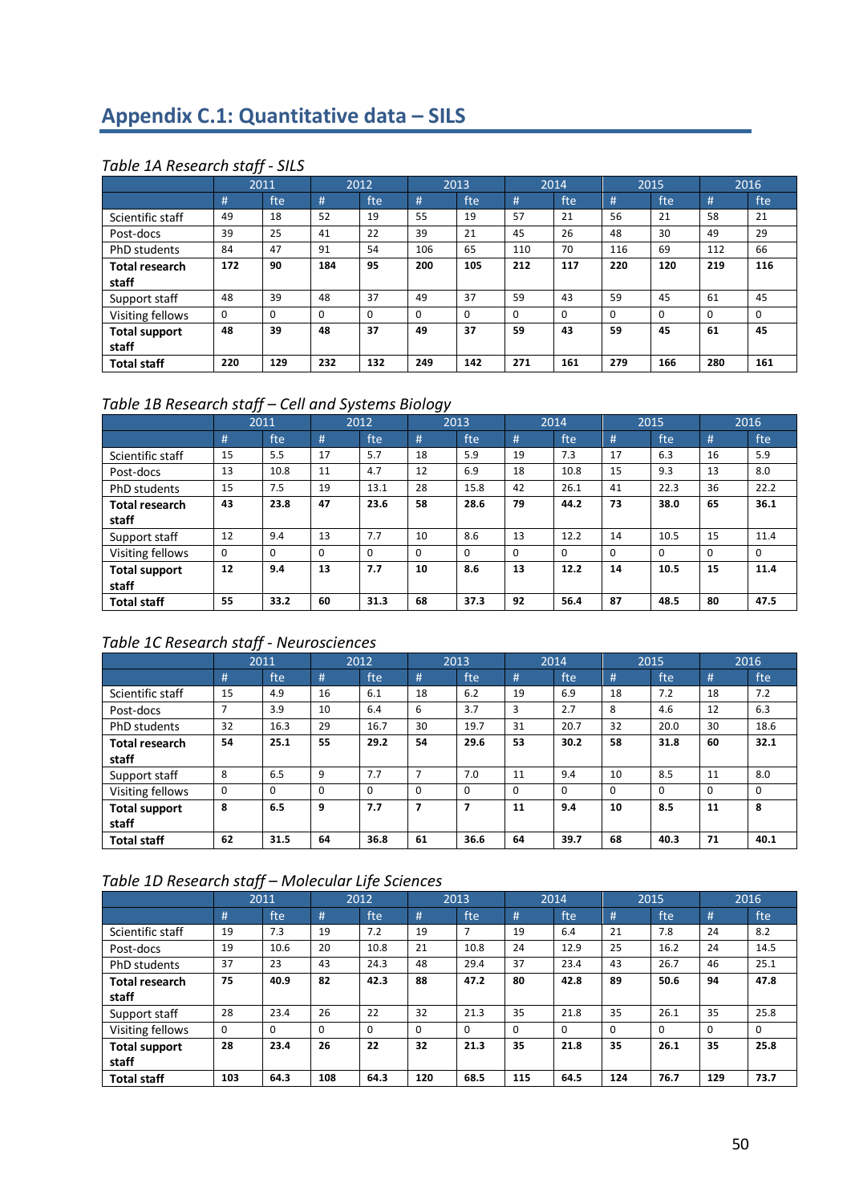# Appendix C.1: Quantitative data – SILS

*Table 1A Research staff - SILS*

| | 2011 | | 2012 | | 2013 | | 2014 | | 2015 | | 2016 | |
|---|---|---|---|---|---|---|---|---|---|---|---|---|
| | # | fte | # | fte | # | fte | # | fte | # | fte | # | fte |
| Scientific staff | 49 | 18 | 52 | 19 | 55 | 19 | 57 | 21 | 56 | 21 | 58 | 21 |
| Post-docs | 39 | 25 | 41 | 22 | 39 | 21 | 45 | 26 | 48 | 30 | 49 | 29 |
| PhD students | 84 | 47 | 91 | 54 | 106 | 65 | 110 | 70 | 116 | 69 | 112 | 66 |
| **Total research staff** | **172** | **90** | **184** | **95** | **200** | **105** | **212** | **117** | **220** | **120** | **219** | **116** |
| Support staff | 48 | 39 | 48 | 37 | 49 | 37 | 59 | 43 | 59 | 45 | 61 | 45 |
| Visiting fellows | 0 | 0 | 0 | 0 | 0 | 0 | 0 | 0 | 0 | 0 | 0 | 0 |
| **Total support staff** | **48** | **39** | **48** | **37** | **49** | **37** | **59** | **43** | **59** | **45** | **61** | **45** |
| **Total staff** | **220** | **129** | **232** | **132** | **249** | **142** | **271** | **161** | **279** | **166** | **280** | **161** |

*Table 1B Research staff – Cell and Systems Biology*

| | 2011 | | 2012 | | 2013 | | 2014 | | 2015 | | 2016 | |
|---|---|---|---|---|---|---|---|---|---|---|---|---|
| | # | fte | # | fte | # | fte | # | fte | # | fte | # | fte |
| Scientific staff | 15 | 5.5 | 17 | 5.7 | 18 | 5.9 | 19 | 7.3 | 17 | 6.3 | 16 | 5.9 |
| Post-docs | 13 | 10.8 | 11 | 4.7 | 12 | 6.9 | 18 | 10.8 | 15 | 9.3 | 13 | 8.0 |
| PhD students | 15 | 7.5 | 19 | 13.1 | 28 | 15.8 | 42 | 26.1 | 41 | 22.3 | 36 | 22.2 |
| **Total research staff** | **43** | **23.8** | **47** | **23.6** | **58** | **28.6** | **79** | **44.2** | **73** | **38.0** | **65** | **36.1** |
| Support staff | 12 | 9.4 | 13 | 7.7 | 10 | 8.6 | 13 | 12.2 | 14 | 10.5 | 15 | 11.4 |
| Visiting fellows | 0 | 0 | 0 | 0 | 0 | 0 | 0 | 0 | 0 | 0 | 0 | 0 |
| **Total support staff** | **12** | **9.4** | **13** | **7.7** | **10** | **8.6** | **13** | **12.2** | **14** | **10.5** | **15** | **11.4** |
| **Total staff** | **55** | **33.2** | **60** | **31.3** | **68** | **37.3** | **92** | **56.4** | **87** | **48.5** | **80** | **47.5** |

*Table 1C Research staff - Neurosciences*

| | 2011 | | 2012 | | 2013 | | 2014 | | 2015 | | 2016 | |
|---|---|---|---|---|---|---|---|---|---|---|---|---|
| | # | fte | # | fte | # | fte | # | fte | # | fte | # | fte |
| Scientific staff | 15 | 4.9 | 16 | 6.1 | 18 | 6.2 | 19 | 6.9 | 18 | 7.2 | 18 | 7.2 |
| Post-docs | 7 | 3.9 | 10 | 6.4 | 6 | 3.7 | 3 | 2.7 | 8 | 4.6 | 12 | 6.3 |
| PhD students | 32 | 16.3 | 29 | 16.7 | 30 | 19.7 | 31 | 20.7 | 32 | 20.0 | 30 | 18.6 |
| **Total research staff** | **54** | **25.1** | **55** | **29.2** | **54** | **29.6** | **53** | **30.2** | **58** | **31.8** | **60** | **32.1** |
| Support staff | 8 | 6.5 | 9 | 7.7 | 7 | 7.0 | 11 | 9.4 | 10 | 8.5 | 11 | 8.0 |
| Visiting fellows | 0 | 0 | 0 | 0 | 0 | 0 | 0 | 0 | 0 | 0 | 0 | 0 |
| **Total support staff** | **8** | **6.5** | **9** | **7.7** | **7** | **7** | **11** | **9.4** | **10** | **8.5** | **11** | **8** |
| **Total staff** | **62** | **31.5** | **64** | **36.8** | **61** | **36.6** | **64** | **39.7** | **68** | **40.3** | **71** | **40.1** |

*Table 1D Research staff – Molecular Life Sciences*

| | 2011 | | 2012 | | 2013 | | 2014 | | 2015 | | 2016 | |
|---|---|---|---|---|---|---|---|---|---|---|---|---|
| | # | fte | # | fte | # | fte | # | fte | # | fte | # | fte |
| Scientific staff | 19 | 7.3 | 19 | 7.2 | 19 | 7 | 19 | 6.4 | 21 | 7.8 | 24 | 8.2 |
| Post-docs | 19 | 10.6 | 20 | 10.8 | 21 | 10.8 | 24 | 12.9 | 25 | 16.2 | 24 | 14.5 |
| PhD students | 37 | 23 | 43 | 24.3 | 48 | 29.4 | 37 | 23.4 | 43 | 26.7 | 46 | 25.1 |
| **Total research staff** | **75** | **40.9** | **82** | **42.3** | **88** | **47.2** | **80** | **42.8** | **89** | **50.6** | **94** | **47.8** |
| Support staff | 28 | 23.4 | 26 | 22 | 32 | 21.3 | 35 | 21.8 | 35 | 26.1 | 35 | 25.8 |
| Visiting fellows | 0 | 0 | 0 | 0 | 0 | 0 | 0 | 0 | 0 | 0 | 0 | 0 |
| **Total support staff** | **28** | **23.4** | **26** | **22** | **32** | **21.3** | **35** | **21.8** | **35** | **26.1** | **35** | **25.8** |
| **Total staff** | **103** | **64.3** | **108** | **64.3** | **120** | **68.5** | **115** | **64.5** | **124** | **76.7** | **129** | **73.7** |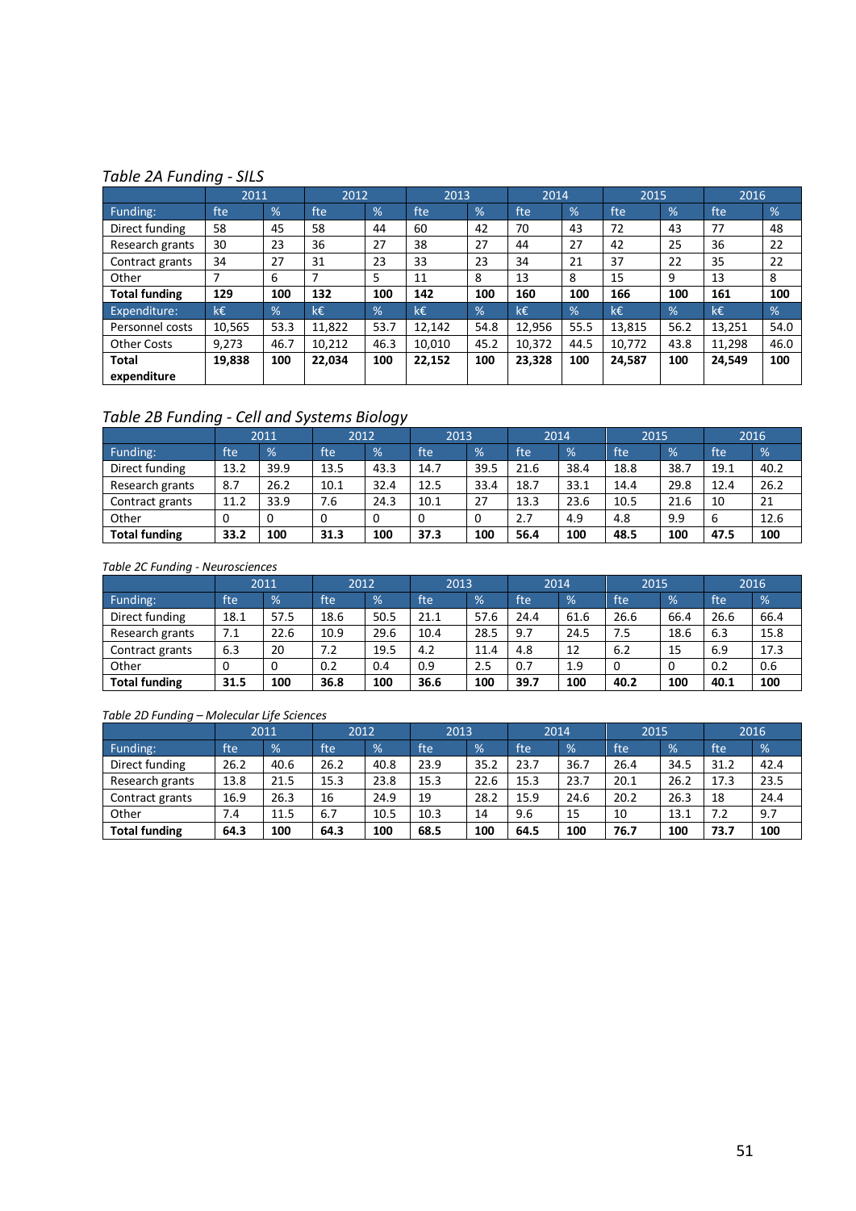*Table 2A Funding - SILS*

| | 2011 | | 2012 | | 2013 | | 2014 | | 2015 | | 2016 | |
|---|---|---|---|---|---|---|---|---|---|---|---|---|
| Funding: | fte | % | fte | % | fte | % | fte | % | fte | % | fte | % |
| Direct funding | 58 | 45 | 58 | 44 | 60 | 42 | 70 | 43 | 72 | 43 | 77 | 48 |
| Research grants | 30 | 23 | 36 | 27 | 38 | 27 | 44 | 27 | 42 | 25 | 36 | 22 |
| Contract grants | 34 | 27 | 31 | 23 | 33 | 23 | 34 | 21 | 37 | 22 | 35 | 22 |
| Other | 7 | 6 | 7 | 5 | 11 | 8 | 13 | 8 | 15 | 9 | 13 | 8 |
| **Total funding** | **129** | **100** | **132** | **100** | **142** | **100** | **160** | **100** | **166** | **100** | **161** | **100** |
| Expenditure: | k€ | % | k€ | % | k€ | % | k€ | % | k€ | % | k€ | % |
| Personnel costs | 10,565 | 53.3 | 11,822 | 53.7 | 12,142 | 54.8 | 12,956 | 55.5 | 13,815 | 56.2 | 13,251 | 54.0 |
| Other Costs | 9,273 | 46.7 | 10,212 | 46.3 | 10,010 | 45.2 | 10,372 | 44.5 | 10,772 | 43.8 | 11,298 | 46.0 |
| **Total expenditure** | **19,838** | **100** | **22,034** | **100** | **22,152** | **100** | **23,328** | **100** | **24,587** | **100** | **24,549** | **100** |

*Table 2B Funding - Cell and Systems Biology*

| | 2011 | | 2012 | | 2013 | | 2014 | | 2015 | | 2016 | |
|---|---|---|---|---|---|---|---|---|---|---|---|---|
| Funding: | fte | % | fte | % | fte | % | fte | % | fte | % | fte | % |
| Direct funding | 13.2 | 39.9 | 13.5 | 43.3 | 14.7 | 39.5 | 21.6 | 38.4 | 18.8 | 38.7 | 19.1 | 40.2 |
| Research grants | 8.7 | 26.2 | 10.1 | 32.4 | 12.5 | 33.4 | 18.7 | 33.1 | 14.4 | 29.8 | 12.4 | 26.2 |
| Contract grants | 11.2 | 33.9 | 7.6 | 24.3 | 10.1 | 27 | 13.3 | 23.6 | 10.5 | 21.6 | 10 | 21 |
| Other | 0 | 0 | 0 | 0 | 0 | 0 | 2.7 | 4.9 | 4.8 | 9.9 | 6 | 12.6 |
| **Total funding** | **33.2** | **100** | **31.3** | **100** | **37.3** | **100** | **56.4** | **100** | **48.5** | **100** | **47.5** | **100** |

*Table 2C Funding - Neurosciences*

| | 2011 | | 2012 | | 2013 | | 2014 | | 2015 | | 2016 | |
|---|---|---|---|---|---|---|---|---|---|---|---|---|
| Funding: | fte | % | fte | % | fte | % | fte | % | fte | % | fte | % |
| Direct funding | 18.1 | 57.5 | 18.6 | 50.5 | 21.1 | 57.6 | 24.4 | 61.6 | 26.6 | 66.4 | 26.6 | 66.4 |
| Research grants | 7.1 | 22.6 | 10.9 | 29.6 | 10.4 | 28.5 | 9.7 | 24.5 | 7.5 | 18.6 | 6.3 | 15.8 |
| Contract grants | 6.3 | 20 | 7.2 | 19.5 | 4.2 | 11.4 | 4.8 | 12 | 6.2 | 15 | 6.9 | 17.3 |
| Other | 0 | 0 | 0.2 | 0.4 | 0.9 | 2.5 | 0.7 | 1.9 | 0 | 0 | 0.2 | 0.6 |
| **Total funding** | **31.5** | **100** | **36.8** | **100** | **36.6** | **100** | **39.7** | **100** | **40.2** | **100** | **40.1** | **100** |

*Table 2D Funding – Molecular Life Sciences*

| | 2011 | | 2012 | | 2013 | | 2014 | | 2015 | | 2016 | |
|---|---|---|---|---|---|---|---|---|---|---|---|---|
| Funding: | fte | % | fte | % | fte | % | fte | % | fte | % | fte | % |
| Direct funding | 26.2 | 40.6 | 26.2 | 40.8 | 23.9 | 35.2 | 23.7 | 36.7 | 26.4 | 34.5 | 31.2 | 42.4 |
| Research grants | 13.8 | 21.5 | 15.3 | 23.8 | 15.3 | 22.6 | 15.3 | 23.7 | 20.1 | 26.2 | 17.3 | 23.5 |
| Contract grants | 16.9 | 26.3 | 16 | 24.9 | 19 | 28.2 | 15.9 | 24.6 | 20.2 | 26.3 | 18 | 24.4 |
| Other | 7.4 | 11.5 | 6.7 | 10.5 | 10.3 | 14 | 9.6 | 15 | 10 | 13.1 | 7.2 | 9.7 |
| **Total funding** | **64.3** | **100** | **64.3** | **100** | **68.5** | **100** | **64.5** | **100** | **76.7** | **100** | **73.7** | **100** |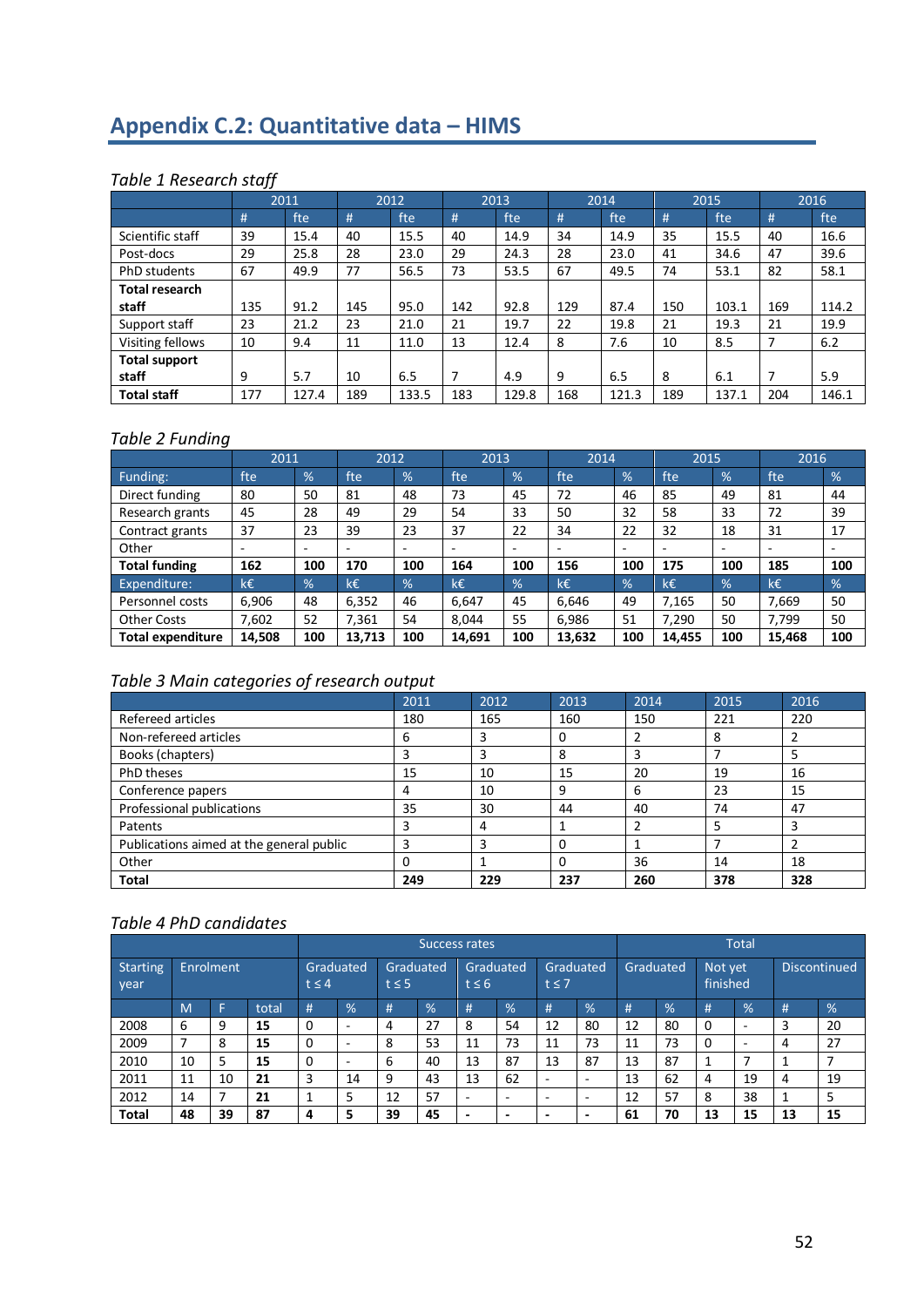# Appendix C.2: Quantitative data – HIMS

*Table 1 Research staff*

| | 2011 | | 2012 | | 2013 | | 2014 | | 2015 | | 2016 | |
|---|---|---|---|---|---|---|---|---|---|---|---|---|
| | # | fte | # | fte | # | fte | # | fte | # | fte | # | fte |
| Scientific staff | 39 | 15.4 | 40 | 15.5 | 40 | 14.9 | 34 | 14.9 | 35 | 15.5 | 40 | 16.6 |
| Post-docs | 29 | 25.8 | 28 | 23.0 | 29 | 24.3 | 28 | 23.0 | 41 | 34.6 | 47 | 39.6 |
| PhD students | 67 | 49.9 | 77 | 56.5 | 73 | 53.5 | 67 | 49.5 | 74 | 53.1 | 82 | 58.1 |
| **Total research staff** | 135 | 91.2 | 145 | 95.0 | 142 | 92.8 | 129 | 87.4 | 150 | 103.1 | 169 | 114.2 |
| Support staff | 23 | 21.2 | 23 | 21.0 | 21 | 19.7 | 22 | 19.8 | 21 | 19.3 | 21 | 19.9 |
| Visiting fellows | 10 | 9.4 | 11 | 11.0 | 13 | 12.4 | 8 | 7.6 | 10 | 8.5 | 7 | 6.2 |
| **Total support staff** | 9 | 5.7 | 10 | 6.5 | 7 | 4.9 | 9 | 6.5 | 8 | 6.1 | 7 | 5.9 |
| **Total staff** | 177 | 127.4 | 189 | 133.5 | 183 | 129.8 | 168 | 121.3 | 189 | 137.1 | 204 | 146.1 |

*Table 2 Funding*

| | 2011 | | 2012 | | 2013 | | 2014 | | 2015 | | 2016 | |
|---|---|---|---|---|---|---|---|---|---|---|---|---|
| Funding: | fte | % | fte | % | fte | % | fte | % | fte | % | fte | % |
| Direct funding | 80 | 50 | 81 | 48 | 73 | 45 | 72 | 46 | 85 | 49 | 81 | 44 |
| Research grants | 45 | 28 | 49 | 29 | 54 | 33 | 50 | 32 | 58 | 33 | 72 | 39 |
| Contract grants | 37 | 23 | 39 | 23 | 37 | 22 | 34 | 22 | 32 | 18 | 31 | 17 |
| Other | - | - | - | - | - | - | - | - | - | - | - | - |
| **Total funding** | **162** | **100** | **170** | **100** | **164** | **100** | **156** | **100** | **175** | **100** | **185** | **100** |
| Expenditure: | k€ | % | k€ | % | k€ | % | k€ | % | k€ | % | k€ | % |
| Personnel costs | 6,906 | 48 | 6,352 | 46 | 6,647 | 45 | 6,646 | 49 | 7,165 | 50 | 7,669 | 50 |
| Other Costs | 7,602 | 52 | 7,361 | 54 | 8,044 | 55 | 6,986 | 51 | 7,290 | 50 | 7,799 | 50 |
| **Total expenditure** | **14,508** | **100** | **13,713** | **100** | **14,691** | **100** | **13,632** | **100** | **14,455** | **100** | **15,468** | **100** |

*Table 3 Main categories of research output*

| | 2011 | 2012 | 2013 | 2014 | 2015 | 2016 |
|---|---|---|---|---|---|---|
| Refereed articles | 180 | 165 | 160 | 150 | 221 | 220 |
| Non-refereed articles | 6 | 3 | 0 | 2 | 8 | 2 |
| Books (chapters) | 3 | 3 | 8 | 3 | 7 | 5 |
| PhD theses | 15 | 10 | 15 | 20 | 19 | 16 |
| Conference papers | 4 | 10 | 9 | 6 | 23 | 15 |
| Professional publications | 35 | 30 | 44 | 40 | 74 | 47 |
| Patents | 3 | 4 | 1 | 2 | 5 | 3 |
| Publications aimed at the general public | 3 | 3 | 0 | 1 | 7 | 2 |
| Other | 0 | 1 | 0 | 36 | 14 | 18 |
| **Total** | **249** | **229** | **237** | **260** | **378** | **328** |

*Table 4 PhD candidates*

| | | | | Success rates | | | | | | | | Total | | | | | |
|---|---|---|---|---|---|---|---|---|---|---|---|---|---|---|---|---|---|
| Starting year | Enrolment | | | Graduated t ≤ 4 | | Graduated t ≤ 5 | | Graduated t ≤ 6 | | Graduated t ≤ 7 | | Graduated | | Not yet finished | | Discontinued | |
| | M | F | total | # | % | # | % | # | % | # | % | # | % | # | % | # | % |
| 2008 | 6 | 9 | **15** | 0 | - | 4 | 27 | 8 | 54 | 12 | 80 | 12 | 80 | 0 | - | 3 | 20 |
| 2009 | 7 | 8 | **15** | 0 | - | 8 | 53 | 11 | 73 | 11 | 73 | 11 | 73 | 0 | - | 4 | 27 |
| 2010 | 10 | 5 | **15** | 0 | - | 6 | 40 | 13 | 87 | 13 | 87 | 13 | 87 | 1 | 7 | 1 | 7 |
| 2011 | 11 | 10 | **21** | 3 | 14 | 9 | 43 | 13 | 62 | - | - | 13 | 62 | 4 | 19 | 4 | 19 |
| 2012 | 14 | 7 | **21** | 1 | 5 | 12 | 57 | - | - | - | - | 12 | 57 | 8 | 38 | 1 | 5 |
| **Total** | **48** | **39** | **87** | **4** | **5** | **39** | **45** | **-** | **-** | **-** | **-** | **61** | **70** | **13** | **15** | **13** | **15** |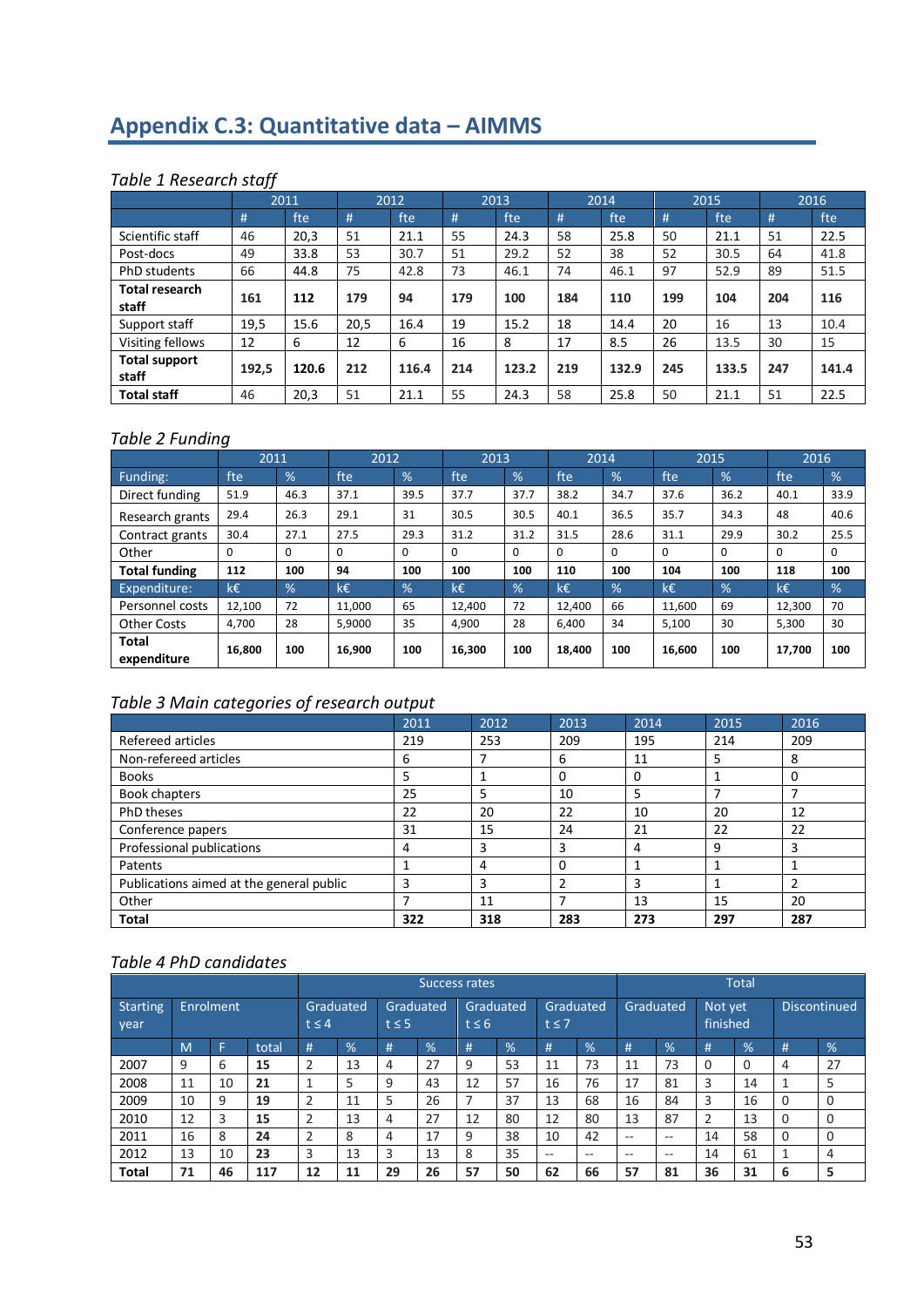# Appendix C.3: Quantitative data – AIMMS

*Table 1 Research staff*

| | 2011 | | 2012 | | 2013 | | 2014 | | 2015 | | 2016 | |
|---|---|---|---|---|---|---|---|---|---|---|---|---|
| | # | fte | # | fte | # | fte | # | fte | # | fte | # | fte |
| Scientific staff | 46 | 20,3 | 51 | 21.1 | 55 | 24.3 | 58 | 25.8 | 50 | 21.1 | 51 | 22.5 |
| Post-docs | 49 | 33.8 | 53 | 30.7 | 51 | 29.2 | 52 | 38 | 52 | 30.5 | 64 | 41.8 |
| PhD students | 66 | 44.8 | 75 | 42.8 | 73 | 46.1 | 74 | 46.1 | 97 | 52.9 | 89 | 51.5 |
| **Total research staff** | **161** | **112** | **179** | **94** | **179** | **100** | **184** | **110** | **199** | **104** | **204** | **116** |
| Support staff | 19,5 | 15.6 | 20,5 | 16.4 | 19 | 15.2 | 18 | 14.4 | 20 | 16 | 13 | 10.4 |
| Visiting fellows | 12 | 6 | 12 | 6 | 16 | 8 | 17 | 8.5 | 26 | 13.5 | 30 | 15 |
| **Total support staff** | **192,5** | **120.6** | **212** | **116.4** | **214** | **123.2** | **219** | **132.9** | **245** | **133.5** | **247** | **141.4** |
| **Total staff** | 46 | 20,3 | 51 | 21.1 | 55 | 24.3 | 58 | 25.8 | 50 | 21.1 | 51 | 22.5 |

*Table 2 Funding*

| | 2011 | | 2012 | | 2013 | | 2014 | | 2015 | | 2016 | |
|---|---|---|---|---|---|---|---|---|---|---|---|---|
| Funding: | fte | % | fte | % | fte | % | fte | % | fte | % | fte | % |
| Direct funding | 51.9 | 46.3 | 37.1 | 39.5 | 37.7 | 37.7 | 38.2 | 34.7 | 37.6 | 36.2 | 40.1 | 33.9 |
| Research grants | 29.4 | 26.3 | 29.1 | 31 | 30.5 | 30.5 | 40.1 | 36.5 | 35.7 | 34.3 | 48 | 40.6 |
| Contract grants | 30.4 | 27.1 | 27.5 | 29.3 | 31.2 | 31.2 | 31.5 | 28.6 | 31.1 | 29.9 | 30.2 | 25.5 |
| Other | 0 | 0 | 0 | 0 | 0 | 0 | 0 | 0 | 0 | 0 | 0 | 0 |
| **Total funding** | **112** | **100** | **94** | **100** | **100** | **100** | **110** | **100** | **104** | **100** | **118** | **100** |
| Expenditure: | k€ | % | k€ | % | k€ | % | k€ | % | k€ | % | k€ | % |
| Personnel costs | 12,100 | 72 | 11,000 | 65 | 12,400 | 72 | 12,400 | 66 | 11,600 | 69 | 12,300 | 70 |
| Other Costs | 4,700 | 28 | 5,9000 | 35 | 4,900 | 28 | 6,400 | 34 | 5,100 | 30 | 5,300 | 30 |
| **Total expenditure** | **16,800** | **100** | **16,900** | **100** | **16,300** | **100** | **18,400** | **100** | **16,600** | **100** | **17,700** | **100** |

*Table 3 Main categories of research output*

| | 2011 | 2012 | 2013 | 2014 | 2015 | 2016 |
|---|---|---|---|---|---|---|
| Refereed articles | 219 | 253 | 209 | 195 | 214 | 209 |
| Non-refereed articles | 6 | 7 | 6 | 11 | 5 | 8 |
| Books | 5 | 1 | 0 | 0 | 1 | 0 |
| Book chapters | 25 | 5 | 10 | 5 | 7 | 7 |
| PhD theses | 22 | 20 | 22 | 10 | 20 | 12 |
| Conference papers | 31 | 15 | 24 | 21 | 22 | 22 |
| Professional publications | 4 | 3 | 3 | 4 | 9 | 3 |
| Patents | 1 | 4 | 0 | 1 | 1 | 1 |
| Publications aimed at the general public | 3 | 3 | 2 | 3 | 1 | 2 |
| Other | 7 | 11 | 7 | 13 | 15 | 20 |
| **Total** | **322** | **318** | **283** | **273** | **297** | **287** |

*Table 4 PhD candidates*

| | | | | Success rates | | | | | | | | Total | | | | | |
|---|---|---|---|---|---|---|---|---|---|---|---|---|---|---|---|---|---|
| Starting year | Enrolment | | | Graduated t ≤ 4 | | Graduated t ≤ 5 | | Graduated t ≤ 6 | | Graduated t ≤ 7 | | Graduated | | Not yet finished | | Discontinued | |
| | M | F | total | # | % | # | % | # | % | # | % | # | % | # | % | # | % |
| 2007 | 9 | 6 | **15** | 2 | 13 | 4 | 27 | 9 | 53 | 11 | 73 | 11 | 73 | 0 | 0 | 4 | 27 |
| 2008 | 11 | 10 | **21** | 1 | 5 | 9 | 43 | 12 | 57 | 16 | 76 | 17 | 81 | 3 | 14 | 1 | 5 |
| 2009 | 10 | 9 | **19** | 2 | 11 | 5 | 26 | 7 | 37 | 13 | 68 | 16 | 84 | 3 | 16 | 0 | 0 |
| 2010 | 12 | 3 | **15** | 2 | 13 | 4 | 27 | 12 | 80 | 12 | 80 | 13 | 87 | 2 | 13 | 0 | 0 |
| 2011 | 16 | 8 | **24** | 2 | 8 | 4 | 17 | 9 | 38 | 10 | 42 | -- | -- | 14 | 58 | 0 | 0 |
| 2012 | 13 | 10 | **23** | 3 | 13 | 3 | 13 | 8 | 35 | -- | -- | -- | -- | 14 | 61 | 1 | 4 |
| **Total** | **71** | **46** | **117** | **12** | **11** | **29** | **26** | **57** | **50** | **62** | **66** | **57** | **81** | **36** | **31** | **6** | **5** |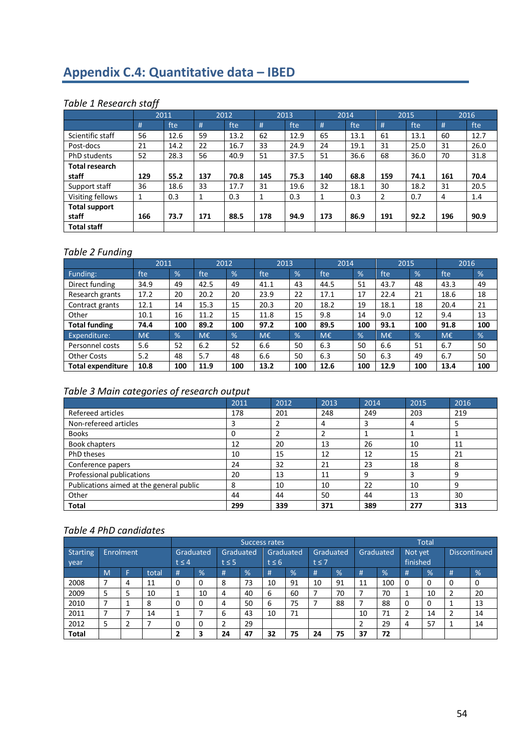# Appendix C.4: Quantitative data – IBED

*Table 1 Research staff*

| | 2011 | | 2012 | | 2013 | | 2014 | | 2015 | | 2016 | |
|---|---|---|---|---|---|---|---|---|---|---|---|---|
| | # | fte | # | fte | # | fte | # | fte | # | fte | # | fte |
| Scientific staff | 56 | 12.6 | 59 | 13.2 | 62 | 12.9 | 65 | 13.1 | 61 | 13.1 | 60 | 12.7 |
| Post-docs | 21 | 14.2 | 22 | 16.7 | 33 | 24.9 | 24 | 19.1 | 31 | 25.0 | 31 | 26.0 |
| PhD students | 52 | 28.3 | 56 | 40.9 | 51 | 37.5 | 51 | 36.6 | 68 | 36.0 | 70 | 31.8 |
| **Total research staff** | **129** | **55.2** | **137** | **70.8** | **145** | **75.3** | **140** | **68.8** | **159** | **74.1** | **161** | **70.4** |
| Support staff | 36 | 18.6 | 33 | 17.7 | 31 | 19.6 | 32 | 18.1 | 30 | 18.2 | 31 | 20.5 |
| Visiting fellows | 1 | 0.3 | 1 | 0.3 | 1 | 0.3 | 1 | 0.3 | 2 | 0.7 | 4 | 1.4 |
| **Total support staff** | **166** | **73.7** | **171** | **88.5** | **178** | **94.9** | **173** | **86.9** | **191** | **92.2** | **196** | **90.9** |
| **Total staff** | | | | | | | | | | | | |

*Table 2 Funding*

| | 2011 | | 2012 | | 2013 | | 2014 | | 2015 | | 2016 | |
|---|---|---|---|---|---|---|---|---|---|---|---|---|
| Funding: | fte | % | fte | % | fte | % | fte | % | fte | % | fte | % |
| Direct funding | 34.9 | 49 | 42.5 | 49 | 41.1 | 43 | 44.5 | 51 | 43.7 | 48 | 43.3 | 49 |
| Research grants | 17.2 | 20 | 20.2 | 20 | 23.9 | 22 | 17.1 | 17 | 22.4 | 21 | 18.6 | 18 |
| Contract grants | 12.1 | 14 | 15.3 | 15 | 20.3 | 20 | 18.2 | 19 | 18.1 | 18 | 20.4 | 21 |
| Other | 10.1 | 16 | 11.2 | 15 | 11.8 | 15 | 9.8 | 14 | 9.0 | 12 | 9.4 | 13 |
| **Total funding** | **74.4** | **100** | **89.2** | **100** | **97.2** | **100** | **89.5** | **100** | **93.1** | **100** | **91.8** | **100** |
| Expenditure: | M€ | % | M€ | % | M€ | % | M€ | % | M€ | % | M€ | % |
| Personnel costs | 5.6 | 52 | 6.2 | 52 | 6.6 | 50 | 6.3 | 50 | 6.6 | 51 | 6.7 | 50 |
| Other Costs | 5.2 | 48 | 5.7 | 48 | 6.6 | 50 | 6.3 | 50 | 6.3 | 49 | 6.7 | 50 |
| **Total expenditure** | **10.8** | **100** | **11.9** | **100** | **13.2** | **100** | **12.6** | **100** | **12.9** | **100** | **13.4** | **100** |

*Table 3 Main categories of research output*

| | 2011 | 2012 | 2013 | 2014 | 2015 | 2016 |
|---|---|---|---|---|---|---|
| Refereed articles | 178 | 201 | 248 | 249 | 203 | 219 |
| Non-refereed articles | 3 | 2 | 4 | 3 | 4 | 5 |
| Books | 0 | 2 | 2 | 1 | 1 | 1 |
| Book chapters | 12 | 20 | 13 | 26 | 10 | 11 |
| PhD theses | 10 | 15 | 12 | 12 | 15 | 21 |
| Conference papers | 24 | 32 | 21 | 23 | 18 | 8 |
| Professional publications | 20 | 13 | 11 | 9 | 3 | 9 |
| Publications aimed at the general public | 8 | 10 | 10 | 22 | 10 | 9 |
| Other | 44 | 44 | 50 | 44 | 13 | 30 |
| **Total** | **299** | **339** | **371** | **389** | **277** | **313** |

*Table 4 PhD candidates*

| | | | | Success rates | | | | | | | | Total | | | | | |
|---|---|---|---|---|---|---|---|---|---|---|---|---|---|---|---|---|---|
| Starting year | Enrolment | | | Graduated t ≤ 4 | | Graduated t ≤ 5 | | Graduated t ≤ 6 | | Graduated t ≤ 7 | | Graduated | | Not yet finished | | Discontinued | |
| | M | F | total | # | % | # | % | # | % | # | % | # | % | # | % | # | % |
| 2008 | 7 | 4 | 11 | 0 | 0 | 8 | 73 | 10 | 91 | 10 | 91 | 11 | 100 | 0 | 0 | 0 | 0 |
| 2009 | 5 | 5 | 10 | 1 | 10 | 4 | 40 | 6 | 60 | 7 | 70 | 7 | 70 | 1 | 10 | 2 | 20 |
| 2010 | 7 | 1 | 8 | 0 | 0 | 4 | 50 | 6 | 75 | 7 | 88 | 7 | 88 | 0 | 0 | 1 | 13 |
| 2011 | 7 | 7 | 14 | 1 | 7 | 6 | 43 | 10 | 71 | | | 10 | 71 | 2 | 14 | 2 | 14 |
| 2012 | 5 | 2 | 7 | 0 | 0 | 2 | 29 | | | | | 2 | 29 | 4 | 57 | 1 | 14 |
| **Total** | | | | **2** | **3** | **24** | **47** | **32** | **75** | **24** | **75** | **37** | **72** | | | | |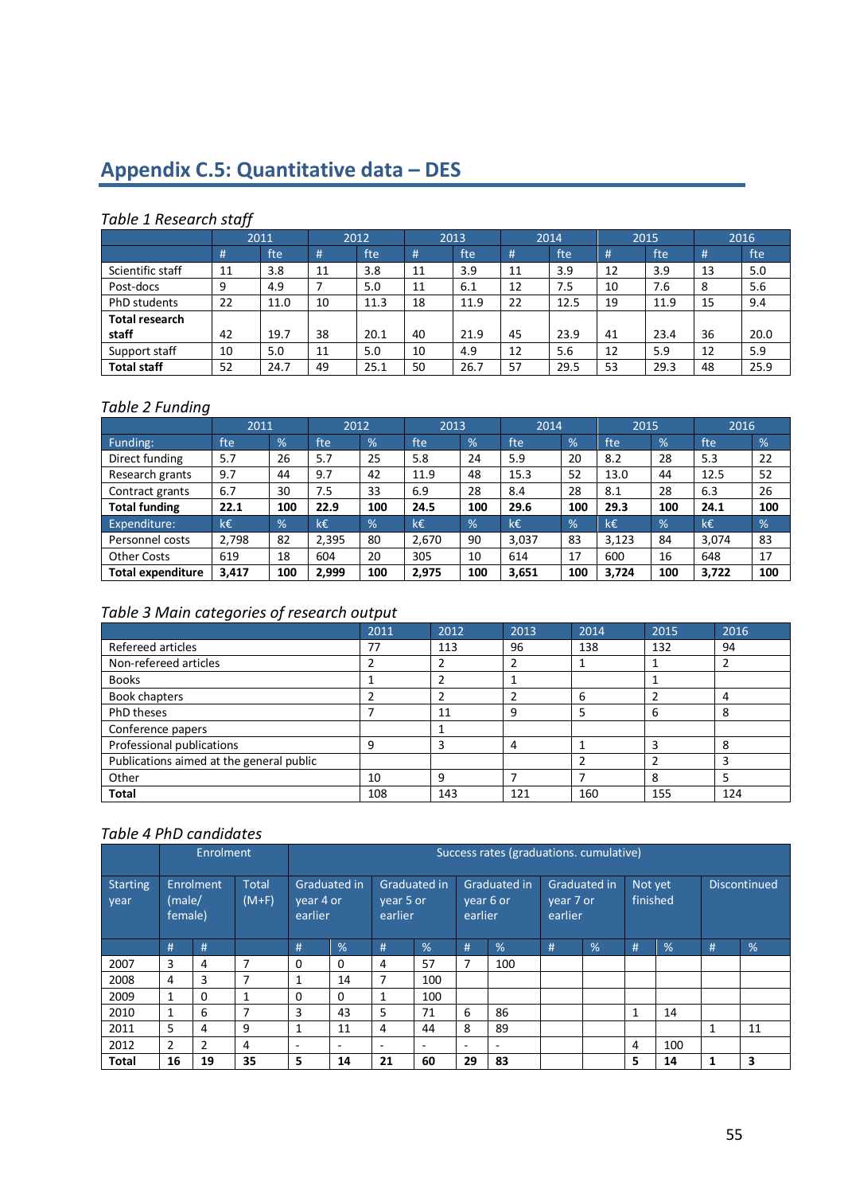# Appendix C.5: Quantitative data – DES

*Table 1 Research staff*

| | 2011 | | 2012 | | 2013 | | 2014 | | 2015 | | 2016 | |
|---|---|---|---|---|---|---|---|---|---|---|---|---|
| | # | fte | # | fte | # | fte | # | fte | # | fte | # | fte |
| Scientific staff | 11 | 3.8 | 11 | 3.8 | 11 | 3.9 | 11 | 3.9 | 12 | 3.9 | 13 | 5.0 |
| Post-docs | 9 | 4.9 | 7 | 5.0 | 11 | 6.1 | 12 | 7.5 | 10 | 7.6 | 8 | 5.6 |
| PhD students | 22 | 11.0 | 10 | 11.3 | 18 | 11.9 | 22 | 12.5 | 19 | 11.9 | 15 | 9.4 |
| **Total research staff** | 42 | 19.7 | 38 | 20.1 | 40 | 21.9 | 45 | 23.9 | 41 | 23.4 | 36 | 20.0 |
| Support staff | 10 | 5.0 | 11 | 5.0 | 10 | 4.9 | 12 | 5.6 | 12 | 5.9 | 12 | 5.9 |
| **Total staff** | 52 | 24.7 | 49 | 25.1 | 50 | 26.7 | 57 | 29.5 | 53 | 29.3 | 48 | 25.9 |

*Table 2 Funding*

| | 2011 | | 2012 | | 2013 | | 2014 | | 2015 | | 2016 | |
|---|---|---|---|---|---|---|---|---|---|---|---|---|
| Funding: | fte | % | fte | % | fte | % | fte | % | fte | % | fte | % |
| Direct funding | 5.7 | 26 | 5.7 | 25 | 5.8 | 24 | 5.9 | 20 | 8.2 | 28 | 5.3 | 22 |
| Research grants | 9.7 | 44 | 9.7 | 42 | 11.9 | 48 | 15.3 | 52 | 13.0 | 44 | 12.5 | 52 |
| Contract grants | 6.7 | 30 | 7.5 | 33 | 6.9 | 28 | 8.4 | 28 | 8.1 | 28 | 6.3 | 26 |
| **Total funding** | **22.1** | **100** | **22.9** | **100** | **24.5** | **100** | **29.6** | **100** | **29.3** | **100** | **24.1** | **100** |
| Expenditure: | k€ | % | k€ | % | k€ | % | k€ | % | k€ | % | k€ | % |
| Personnel costs | 2,798 | 82 | 2,395 | 80 | 2,670 | 90 | 3,037 | 83 | 3,123 | 84 | 3,074 | 83 |
| Other Costs | 619 | 18 | 604 | 20 | 305 | 10 | 614 | 17 | 600 | 16 | 648 | 17 |
| **Total expenditure** | **3,417** | **100** | **2,999** | **100** | **2,975** | **100** | **3,651** | **100** | **3,724** | **100** | **3,722** | **100** |

*Table 3 Main categories of research output*

| | 2011 | 2012 | 2013 | 2014 | 2015 | 2016 |
|---|---|---|---|---|---|---|
| Refereed articles | 77 | 113 | 96 | 138 | 132 | 94 |
| Non-refereed articles | 2 | 2 | 2 | 1 | 1 | 2 |
| Books | 1 | 2 | 1 | | 1 | |
| Book chapters | 2 | 2 | 2 | 6 | 2 | 4 |
| PhD theses | 7 | 11 | 9 | 5 | 6 | 8 |
| Conference papers | | 1 | | | | |
| Professional publications | 9 | 3 | 4 | 1 | 3 | 8 |
| Publications aimed at the general public | | | | 2 | 2 | 3 |
| Other | 10 | 9 | 7 | 7 | 8 | 5 |
| **Total** | 108 | 143 | 121 | 160 | 155 | 124 |

*Table 4 PhD candidates*

| | Enrolment | | | Success rates (graduations. cumulative) | | | | | | | | | | | |
|---|---|---|---|---|---|---|---|---|---|---|---|---|---|---|---|
| Starting year | Enrolment (male/ female) | | Total (M+F) | Graduated in year 4 or earlier | | Graduated in year 5 or earlier | | Graduated in year 6 or earlier | | Graduated in year 7 or earlier | | Not yet finished | | Discontinued | |
| | # | # | | # | % | # | % | # | % | # | % | # | % | # | % |
| 2007 | 3 | 4 | 7 | 0 | 0 | 4 | 57 | 7 | 100 | | | | | | |
| 2008 | 4 | 3 | 7 | 1 | 14 | 7 | 100 | | | | | | | | |
| 2009 | 1 | 0 | 1 | 0 | 0 | 1 | 100 | | | | | | | | |
| 2010 | 1 | 6 | 7 | 3 | 43 | 5 | 71 | 6 | 86 | | | 1 | 14 | | |
| 2011 | 5 | 4 | 9 | 1 | 11 | 4 | 44 | 8 | 89 | | | | | 1 | 11 |
| 2012 | 2 | 2 | 4 | - | - | - | - | - | - | | | 4 | 100 | | |
| **Total** | **16** | **19** | **35** | **5** | **14** | **21** | **60** | **29** | **83** | | | **5** | **14** | **1** | **3** |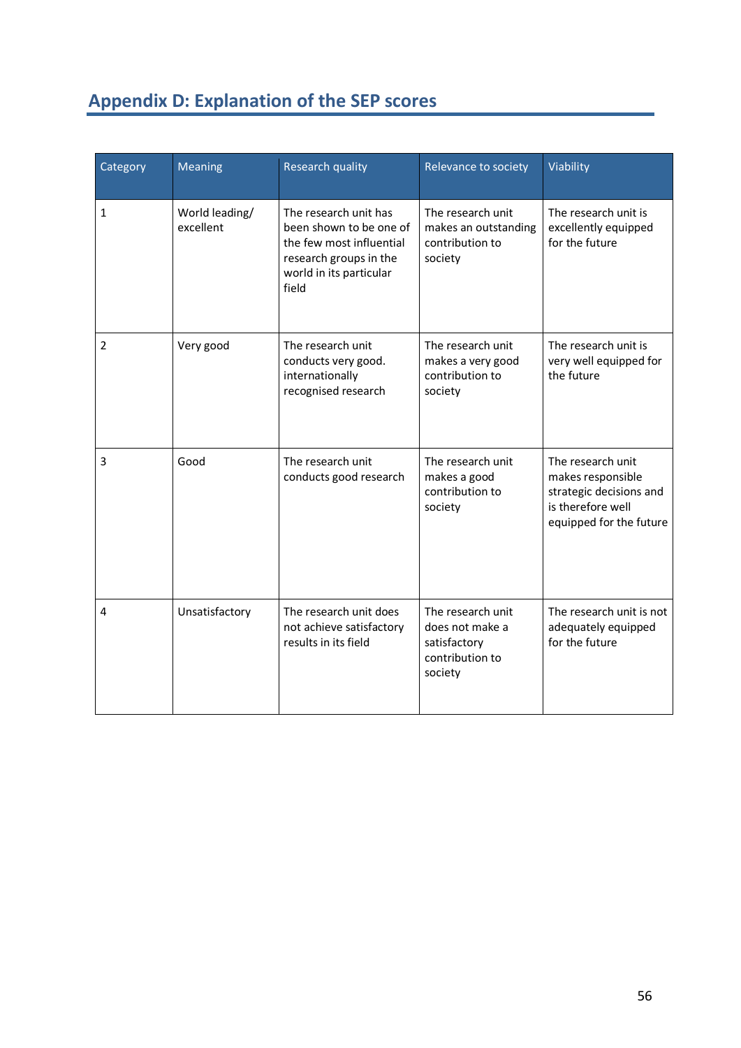## Appendix D: Explanation of the SEP scores

| Category | Meaning | Research quality | Relevance to society | Viability |
|---|---|---|---|---|
| 1 | World leading/ excellent | The research unit has been shown to be one of the few most influential research groups in the world in its particular field | The research unit makes an outstanding contribution to society | The research unit is excellently equipped for the future |
| 2 | Very good | The research unit conducts very good. internationally recognised research | The research unit makes a very good contribution to society | The research unit is very well equipped for the future |
| 3 | Good | The research unit conducts good research | The research unit makes a good contribution to society | The research unit makes responsible strategic decisions and is therefore well equipped for the future |
| 4 | Unsatisfactory | The research unit does not achieve satisfactory results in its field | The research unit does not make a satisfactory contribution to society | The research unit is not adequately equipped for the future |